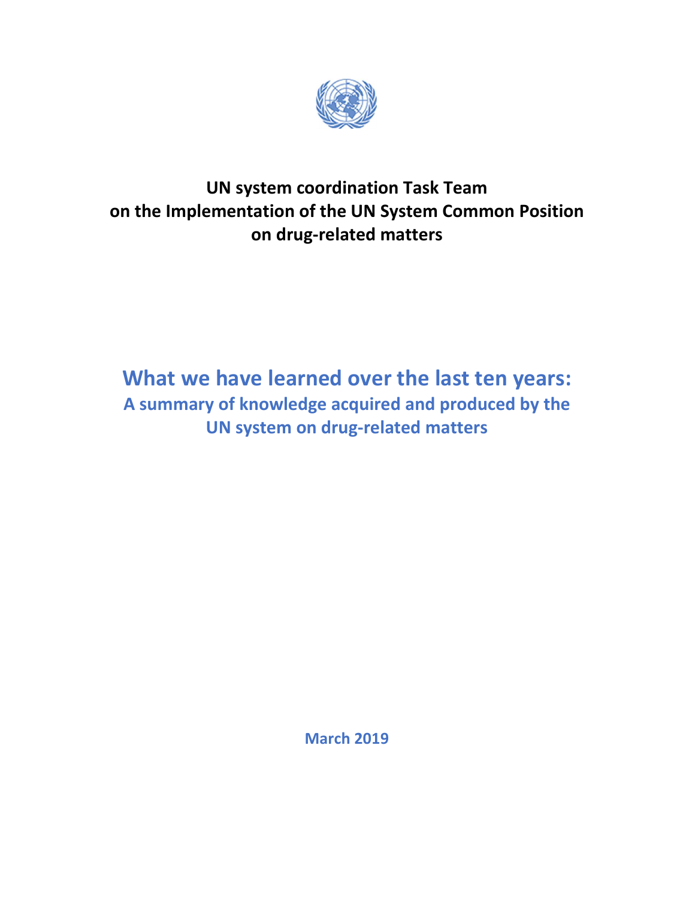**UN system coordination Task Team on the Implementation of the UN System Common Position on drug-related matters**

# What we have learned over the last ten years:

## A summary of knowledge acquired and produced by the UN system on drug-related matters

**March 2019**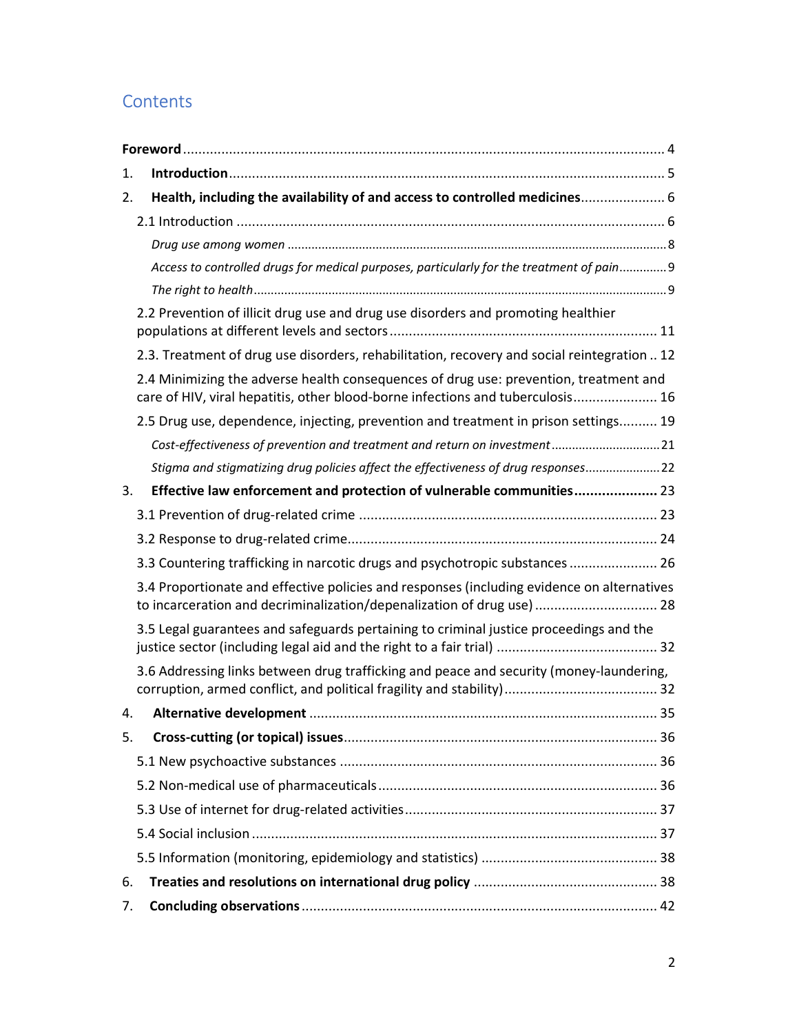## Contents

**Foreword** .... 4

1. **Introduction** .... 5
2. **Health, including the availability of and access to controlled medicines** .... 6
   - 2.1 Introduction .... 6
     - *Drug use among women* .... 8
     - *Access to controlled drugs for medical purposes, particularly for the treatment of pain* .... 9
     - *The right to health* .... 9
   - 2.2 Prevention of illicit drug use and drug use disorders and promoting healthier populations at different levels and sectors .... 11
   - 2.3. Treatment of drug use disorders, rehabilitation, recovery and social reintegration .. 12
   - 2.4 Minimizing the adverse health consequences of drug use: prevention, treatment and care of HIV, viral hepatitis, other blood-borne infections and tuberculosis .... 16
   - 2.5 Drug use, dependence, injecting, prevention and treatment in prison settings .... 19
     - *Cost-effectiveness of prevention and treatment and return on investment* .... 21
     - *Stigma and stigmatizing drug policies affect the effectiveness of drug responses* .... 22
3. **Effective law enforcement and protection of vulnerable communities** .... 23
   - 3.1 Prevention of drug-related crime .... 23
   - 3.2 Response to drug-related crime .... 24
   - 3.3 Countering trafficking in narcotic drugs and psychotropic substances .... 26
   - 3.4 Proportionate and effective policies and responses (including evidence on alternatives to incarceration and decriminalization/depenalization of drug use) .... 28
   - 3.5 Legal guarantees and safeguards pertaining to criminal justice proceedings and the justice sector (including legal aid and the right to a fair trial) .... 32
   - 3.6 Addressing links between drug trafficking and peace and security (money-laundering, corruption, armed conflict, and political fragility and stability) .... 32
4. **Alternative development** .... 35
5. **Cross-cutting (or topical) issues** .... 36
   - 5.1 New psychoactive substances .... 36
   - 5.2 Non-medical use of pharmaceuticals .... 36
   - 5.3 Use of internet for drug-related activities .... 37
   - 5.4 Social inclusion .... 37
   - 5.5 Information (monitoring, epidemiology and statistics) .... 38
6. **Treaties and resolutions on international drug policy** .... 38
7. **Concluding observations** .... 42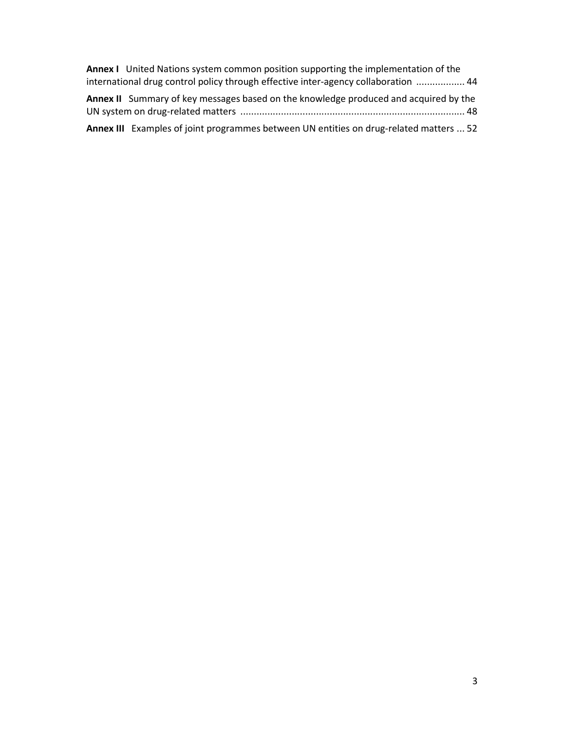**Annex I** United Nations system common position supporting the implementation of the international drug control policy through effective inter-agency collaboration .................. 44

**Annex II** Summary of key messages based on the knowledge produced and acquired by the UN system on drug-related matters .................................................................................. 48

**Annex III** Examples of joint programmes between UN entities on drug-related matters ... 52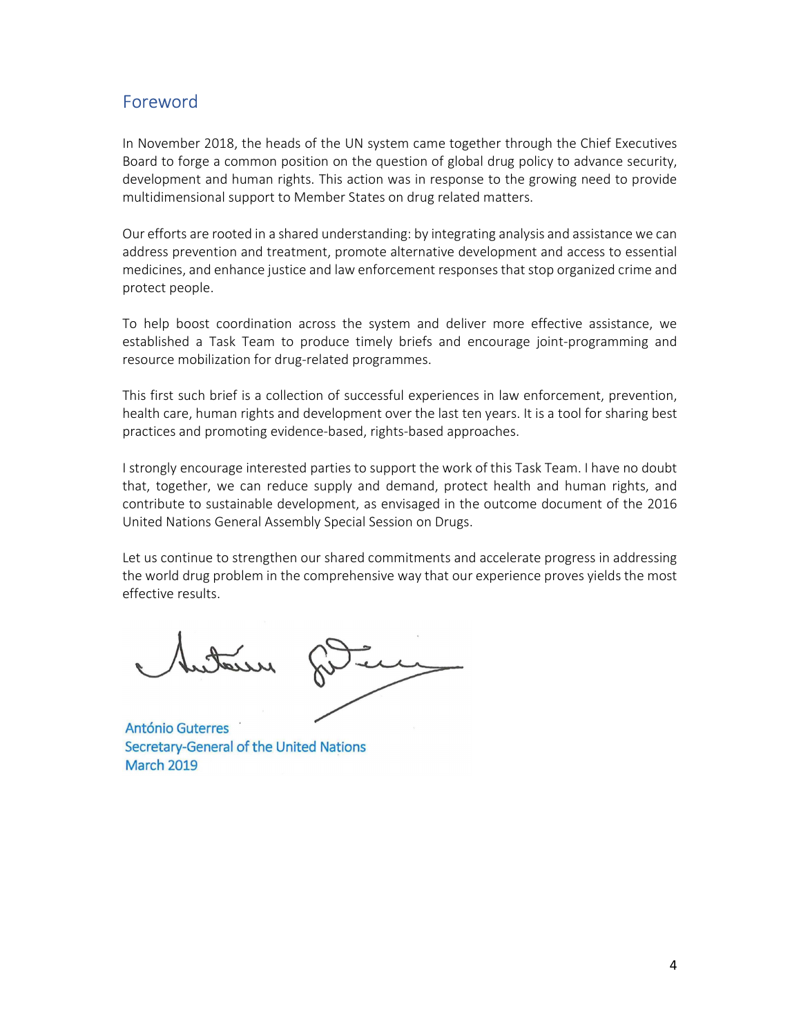## Foreword

In November 2018, the heads of the UN system came together through the Chief Executives Board to forge a common position on the question of global drug policy to advance security, development and human rights. This action was in response to the growing need to provide multidimensional support to Member States on drug related matters.

Our efforts are rooted in a shared understanding: by integrating analysis and assistance we can address prevention and treatment, promote alternative development and access to essential medicines, and enhance justice and law enforcement responses that stop organized crime and protect people.

To help boost coordination across the system and deliver more effective assistance, we established a Task Team to produce timely briefs and encourage joint-programming and resource mobilization for drug-related programmes.

This first such brief is a collection of successful experiences in law enforcement, prevention, health care, human rights and development over the last ten years. It is a tool for sharing best practices and promoting evidence-based, rights-based approaches.

I strongly encourage interested parties to support the work of this Task Team. I have no doubt that, together, we can reduce supply and demand, protect health and human rights, and contribute to sustainable development, as envisaged in the outcome document of the 2016 United Nations General Assembly Special Session on Drugs.

Let us continue to strengthen our shared commitments and accelerate progress in addressing the world drug problem in the comprehensive way that our experience proves yields the most effective results.

António Guterres
Secretary-General of the United Nations
March 2019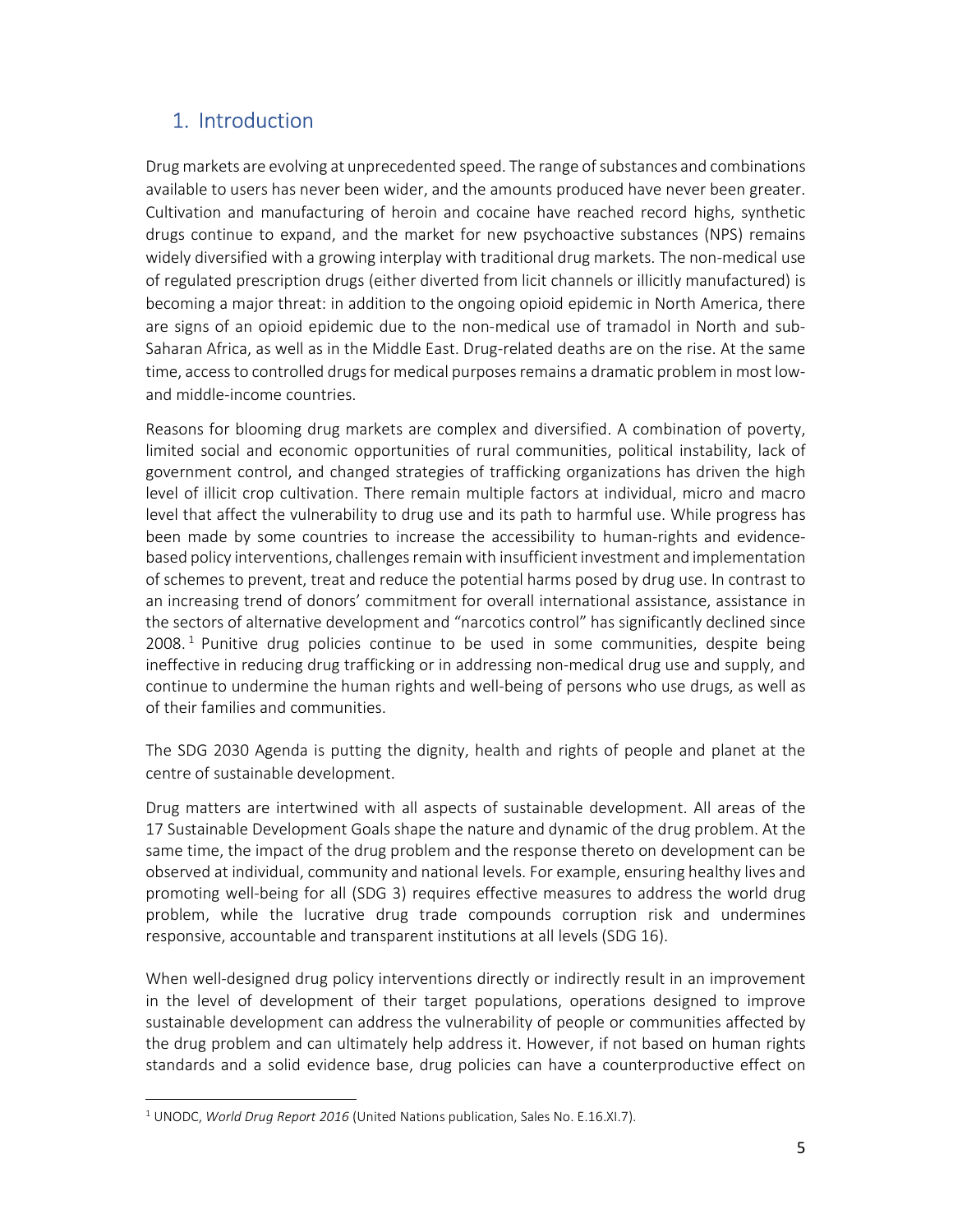# 1. Introduction

Drug markets are evolving at unprecedented speed. The range of substances and combinations available to users has never been wider, and the amounts produced have never been greater. Cultivation and manufacturing of heroin and cocaine have reached record highs, synthetic drugs continue to expand, and the market for new psychoactive substances (NPS) remains widely diversified with a growing interplay with traditional drug markets. The non-medical use of regulated prescription drugs (either diverted from licit channels or illicitly manufactured) is becoming a major threat: in addition to the ongoing opioid epidemic in North America, there are signs of an opioid epidemic due to the non-medical use of tramadol in North and sub-Saharan Africa, as well as in the Middle East. Drug-related deaths are on the rise. At the same time, access to controlled drugs for medical purposes remains a dramatic problem in most low- and middle-income countries.

Reasons for blooming drug markets are complex and diversified. A combination of poverty, limited social and economic opportunities of rural communities, political instability, lack of government control, and changed strategies of trafficking organizations has driven the high level of illicit crop cultivation. There remain multiple factors at individual, micro and macro level that affect the vulnerability to drug use and its path to harmful use. While progress has been made by some countries to increase the accessibility to human-rights and evidence-based policy interventions, challenges remain with insufficient investment and implementation of schemes to prevent, treat and reduce the potential harms posed by drug use. In contrast to an increasing trend of donors' commitment for overall international assistance, assistance in the sectors of alternative development and "narcotics control" has significantly declined since 2008.[1] Punitive drug policies continue to be used in some communities, despite being ineffective in reducing drug trafficking or in addressing non-medical drug use and supply, and continue to undermine the human rights and well-being of persons who use drugs, as well as of their families and communities.

The SDG 2030 Agenda is putting the dignity, health and rights of people and planet at the centre of sustainable development.

Drug matters are intertwined with all aspects of sustainable development. All areas of the 17 Sustainable Development Goals shape the nature and dynamic of the drug problem. At the same time, the impact of the drug problem and the response thereto on development can be observed at individual, community and national levels. For example, ensuring healthy lives and promoting well-being for all (SDG 3) requires effective measures to address the world drug problem, while the lucrative drug trade compounds corruption risk and undermines responsive, accountable and transparent institutions at all levels (SDG 16).

When well-designed drug policy interventions directly or indirectly result in an improvement in the level of development of their target populations, operations designed to improve sustainable development can address the vulnerability of people or communities affected by the drug problem and can ultimately help address it. However, if not based on human rights standards and a solid evidence base, drug policies can have a counterproductive effect on

[1] UNODC, *World Drug Report 2016* (United Nations publication, Sales No. E.16.XI.7).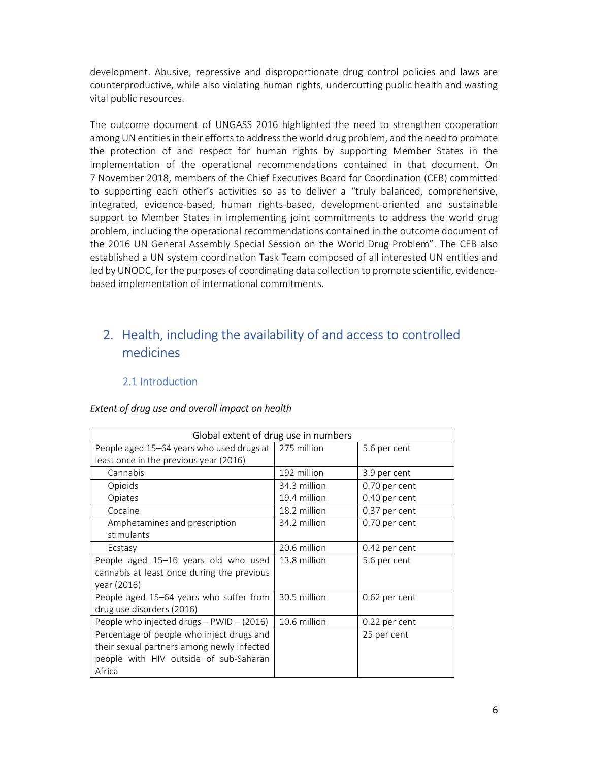development. Abusive, repressive and disproportionate drug control policies and laws are counterproductive, while also violating human rights, undercutting public health and wasting vital public resources.

The outcome document of UNGASS 2016 highlighted the need to strengthen cooperation among UN entities in their efforts to address the world drug problem, and the need to promote the protection of and respect for human rights by supporting Member States in the implementation of the operational recommendations contained in that document. On 7 November 2018, members of the Chief Executives Board for Coordination (CEB) committed to supporting each other's activities so as to deliver a "truly balanced, comprehensive, integrated, evidence-based, human rights-based, development-oriented and sustainable support to Member States in implementing joint commitments to address the world drug problem, including the operational recommendations contained in the outcome document of the 2016 UN General Assembly Special Session on the World Drug Problem". The CEB also established a UN system coordination Task Team composed of all interested UN entities and led by UNODC, for the purposes of coordinating data collection to promote scientific, evidence-based implementation of international commitments.

## 2. Health, including the availability of and access to controlled medicines

### 2.1 Introduction

*Extent of drug use and overall impact on health*

| Global extent of drug use in numbers | | |
|---|---|---|
| People aged 15–64 years who used drugs at least once in the previous year (2016) | 275 million | 5.6 per cent |
| Cannabis | 192 million | 3.9 per cent |
| Opioids<br>Opiates | 34.3 million<br>19.4 million | 0.70 per cent<br>0.40 per cent |
| Cocaine | 18.2 million | 0.37 per cent |
| Amphetamines and prescription stimulants | 34.2 million | 0.70 per cent |
| Ecstasy | 20.6 million | 0.42 per cent |
| People aged 15–16 years old who used cannabis at least once during the previous year (2016) | 13.8 million | 5.6 per cent |
| People aged 15–64 years who suffer from drug use disorders (2016) | 30.5 million | 0.62 per cent |
| People who injected drugs – PWID – (2016) | 10.6 million | 0.22 per cent |
| Percentage of people who inject drugs and their sexual partners among newly infected people with HIV outside of sub-Saharan Africa | | 25 per cent |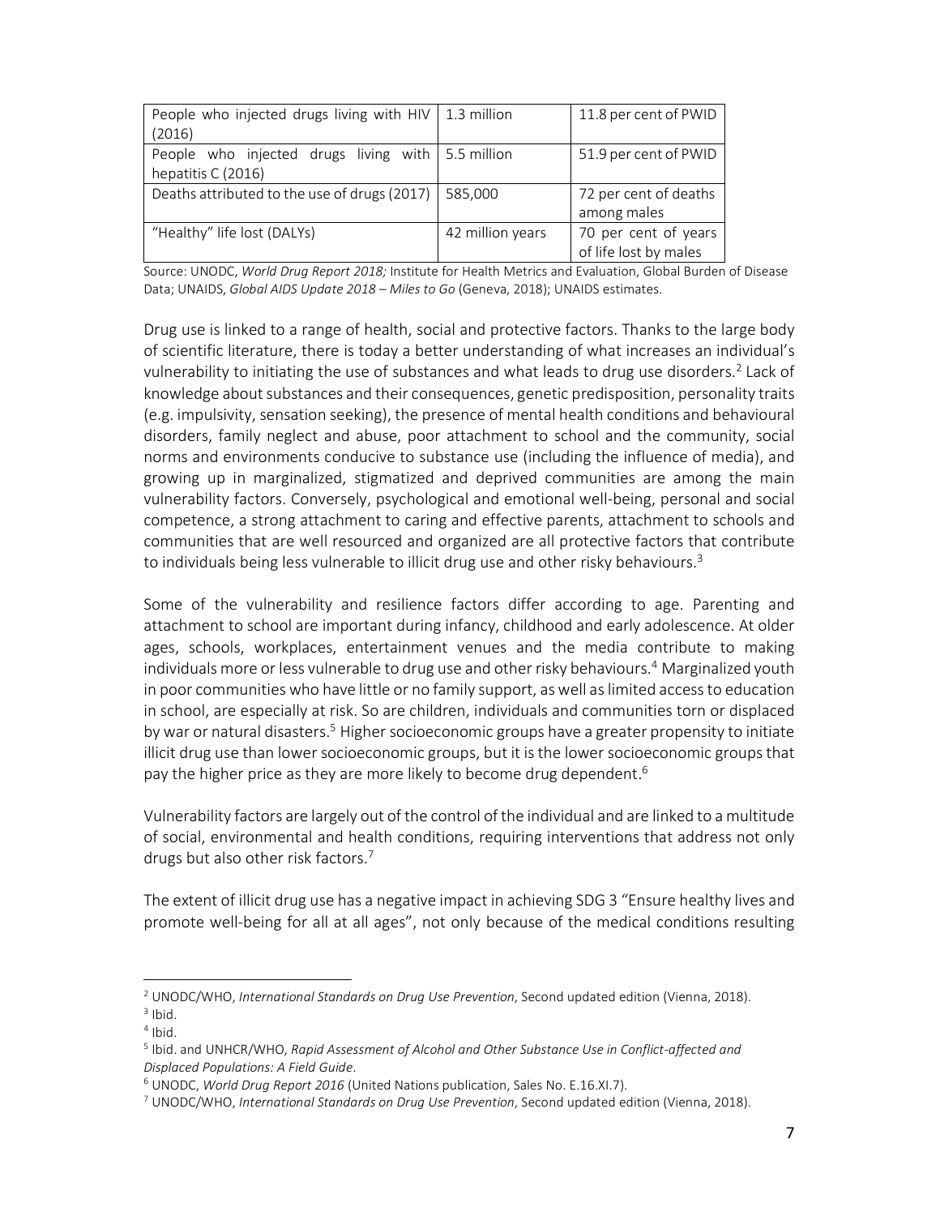| People who injected drugs living with HIV (2016) | 1.3 million | 11.8 per cent of PWID |
| --- | --- | --- |
| People who injected drugs living with hepatitis C (2016) | 5.5 million | 51.9 per cent of PWID |
| Deaths attributed to the use of drugs (2017) | 585,000 | 72 per cent of deaths among males |
| "Healthy" life lost (DALYs) | 42 million years | 70 per cent of years of life lost by males |

Source: UNODC, *World Drug Report 2018;* Institute for Health Metrics and Evaluation, Global Burden of Disease Data; UNAIDS, *Global AIDS Update 2018 – Miles to Go* (Geneva, 2018); UNAIDS estimates.

Drug use is linked to a range of health, social and protective factors. Thanks to the large body of scientific literature, there is today a better understanding of what increases an individual's vulnerability to initiating the use of substances and what leads to drug use disorders.[2] Lack of knowledge about substances and their consequences, genetic predisposition, personality traits (e.g. impulsivity, sensation seeking), the presence of mental health conditions and behavioural disorders, family neglect and abuse, poor attachment to school and the community, social norms and environments conducive to substance use (including the influence of media), and growing up in marginalized, stigmatized and deprived communities are among the main vulnerability factors. Conversely, psychological and emotional well-being, personal and social competence, a strong attachment to caring and effective parents, attachment to schools and communities that are well resourced and organized are all protective factors that contribute to individuals being less vulnerable to illicit drug use and other risky behaviours.[3]

Some of the vulnerability and resilience factors differ according to age. Parenting and attachment to school are important during infancy, childhood and early adolescence. At older ages, schools, workplaces, entertainment venues and the media contribute to making individuals more or less vulnerable to drug use and other risky behaviours.[4] Marginalized youth in poor communities who have little or no family support, as well as limited access to education in school, are especially at risk. So are children, individuals and communities torn or displaced by war or natural disasters.[5] Higher socioeconomic groups have a greater propensity to initiate illicit drug use than lower socioeconomic groups, but it is the lower socioeconomic groups that pay the higher price as they are more likely to become drug dependent.[6]

Vulnerability factors are largely out of the control of the individual and are linked to a multitude of social, environmental and health conditions, requiring interventions that address not only drugs but also other risk factors.[7]

The extent of illicit drug use has a negative impact in achieving SDG 3 "Ensure healthy lives and promote well-being for all at all ages", not only because of the medical conditions resulting

[2] UNODC/WHO, *International Standards on Drug Use Prevention*, Second updated edition (Vienna, 2018).
[3] Ibid.
[4] Ibid.
[5] Ibid. and UNHCR/WHO, *Rapid Assessment of Alcohol and Other Substance Use in Conflict-affected and Displaced Populations: A Field Guide*.
[6] UNODC, *World Drug Report 2016* (United Nations publication, Sales No. E.16.XI.7).
[7] UNODC/WHO, *International Standards on Drug Use Prevention*, Second updated edition (Vienna, 2018).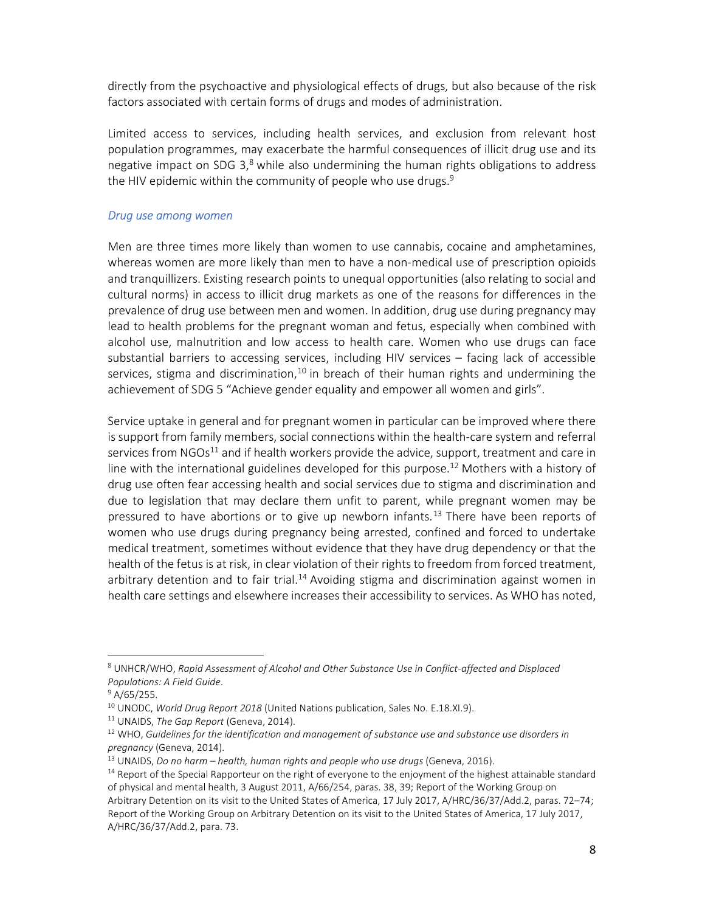directly from the psychoactive and physiological effects of drugs, but also because of the risk factors associated with certain forms of drugs and modes of administration.

Limited access to services, including health services, and exclusion from relevant host population programmes, may exacerbate the harmful consequences of illicit drug use and its negative impact on SDG 3,[8] while also undermining the human rights obligations to address the HIV epidemic within the community of people who use drugs.[9]

*Drug use among women*

Men are three times more likely than women to use cannabis, cocaine and amphetamines, whereas women are more likely than men to have a non-medical use of prescription opioids and tranquillizers. Existing research points to unequal opportunities (also relating to social and cultural norms) in access to illicit drug markets as one of the reasons for differences in the prevalence of drug use between men and women. In addition, drug use during pregnancy may lead to health problems for the pregnant woman and fetus, especially when combined with alcohol use, malnutrition and low access to health care. Women who use drugs can face substantial barriers to accessing services, including HIV services – facing lack of accessible services, stigma and discrimination,[10] in breach of their human rights and undermining the achievement of SDG 5 "Achieve gender equality and empower all women and girls".

Service uptake in general and for pregnant women in particular can be improved where there is support from family members, social connections within the health-care system and referral services from NGOs[11] and if health workers provide the advice, support, treatment and care in line with the international guidelines developed for this purpose.[12] Mothers with a history of drug use often fear accessing health and social services due to stigma and discrimination and due to legislation that may declare them unfit to parent, while pregnant women may be pressured to have abortions or to give up newborn infants.[13] There have been reports of women who use drugs during pregnancy being arrested, confined and forced to undertake medical treatment, sometimes without evidence that they have drug dependency or that the health of the fetus is at risk, in clear violation of their rights to freedom from forced treatment, arbitrary detention and to fair trial.[14] Avoiding stigma and discrimination against women in health care settings and elsewhere increases their accessibility to services. As WHO has noted,

---

[8] UNHCR/WHO, *Rapid Assessment of Alcohol and Other Substance Use in Conflict-affected and Displaced Populations: A Field Guide*.

[9] A/65/255.

[10] UNODC, *World Drug Report 2018* (United Nations publication, Sales No. E.18.XI.9).

[11] UNAIDS, *The Gap Report* (Geneva, 2014).

[12] WHO, *Guidelines for the identification and management of substance use and substance use disorders in pregnancy* (Geneva, 2014).

[13] UNAIDS, *Do no harm – health, human rights and people who use drugs* (Geneva, 2016).

[14] Report of the Special Rapporteur on the right of everyone to the enjoyment of the highest attainable standard of physical and mental health, 3 August 2011, A/66/254, paras. 38, 39; Report of the Working Group on Arbitrary Detention on its visit to the United States of America, 17 July 2017, A/HRC/36/37/Add.2, paras. 72–74; Report of the Working Group on Arbitrary Detention on its visit to the United States of America, 17 July 2017, A/HRC/36/37/Add.2, para. 73.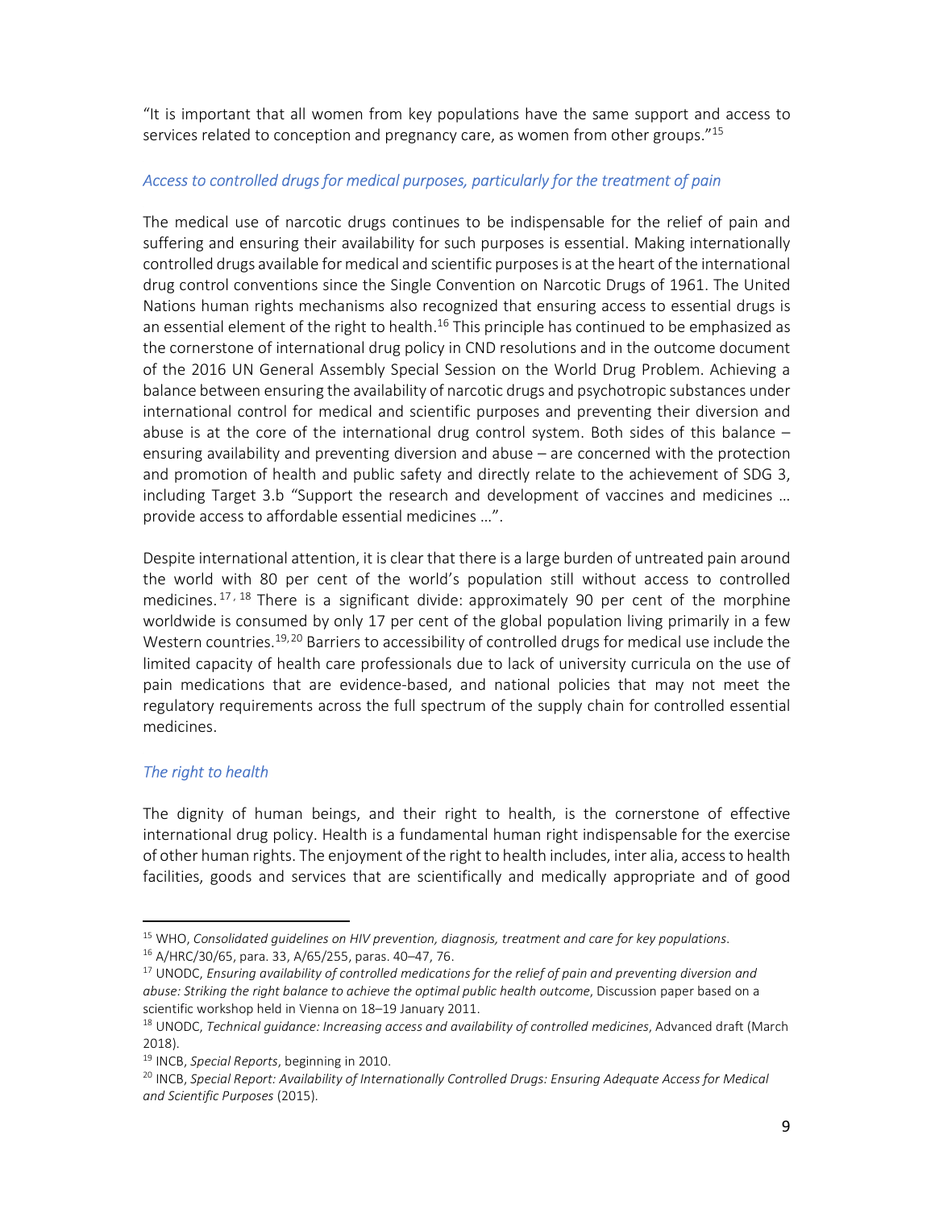"It is important that all women from key populations have the same support and access to services related to conception and pregnancy care, as women from other groups."[15]

### *Access to controlled drugs for medical purposes, particularly for the treatment of pain*

The medical use of narcotic drugs continues to be indispensable for the relief of pain and suffering and ensuring their availability for such purposes is essential. Making internationally controlled drugs available for medical and scientific purposes is at the heart of the international drug control conventions since the Single Convention on Narcotic Drugs of 1961. The United Nations human rights mechanisms also recognized that ensuring access to essential drugs is an essential element of the right to health.[16] This principle has continued to be emphasized as the cornerstone of international drug policy in CND resolutions and in the outcome document of the 2016 UN General Assembly Special Session on the World Drug Problem. Achieving a balance between ensuring the availability of narcotic drugs and psychotropic substances under international control for medical and scientific purposes and preventing their diversion and abuse is at the core of the international drug control system. Both sides of this balance – ensuring availability and preventing diversion and abuse – are concerned with the protection and promotion of health and public safety and directly relate to the achievement of SDG 3, including Target 3.b "Support the research and development of vaccines and medicines … provide access to affordable essential medicines …".

Despite international attention, it is clear that there is a large burden of untreated pain around the world with 80 per cent of the world's population still without access to controlled medicines.[17, 18] There is a significant divide: approximately 90 per cent of the morphine worldwide is consumed by only 17 per cent of the global population living primarily in a few Western countries.[19, 20] Barriers to accessibility of controlled drugs for medical use include the limited capacity of health care professionals due to lack of university curricula on the use of pain medications that are evidence-based, and national policies that may not meet the regulatory requirements across the full spectrum of the supply chain for controlled essential medicines.

### *The right to health*

The dignity of human beings, and their right to health, is the cornerstone of effective international drug policy. Health is a fundamental human right indispensable for the exercise of other human rights. The enjoyment of the right to health includes, inter alia, access to health facilities, goods and services that are scientifically and medically appropriate and of good

---

[15] WHO, *Consolidated guidelines on HIV prevention, diagnosis, treatment and care for key populations*.

[16] A/HRC/30/65, para. 33, A/65/255, paras. 40–47, 76.

[17] UNODC, *Ensuring availability of controlled medications for the relief of pain and preventing diversion and abuse: Striking the right balance to achieve the optimal public health outcome*, Discussion paper based on a scientific workshop held in Vienna on 18–19 January 2011.

[18] UNODC, *Technical guidance: Increasing access and availability of controlled medicines*, Advanced draft (March 2018).

[19] INCB, *Special Reports*, beginning in 2010.

[20] INCB, *Special Report: Availability of Internationally Controlled Drugs: Ensuring Adequate Access for Medical and Scientific Purposes* (2015).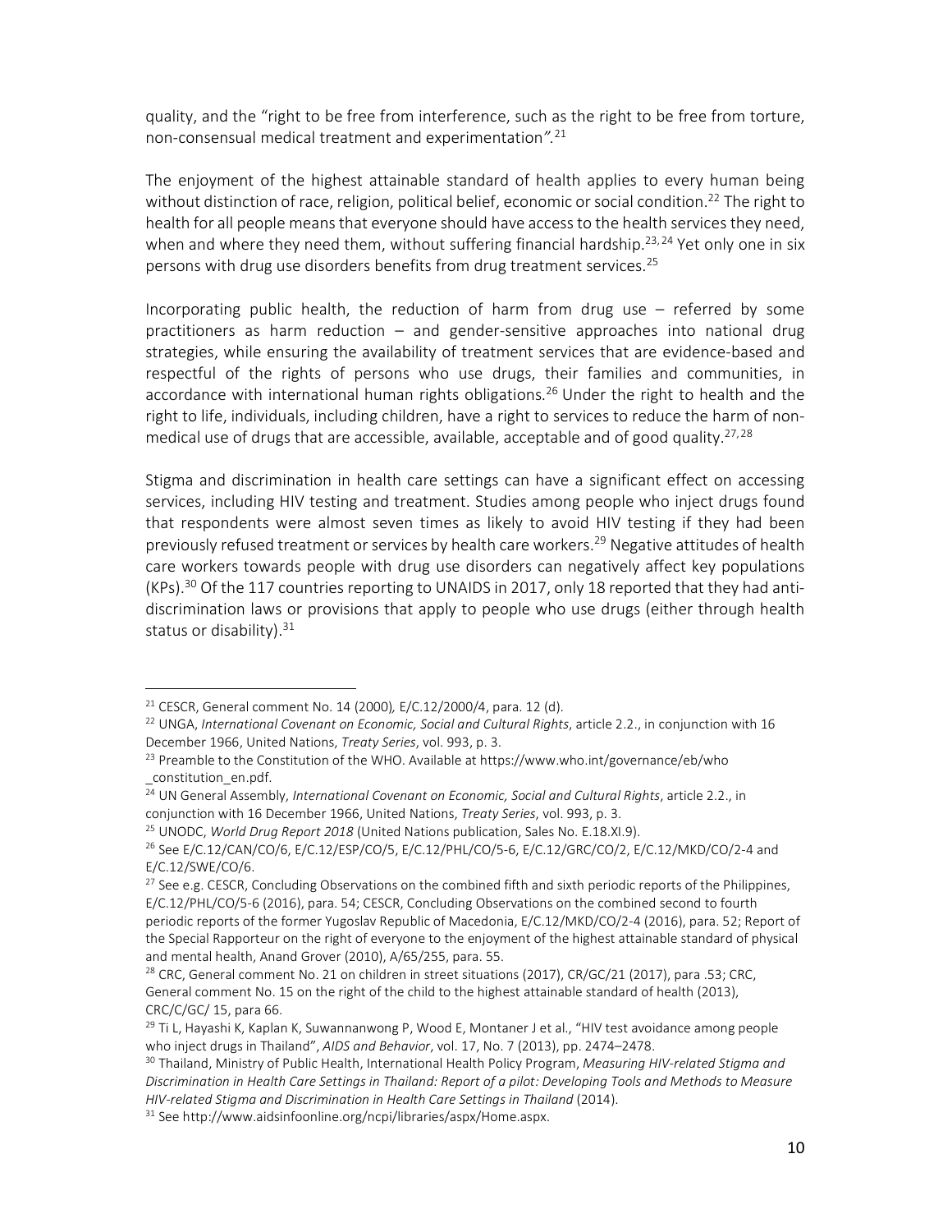quality, and the "right to be free from interference, such as the right to be free from torture, non-consensual medical treatment and experimentation".[21]

The enjoyment of the highest attainable standard of health applies to every human being without distinction of race, religion, political belief, economic or social condition.[22] The right to health for all people means that everyone should have access to the health services they need, when and where they need them, without suffering financial hardship.[23, 24] Yet only one in six persons with drug use disorders benefits from drug treatment services.[25]

Incorporating public health, the reduction of harm from drug use – referred by some practitioners as harm reduction – and gender-sensitive approaches into national drug strategies, while ensuring the availability of treatment services that are evidence-based and respectful of the rights of persons who use drugs, their families and communities, in accordance with international human rights obligations.[26] Under the right to health and the right to life, individuals, including children, have a right to services to reduce the harm of non-medical use of drugs that are accessible, available, acceptable and of good quality.[27, 28]

Stigma and discrimination in health care settings can have a significant effect on accessing services, including HIV testing and treatment. Studies among people who inject drugs found that respondents were almost seven times as likely to avoid HIV testing if they had been previously refused treatment or services by health care workers.[29] Negative attitudes of health care workers towards people with drug use disorders can negatively affect key populations (KPs).[30] Of the 117 countries reporting to UNAIDS in 2017, only 18 reported that they had anti-discrimination laws or provisions that apply to people who use drugs (either through health status or disability).[31]

---

[21] CESCR, General comment No. 14 (2000)*,* E/C.12/2000/4, para. 12 (d).

[22] UNGA, *International Covenant on Economic, Social and Cultural Rights*, article 2.2., in conjunction with 16 December 1966, United Nations, *Treaty Series*, vol. 993, p. 3.

[23] Preamble to the Constitution of the WHO. Available at https://www.who.int/governance/eb/who_constitution_en.pdf.

[24] UN General Assembly, *International Covenant on Economic, Social and Cultural Rights*, article 2.2., in conjunction with 16 December 1966, United Nations, *Treaty Series*, vol. 993, p. 3.

[25] UNODC, *World Drug Report 2018* (United Nations publication, Sales No. E.18.XI.9).

[26] See E/C.12/CAN/CO/6, E/C.12/ESP/CO/5, E/C.12/PHL/CO/5-6, E/C.12/GRC/CO/2, E/C.12/MKD/CO/2-4 and E/C.12/SWE/CO/6.

[27] See e.g. CESCR, Concluding Observations on the combined fifth and sixth periodic reports of the Philippines, E/C.12/PHL/CO/5-6 (2016), para. 54; CESCR, Concluding Observations on the combined second to fourth periodic reports of the former Yugoslav Republic of Macedonia, E/C.12/MKD/CO/2-4 (2016), para. 52; Report of the Special Rapporteur on the right of everyone to the enjoyment of the highest attainable standard of physical and mental health, Anand Grover (2010), A/65/255, para. 55.

[28] CRC, General comment No. 21 on children in street situations (2017), CR/GC/21 (2017), para .53; CRC, General comment No. 15 on the right of the child to the highest attainable standard of health (2013), CRC/C/GC/ 15, para 66.

[29] Ti L, Hayashi K, Kaplan K, Suwannanwong P, Wood E, Montaner J et al., "HIV test avoidance among people who inject drugs in Thailand", *AIDS and Behavior*, vol. 17, No. 7 (2013), pp. 2474–2478.

[30] Thailand, Ministry of Public Health, International Health Policy Program, *Measuring HIV-related Stigma and Discrimination in Health Care Settings in Thailand: Report of a pilot: Developing Tools and Methods to Measure HIV-related Stigma and Discrimination in Health Care Settings in Thailand* (2014).

[31] See http://www.aidsinfoonline.org/ncpi/libraries/aspx/Home.aspx.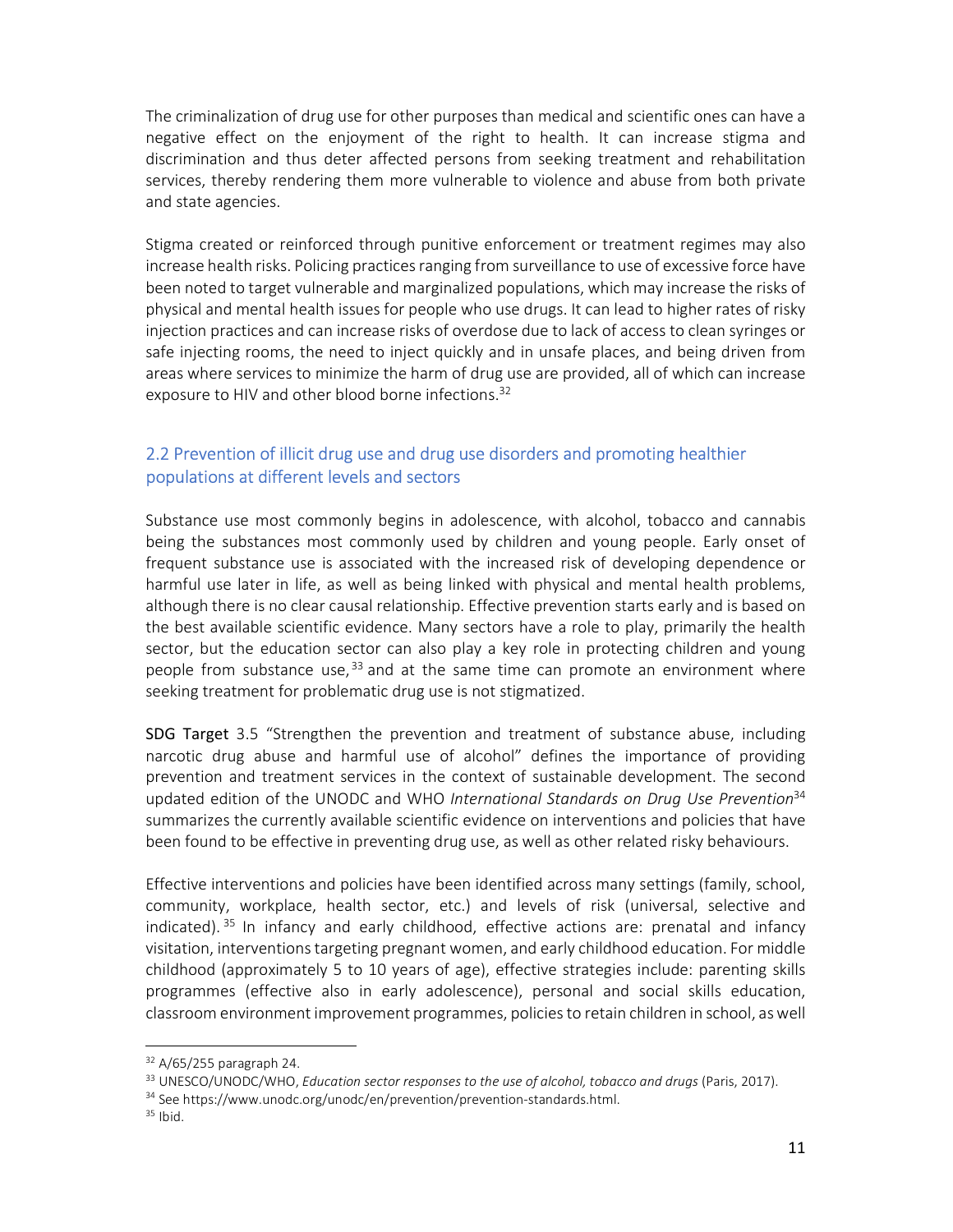The criminalization of drug use for other purposes than medical and scientific ones can have a negative effect on the enjoyment of the right to health. It can increase stigma and discrimination and thus deter affected persons from seeking treatment and rehabilitation services, thereby rendering them more vulnerable to violence and abuse from both private and state agencies.

Stigma created or reinforced through punitive enforcement or treatment regimes may also increase health risks. Policing practices ranging from surveillance to use of excessive force have been noted to target vulnerable and marginalized populations, which may increase the risks of physical and mental health issues for people who use drugs. It can lead to higher rates of risky injection practices and can increase risks of overdose due to lack of access to clean syringes or safe injecting rooms, the need to inject quickly and in unsafe places, and being driven from areas where services to minimize the harm of drug use are provided, all of which can increase exposure to HIV and other blood borne infections.[32]

## 2.2 Prevention of illicit drug use and drug use disorders and promoting healthier populations at different levels and sectors

Substance use most commonly begins in adolescence, with alcohol, tobacco and cannabis being the substances most commonly used by children and young people. Early onset of frequent substance use is associated with the increased risk of developing dependence or harmful use later in life, as well as being linked with physical and mental health problems, although there is no clear causal relationship. Effective prevention starts early and is based on the best available scientific evidence. Many sectors have a role to play, primarily the health sector, but the education sector can also play a key role in protecting children and young people from substance use,[33] and at the same time can promote an environment where seeking treatment for problematic drug use is not stigmatized.

**SDG Target** 3.5 "Strengthen the prevention and treatment of substance abuse, including narcotic drug abuse and harmful use of alcohol" defines the importance of providing prevention and treatment services in the context of sustainable development. The second updated edition of the UNODC and WHO *International Standards on Drug Use Prevention*[34] summarizes the currently available scientific evidence on interventions and policies that have been found to be effective in preventing drug use, as well as other related risky behaviours.

Effective interventions and policies have been identified across many settings (family, school, community, workplace, health sector, etc.) and levels of risk (universal, selective and indicated).[35] In infancy and early childhood, effective actions are: prenatal and infancy visitation, interventions targeting pregnant women, and early childhood education. For middle childhood (approximately 5 to 10 years of age), effective strategies include: parenting skills programmes (effective also in early adolescence), personal and social skills education, classroom environment improvement programmes, policies to retain children in school, as well

---

[32] A/65/255 paragraph 24.

[33] UNESCO/UNODC/WHO, *Education sector responses to the use of alcohol, tobacco and drugs* (Paris, 2017).

[34] See https://www.unodc.org/unodc/en/prevention/prevention-standards.html.

[35] Ibid.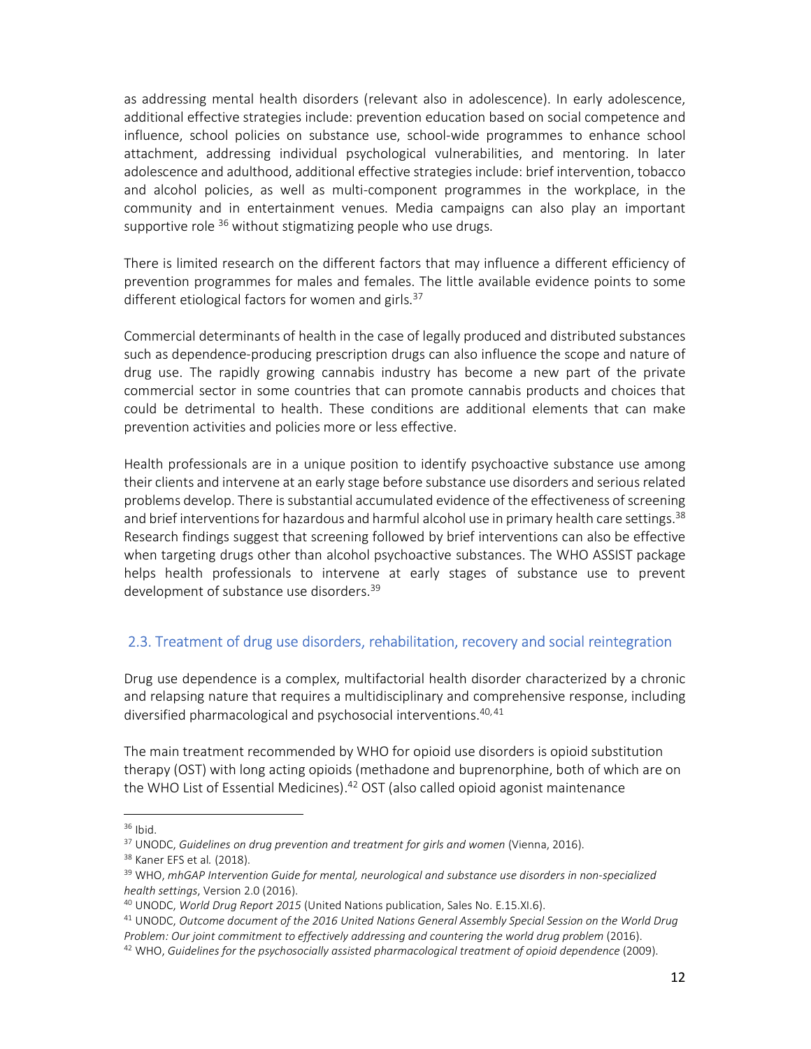as addressing mental health disorders (relevant also in adolescence). In early adolescence, additional effective strategies include: prevention education based on social competence and influence, school policies on substance use, school-wide programmes to enhance school attachment, addressing individual psychological vulnerabilities, and mentoring. In later adolescence and adulthood, additional effective strategies include: brief intervention, tobacco and alcohol policies, as well as multi-component programmes in the workplace, in the community and in entertainment venues. Media campaigns can also play an important supportive role [36] without stigmatizing people who use drugs.

There is limited research on the different factors that may influence a different efficiency of prevention programmes for males and females. The little available evidence points to some different etiological factors for women and girls.[37]

Commercial determinants of health in the case of legally produced and distributed substances such as dependence-producing prescription drugs can also influence the scope and nature of drug use. The rapidly growing cannabis industry has become a new part of the private commercial sector in some countries that can promote cannabis products and choices that could be detrimental to health. These conditions are additional elements that can make prevention activities and policies more or less effective.

Health professionals are in a unique position to identify psychoactive substance use among their clients and intervene at an early stage before substance use disorders and serious related problems develop. There is substantial accumulated evidence of the effectiveness of screening and brief interventions for hazardous and harmful alcohol use in primary health care settings.[38] Research findings suggest that screening followed by brief interventions can also be effective when targeting drugs other than alcohol psychoactive substances. The WHO ASSIST package helps health professionals to intervene at early stages of substance use to prevent development of substance use disorders.[39]

## 2.3. Treatment of drug use disorders, rehabilitation, recovery and social reintegration

Drug use dependence is a complex, multifactorial health disorder characterized by a chronic and relapsing nature that requires a multidisciplinary and comprehensive response, including diversified pharmacological and psychosocial interventions.[40,41]

The main treatment recommended by WHO for opioid use disorders is opioid substitution therapy (OST) with long acting opioids (methadone and buprenorphine, both of which are on the WHO List of Essential Medicines).[42] OST (also called opioid agonist maintenance

---

[36] Ibid.

[37] UNODC, *Guidelines on drug prevention and treatment for girls and women* (Vienna, 2016).

[38] Kaner EFS et al. (2018).

[39] WHO, *mhGAP Intervention Guide for mental, neurological and substance use disorders in non-specialized health settings*, Version 2.0 (2016).

[40] UNODC, *World Drug Report 2015* (United Nations publication, Sales No. E.15.XI.6).

[41] UNODC, *Outcome document of the 2016 United Nations General Assembly Special Session on the World Drug Problem: Our joint commitment to effectively addressing and countering the world drug problem* (2016).

[42] WHO, *Guidelines for the psychosocially assisted pharmacological treatment of opioid dependence* (2009).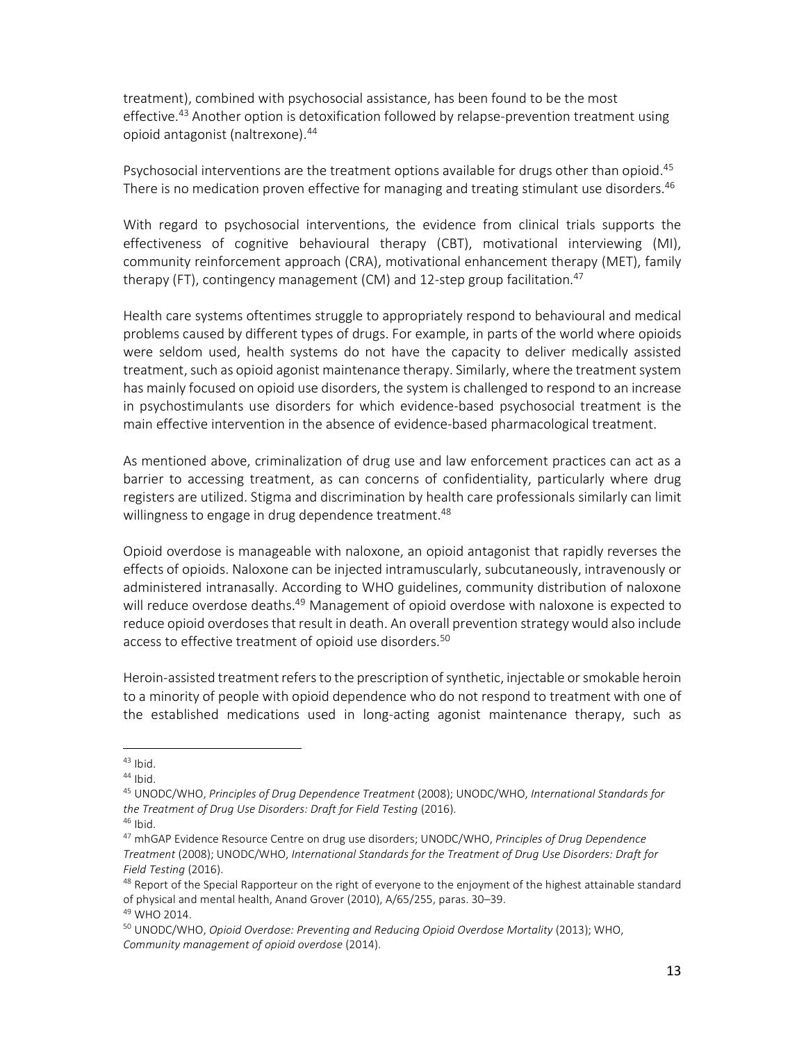treatment), combined with psychosocial assistance, has been found to be the most effective.[43] Another option is detoxification followed by relapse-prevention treatment using opioid antagonist (naltrexone).[44]

Psychosocial interventions are the treatment options available for drugs other than opioid.[45] There is no medication proven effective for managing and treating stimulant use disorders.[46]

With regard to psychosocial interventions, the evidence from clinical trials supports the effectiveness of cognitive behavioural therapy (CBT), motivational interviewing (MI), community reinforcement approach (CRA), motivational enhancement therapy (MET), family therapy (FT), contingency management (CM) and 12-step group facilitation.[47]

Health care systems oftentimes struggle to appropriately respond to behavioural and medical problems caused by different types of drugs. For example, in parts of the world where opioids were seldom used, health systems do not have the capacity to deliver medically assisted treatment, such as opioid agonist maintenance therapy. Similarly, where the treatment system has mainly focused on opioid use disorders, the system is challenged to respond to an increase in psychostimulants use disorders for which evidence-based psychosocial treatment is the main effective intervention in the absence of evidence-based pharmacological treatment.

As mentioned above, criminalization of drug use and law enforcement practices can act as a barrier to accessing treatment, as can concerns of confidentiality, particularly where drug registers are utilized. Stigma and discrimination by health care professionals similarly can limit willingness to engage in drug dependence treatment.[48]

Opioid overdose is manageable with naloxone, an opioid antagonist that rapidly reverses the effects of opioids. Naloxone can be injected intramuscularly, subcutaneously, intravenously or administered intranasally. According to WHO guidelines, community distribution of naloxone will reduce overdose deaths.[49] Management of opioid overdose with naloxone is expected to reduce opioid overdoses that result in death. An overall prevention strategy would also include access to effective treatment of opioid use disorders.[50]

Heroin-assisted treatment refers to the prescription of synthetic, injectable or smokable heroin to a minority of people with opioid dependence who do not respond to treatment with one of the established medications used in long-acting agonist maintenance therapy, such as

---

[43] Ibid.

[44] Ibid.

[45] UNODC/WHO, *Principles of Drug Dependence Treatment* (2008); UNODC/WHO, *International Standards for the Treatment of Drug Use Disorders: Draft for Field Testing* (2016).

[46] Ibid.

[47] mhGAP Evidence Resource Centre on drug use disorders; UNODC/WHO, *Principles of Drug Dependence Treatment* (2008); UNODC/WHO, *International Standards for the Treatment of Drug Use Disorders: Draft for Field Testing* (2016).

[48] Report of the Special Rapporteur on the right of everyone to the enjoyment of the highest attainable standard of physical and mental health, Anand Grover (2010), A/65/255, paras. 30–39.

[49] WHO 2014.

[50] UNODC/WHO, *Opioid Overdose: Preventing and Reducing Opioid Overdose Mortality* (2013); WHO, *Community management of opioid overdose* (2014).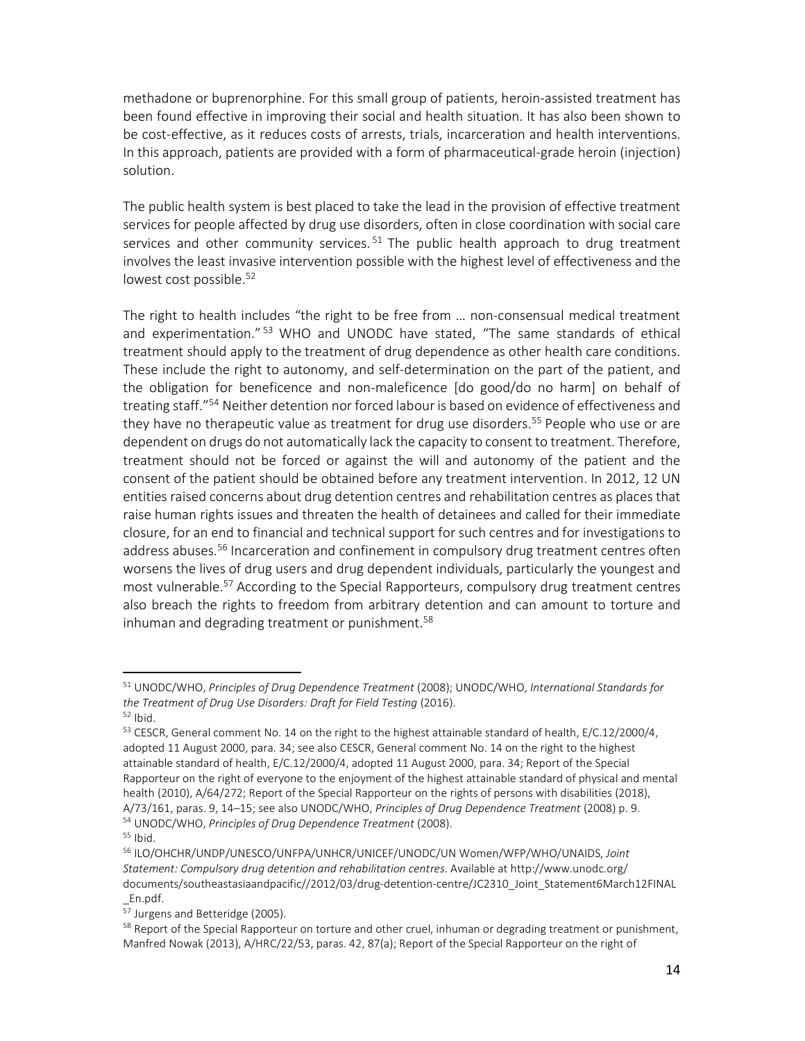methadone or buprenorphine. For this small group of patients, heroin-assisted treatment has been found effective in improving their social and health situation. It has also been shown to be cost-effective, as it reduces costs of arrests, trials, incarceration and health interventions. In this approach, patients are provided with a form of pharmaceutical-grade heroin (injection) solution.

The public health system is best placed to take the lead in the provision of effective treatment services for people affected by drug use disorders, often in close coordination with social care services and other community services.[51] The public health approach to drug treatment involves the least invasive intervention possible with the highest level of effectiveness and the lowest cost possible.[52]

The right to health includes "the right to be free from … non-consensual medical treatment and experimentation."[53] WHO and UNODC have stated, "The same standards of ethical treatment should apply to the treatment of drug dependence as other health care conditions. These include the right to autonomy, and self-determination on the part of the patient, and the obligation for beneficence and non-maleficence [do good/do no harm] on behalf of treating staff."[54] Neither detention nor forced labour is based on evidence of effectiveness and they have no therapeutic value as treatment for drug use disorders.[55] People who use or are dependent on drugs do not automatically lack the capacity to consent to treatment. Therefore, treatment should not be forced or against the will and autonomy of the patient and the consent of the patient should be obtained before any treatment intervention. In 2012, 12 UN entities raised concerns about drug detention centres and rehabilitation centres as places that raise human rights issues and threaten the health of detainees and called for their immediate closure, for an end to financial and technical support for such centres and for investigations to address abuses.[56] Incarceration and confinement in compulsory drug treatment centres often worsens the lives of drug users and drug dependent individuals, particularly the youngest and most vulnerable.[57] According to the Special Rapporteurs, compulsory drug treatment centres also breach the rights to freedom from arbitrary detention and can amount to torture and inhuman and degrading treatment or punishment.[58]

---

[51] UNODC/WHO, *Principles of Drug Dependence Treatment* (2008); UNODC/WHO, *International Standards for the Treatment of Drug Use Disorders: Draft for Field Testing* (2016).

[52] Ibid.

[53] CESCR, General comment No. 14 on the right to the highest attainable standard of health, E/C.12/2000/4, adopted 11 August 2000, para. 34; see also CESCR, General comment No. 14 on the right to the highest attainable standard of health, E/C.12/2000/4, adopted 11 August 2000, para. 34; Report of the Special Rapporteur on the right of everyone to the enjoyment of the highest attainable standard of physical and mental health (2010), A/64/272; Report of the Special Rapporteur on the rights of persons with disabilities (2018), A/73/161, paras. 9, 14–15; see also UNODC/WHO, *Principles of Drug Dependence Treatment* (2008) p. 9.

[54] UNODC/WHO, *Principles of Drug Dependence Treatment* (2008).

[55] Ibid.

[56] ILO/OHCHR/UNDP/UNESCO/UNFPA/UNHCR/UNICEF/UNODC/UN Women/WFP/WHO/UNAIDS, *Joint Statement: Compulsory drug detention and rehabilitation centres*. Available at http://www.unodc.org/documents/southeastasiaandpacific//2012/03/drug-detention-centre/JC2310_Joint_Statement6March12FINAL_En.pdf.

[57] Jurgens and Betteridge (2005).

[58] Report of the Special Rapporteur on torture and other cruel, inhuman or degrading treatment or punishment, Manfred Nowak (2013), A/HRC/22/53, paras. 42, 87(a); Report of the Special Rapporteur on the right of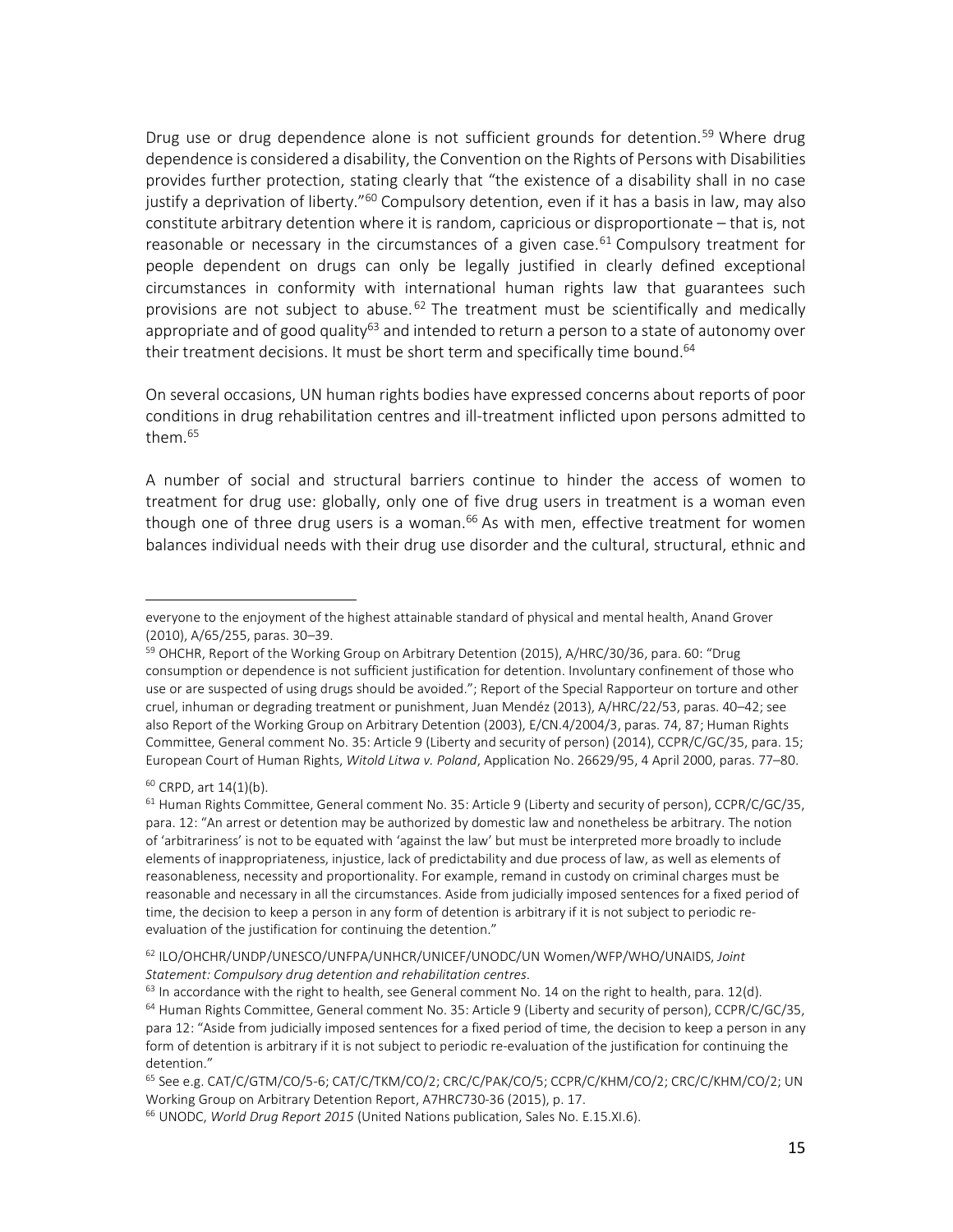Drug use or drug dependence alone is not sufficient grounds for detention.[59] Where drug dependence is considered a disability, the Convention on the Rights of Persons with Disabilities provides further protection, stating clearly that "the existence of a disability shall in no case justify a deprivation of liberty."[60] Compulsory detention, even if it has a basis in law, may also constitute arbitrary detention where it is random, capricious or disproportionate – that is, not reasonable or necessary in the circumstances of a given case.[61] Compulsory treatment for people dependent on drugs can only be legally justified in clearly defined exceptional circumstances in conformity with international human rights law that guarantees such provisions are not subject to abuse.[62] The treatment must be scientifically and medically appropriate and of good quality[63] and intended to return a person to a state of autonomy over their treatment decisions. It must be short term and specifically time bound.[64]

On several occasions, UN human rights bodies have expressed concerns about reports of poor conditions in drug rehabilitation centres and ill-treatment inflicted upon persons admitted to them.[65]

A number of social and structural barriers continue to hinder the access of women to treatment for drug use: globally, only one of five drug users in treatment is a woman even though one of three drug users is a woman.[66] As with men, effective treatment for women balances individual needs with their drug use disorder and the cultural, structural, ethnic and

---

everyone to the enjoyment of the highest attainable standard of physical and mental health, Anand Grover (2010), A/65/255, paras. 30–39.

[59] OHCHR, Report of the Working Group on Arbitrary Detention (2015), A/HRC/30/36, para. 60: "Drug consumption or dependence is not sufficient justification for detention. Involuntary confinement of those who use or are suspected of using drugs should be avoided."; Report of the Special Rapporteur on torture and other cruel, inhuman or degrading treatment or punishment, Juan Mendéz (2013), A/HRC/22/53, paras. 40–42; see also Report of the Working Group on Arbitrary Detention (2003), E/CN.4/2004/3, paras. 74, 87; Human Rights Committee, General comment No. 35: Article 9 (Liberty and security of person) (2014), CCPR/C/GC/35, para. 15; European Court of Human Rights, *Witold Litwa v. Poland*, Application No. 26629/95, 4 April 2000, paras. 77–80.

[60] CRPD, art 14(1)(b).

[61] Human Rights Committee, General comment No. 35: Article 9 (Liberty and security of person), CCPR/C/GC/35, para. 12: "An arrest or detention may be authorized by domestic law and nonetheless be arbitrary. The notion of 'arbitrariness' is not to be equated with 'against the law' but must be interpreted more broadly to include elements of inappropriateness, injustice, lack of predictability and due process of law, as well as elements of reasonableness, necessity and proportionality. For example, remand in custody on criminal charges must be reasonable and necessary in all the circumstances. Aside from judicially imposed sentences for a fixed period of time, the decision to keep a person in any form of detention is arbitrary if it is not subject to periodic re-evaluation of the justification for continuing the detention."

[62] ILO/OHCHR/UNDP/UNESCO/UNFPA/UNHCR/UNICEF/UNODC/UN Women/WFP/WHO/UNAIDS, *Joint Statement: Compulsory drug detention and rehabilitation centres*.

[63] In accordance with the right to health, see General comment No. 14 on the right to health, para. 12(d).

[64] Human Rights Committee, General comment No. 35: Article 9 (Liberty and security of person), CCPR/C/GC/35, para 12: "Aside from judicially imposed sentences for a fixed period of time, the decision to keep a person in any form of detention is arbitrary if it is not subject to periodic re-evaluation of the justification for continuing the detention."

[65] See e.g. CAT/C/GTM/CO/5-6; CAT/C/TKM/CO/2; CRC/C/PAK/CO/5; CCPR/C/KHM/CO/2; CRC/C/KHM/CO/2; UN Working Group on Arbitrary Detention Report, A7HRC730-36 (2015), p. 17.

[66] UNODC, *World Drug Report 2015* (United Nations publication, Sales No. E.15.XI.6).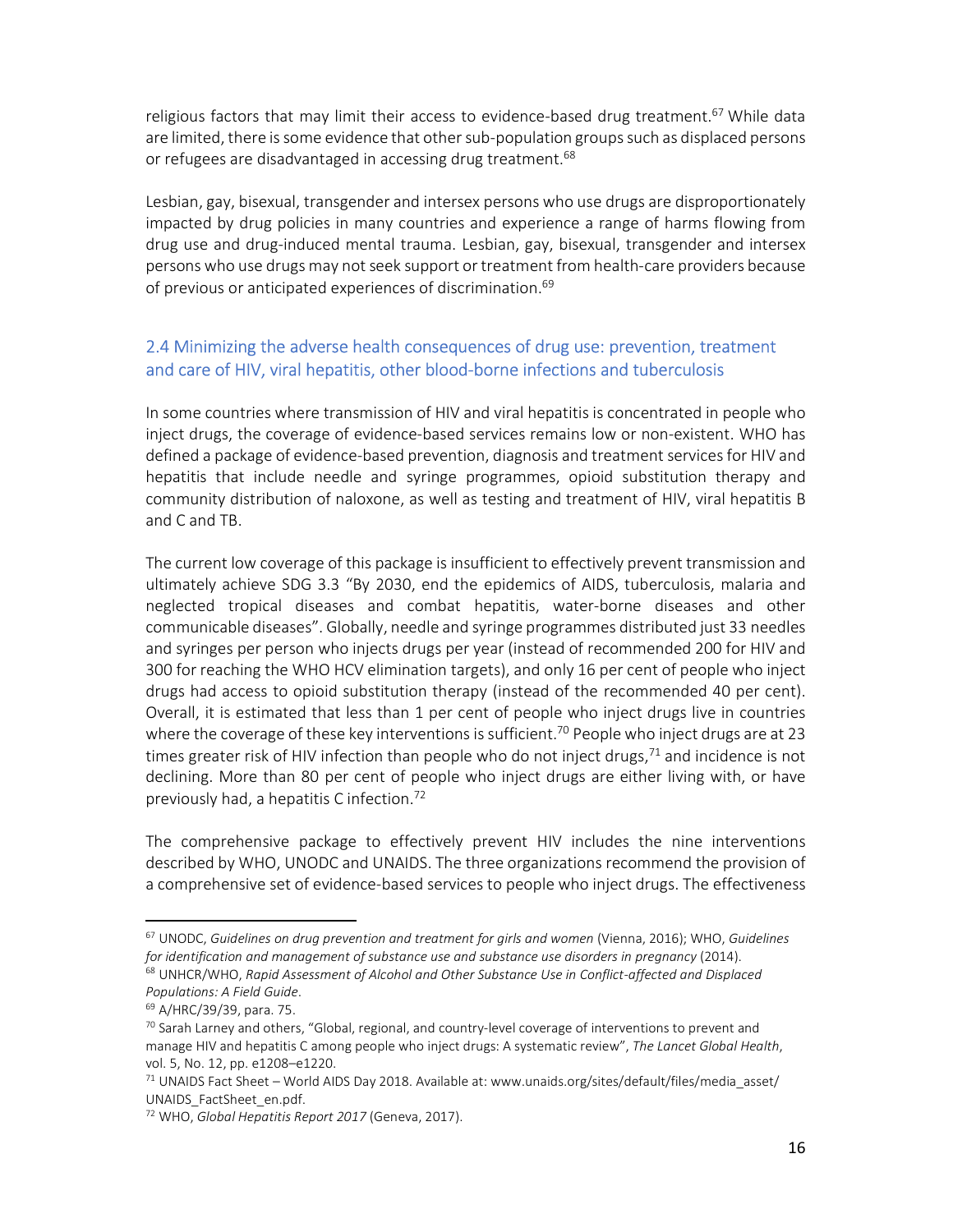religious factors that may limit their access to evidence-based drug treatment.[67] While data are limited, there is some evidence that other sub-population groups such as displaced persons or refugees are disadvantaged in accessing drug treatment.[68]

Lesbian, gay, bisexual, transgender and intersex persons who use drugs are disproportionately impacted by drug policies in many countries and experience a range of harms flowing from drug use and drug-induced mental trauma. Lesbian, gay, bisexual, transgender and intersex persons who use drugs may not seek support or treatment from health-care providers because of previous or anticipated experiences of discrimination.[69]

## 2.4 Minimizing the adverse health consequences of drug use: prevention, treatment and care of HIV, viral hepatitis, other blood-borne infections and tuberculosis

In some countries where transmission of HIV and viral hepatitis is concentrated in people who inject drugs, the coverage of evidence-based services remains low or non-existent. WHO has defined a package of evidence-based prevention, diagnosis and treatment services for HIV and hepatitis that include needle and syringe programmes, opioid substitution therapy and community distribution of naloxone, as well as testing and treatment of HIV, viral hepatitis B and C and TB.

The current low coverage of this package is insufficient to effectively prevent transmission and ultimately achieve SDG 3.3 "By 2030, end the epidemics of AIDS, tuberculosis, malaria and neglected tropical diseases and combat hepatitis, water-borne diseases and other communicable diseases". Globally, needle and syringe programmes distributed just 33 needles and syringes per person who injects drugs per year (instead of recommended 200 for HIV and 300 for reaching the WHO HCV elimination targets), and only 16 per cent of people who inject drugs had access to opioid substitution therapy (instead of the recommended 40 per cent). Overall, it is estimated that less than 1 per cent of people who inject drugs live in countries where the coverage of these key interventions is sufficient.[70] People who inject drugs are at 23 times greater risk of HIV infection than people who do not inject drugs,[71] and incidence is not declining. More than 80 per cent of people who inject drugs are either living with, or have previously had, a hepatitis C infection.[72]

The comprehensive package to effectively prevent HIV includes the nine interventions described by WHO, UNODC and UNAIDS. The three organizations recommend the provision of a comprehensive set of evidence-based services to people who inject drugs. The effectiveness

---

[67] UNODC, *Guidelines on drug prevention and treatment for girls and women* (Vienna, 2016); WHO, *Guidelines for identification and management of substance use and substance use disorders in pregnancy* (2014).

[68] UNHCR/WHO, *Rapid Assessment of Alcohol and Other Substance Use in Conflict-affected and Displaced Populations: A Field Guide*.

[69] A/HRC/39/39, para. 75.

[70] Sarah Larney and others, "Global, regional, and country-level coverage of interventions to prevent and manage HIV and hepatitis C among people who inject drugs: A systematic review", *The Lancet Global Health*, vol. 5, No. 12, pp. e1208–e1220.

[71] UNAIDS Fact Sheet – World AIDS Day 2018. Available at: www.unaids.org/sites/default/files/media_asset/UNAIDS_FactSheet_en.pdf.

[72] WHO, *Global Hepatitis Report 2017* (Geneva, 2017).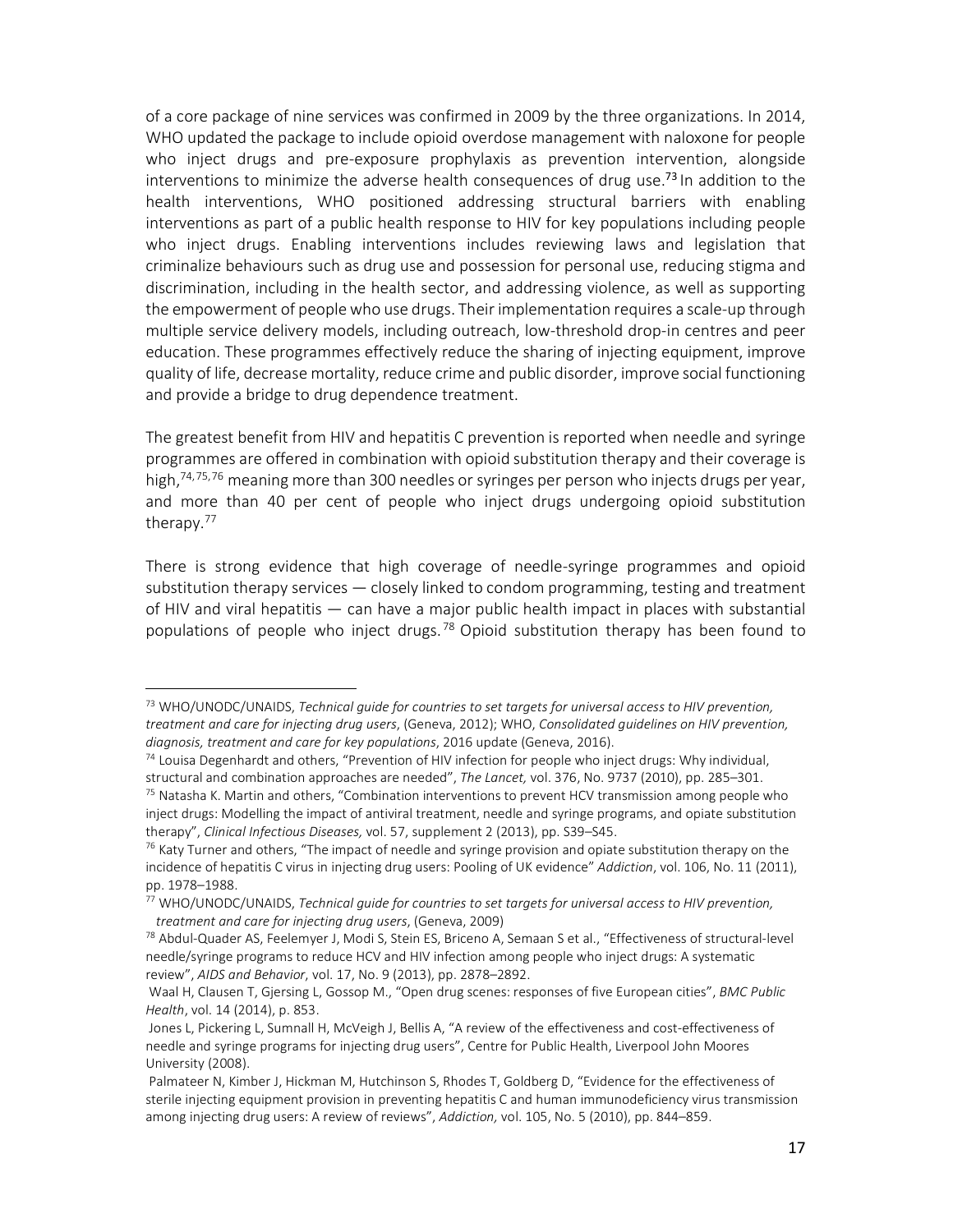of a core package of nine services was confirmed in 2009 by the three organizations. In 2014, WHO updated the package to include opioid overdose management with naloxone for people who inject drugs and pre-exposure prophylaxis as prevention intervention, alongside interventions to minimize the adverse health consequences of drug use.[73] In addition to the health interventions, WHO positioned addressing structural barriers with enabling interventions as part of a public health response to HIV for key populations including people who inject drugs. Enabling interventions includes reviewing laws and legislation that criminalize behaviours such as drug use and possession for personal use, reducing stigma and discrimination, including in the health sector, and addressing violence, as well as supporting the empowerment of people who use drugs. Their implementation requires a scale-up through multiple service delivery models, including outreach, low-threshold drop-in centres and peer education. These programmes effectively reduce the sharing of injecting equipment, improve quality of life, decrease mortality, reduce crime and public disorder, improve social functioning and provide a bridge to drug dependence treatment.

The greatest benefit from HIV and hepatitis C prevention is reported when needle and syringe programmes are offered in combination with opioid substitution therapy and their coverage is high,[74,75,76] meaning more than 300 needles or syringes per person who injects drugs per year, and more than 40 per cent of people who inject drugs undergoing opioid substitution therapy.[77]

There is strong evidence that high coverage of needle-syringe programmes and opioid substitution therapy services — closely linked to condom programming, testing and treatment of HIV and viral hepatitis — can have a major public health impact in places with substantial populations of people who inject drugs.[78] Opioid substitution therapy has been found to

---

[73] WHO/UNODC/UNAIDS, *Technical guide for countries to set targets for universal access to HIV prevention, treatment and care for injecting drug users*, (Geneva, 2012); WHO, *Consolidated guidelines on HIV prevention, diagnosis, treatment and care for key populations*, 2016 update (Geneva, 2016).

[74] Louisa Degenhardt and others, "Prevention of HIV infection for people who inject drugs: Why individual, structural and combination approaches are needed", *The Lancet,* vol. 376, No. 9737 (2010), pp. 285–301.

[75] Natasha K. Martin and others, "Combination interventions to prevent HCV transmission among people who inject drugs: Modelling the impact of antiviral treatment, needle and syringe programs, and opiate substitution therapy", *Clinical Infectious Diseases,* vol. 57, supplement 2 (2013), pp. S39–S45.

[76] Katy Turner and others, "The impact of needle and syringe provision and opiate substitution therapy on the incidence of hepatitis C virus in injecting drug users: Pooling of UK evidence" *Addiction*, vol. 106, No. 11 (2011), pp. 1978–1988.

[77] WHO/UNODC/UNAIDS, *Technical guide for countries to set targets for universal access to HIV prevention, treatment and care for injecting drug users*, (Geneva, 2009)

[78] Abdul-Quader AS, Feelemyer J, Modi S, Stein ES, Briceno A, Semaan S et al., "Effectiveness of structural-level needle/syringe programs to reduce HCV and HIV infection among people who inject drugs: A systematic review", *AIDS and Behavior*, vol. 17, No. 9 (2013), pp. 2878–2892.

Waal H, Clausen T, Gjersing L, Gossop M., "Open drug scenes: responses of five European cities", *BMC Public Health*, vol. 14 (2014), p. 853.

Jones L, Pickering L, Sumnall H, McVeigh J, Bellis A, "A review of the effectiveness and cost-effectiveness of needle and syringe programs for injecting drug users", Centre for Public Health, Liverpool John Moores University (2008).

Palmateer N, Kimber J, Hickman M, Hutchinson S, Rhodes T, Goldberg D, "Evidence for the effectiveness of sterile injecting equipment provision in preventing hepatitis C and human immunodeficiency virus transmission among injecting drug users: A review of reviews", *Addiction,* vol. 105, No. 5 (2010), pp. 844–859.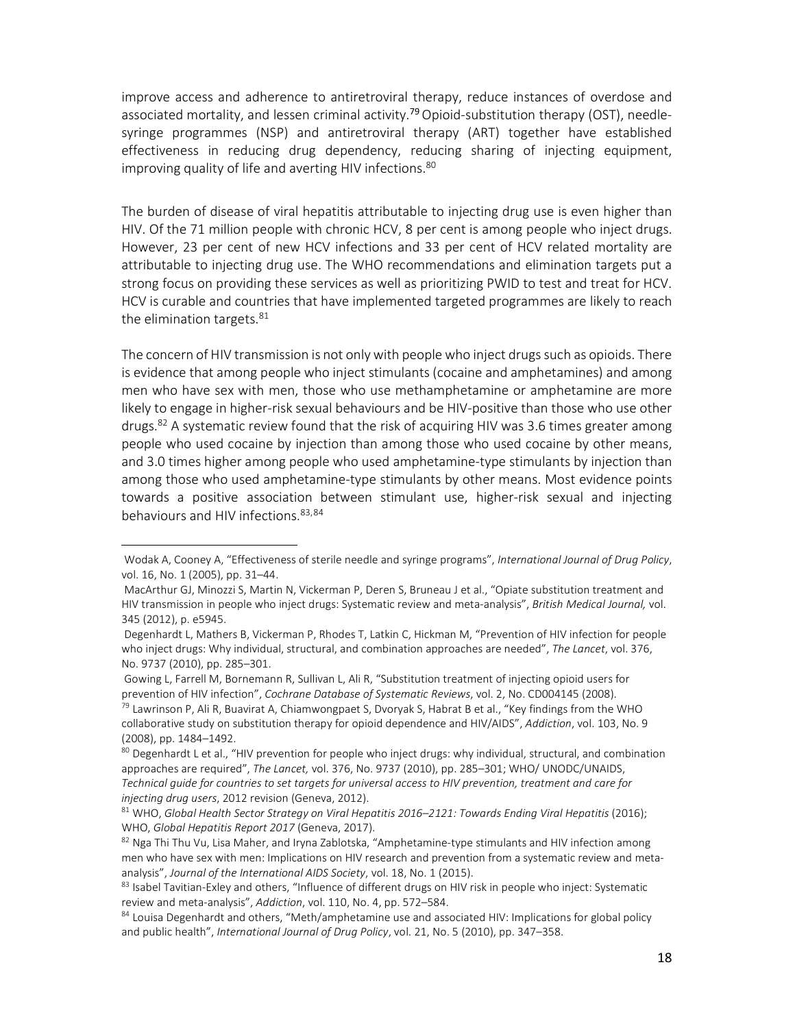improve access and adherence to antiretroviral therapy, reduce instances of overdose and associated mortality, and lessen criminal activity.[79] Opioid-substitution therapy (OST), needle-syringe programmes (NSP) and antiretroviral therapy (ART) together have established effectiveness in reducing drug dependency, reducing sharing of injecting equipment, improving quality of life and averting HIV infections.[80]

The burden of disease of viral hepatitis attributable to injecting drug use is even higher than HIV. Of the 71 million people with chronic HCV, 8 per cent is among people who inject drugs. However, 23 per cent of new HCV infections and 33 per cent of HCV related mortality are attributable to injecting drug use. The WHO recommendations and elimination targets put a strong focus on providing these services as well as prioritizing PWID to test and treat for HCV. HCV is curable and countries that have implemented targeted programmes are likely to reach the elimination targets.[81]

The concern of HIV transmission is not only with people who inject drugs such as opioids. There is evidence that among people who inject stimulants (cocaine and amphetamines) and among men who have sex with men, those who use methamphetamine or amphetamine are more likely to engage in higher-risk sexual behaviours and be HIV-positive than those who use other drugs.[82] A systematic review found that the risk of acquiring HIV was 3.6 times greater among people who used cocaine by injection than among those who used cocaine by other means, and 3.0 times higher among people who used amphetamine-type stimulants by injection than among those who used amphetamine-type stimulants by other means. Most evidence points towards a positive association between stimulant use, higher-risk sexual and injecting behaviours and HIV infections.[83,84]

---

Wodak A, Cooney A, "Effectiveness of sterile needle and syringe programs", *International Journal of Drug Policy*, vol. 16, No. 1 (2005), pp. 31–44.

MacArthur GJ, Minozzi S, Martin N, Vickerman P, Deren S, Bruneau J et al., "Opiate substitution treatment and HIV transmission in people who inject drugs: Systematic review and meta-analysis", *British Medical Journal,* vol. 345 (2012), p. e5945.

Degenhardt L, Mathers B, Vickerman P, Rhodes T, Latkin C, Hickman M, "Prevention of HIV infection for people who inject drugs: Why individual, structural, and combination approaches are needed", *The Lancet*, vol. 376, No. 9737 (2010), pp. 285–301.

Gowing L, Farrell M, Bornemann R, Sullivan L, Ali R, "Substitution treatment of injecting opioid users for prevention of HIV infection", *Cochrane Database of Systematic Reviews*, vol. 2, No. CD004145 (2008).

[79] Lawrinson P, Ali R, Buavirat A, Chiamwongpaet S, Dvoryak S, Habrat B et al., "Key findings from the WHO collaborative study on substitution therapy for opioid dependence and HIV/AIDS", *Addiction*, vol. 103, No. 9 (2008), pp. 1484–1492.

[80] Degenhardt L et al., "HIV prevention for people who inject drugs: why individual, structural, and combination approaches are required", *The Lancet,* vol. 376, No. 9737 (2010), pp. 285–301; WHO/ UNODC/UNAIDS, *Technical guide for countries to set targets for universal access to HIV prevention, treatment and care for injecting drug users*, 2012 revision (Geneva, 2012).

[81] WHO, *Global Health Sector Strategy on Viral Hepatitis 2016–2121: Towards Ending Viral Hepatitis* (2016); WHO, *Global Hepatitis Report 2017* (Geneva, 2017).

[82] Nga Thi Thu Vu, Lisa Maher, and Iryna Zablotska, "Amphetamine-type stimulants and HIV infection among men who have sex with men: Implications on HIV research and prevention from a systematic review and meta-analysis", *Journal of the International AIDS Society*, vol. 18, No. 1 (2015).

[83] Isabel Tavitian-Exley and others, "Influence of different drugs on HIV risk in people who inject: Systematic review and meta-analysis", *Addiction*, vol. 110, No. 4, pp. 572–584.

[84] Louisa Degenhardt and others, "Meth/amphetamine use and associated HIV: Implications for global policy and public health", *International Journal of Drug Policy*, vol. 21, No. 5 (2010), pp. 347–358.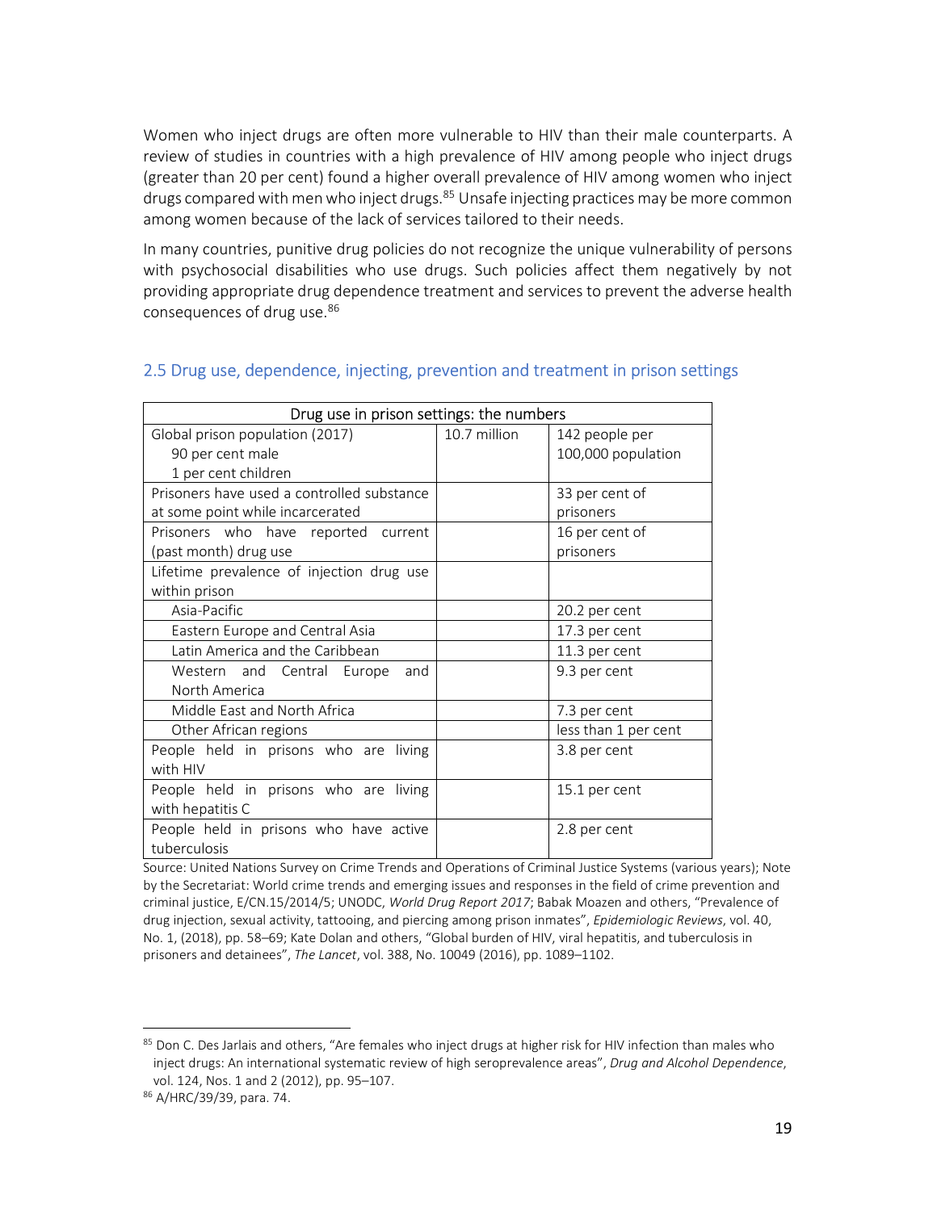Women who inject drugs are often more vulnerable to HIV than their male counterparts. A review of studies in countries with a high prevalence of HIV among people who inject drugs (greater than 20 per cent) found a higher overall prevalence of HIV among women who inject drugs compared with men who inject drugs.[85] Unsafe injecting practices may be more common among women because of the lack of services tailored to their needs.

In many countries, punitive drug policies do not recognize the unique vulnerability of persons with psychosocial disabilities who use drugs. Such policies affect them negatively by not providing appropriate drug dependence treatment and services to prevent the adverse health consequences of drug use.[86]

## 2.5 Drug use, dependence, injecting, prevention and treatment in prison settings

| Drug use in prison settings: the numbers | | |
|---|---|---|
| Global prison population (2017)<br>90 per cent male<br>1 per cent children | 10.7 million | 142 people per 100,000 population |
| Prisoners have used a controlled substance at some point while incarcerated | | 33 per cent of prisoners |
| Prisoners who have reported current (past month) drug use | | 16 per cent of prisoners |
| Lifetime prevalence of injection drug use within prison | | |
| Asia-Pacific | | 20.2 per cent |
| Eastern Europe and Central Asia | | 17.3 per cent |
| Latin America and the Caribbean | | 11.3 per cent |
| Western and Central Europe and North America | | 9.3 per cent |
| Middle East and North Africa | | 7.3 per cent |
| Other African regions | | less than 1 per cent |
| People held in prisons who are living with HIV | | 3.8 per cent |
| People held in prisons who are living with hepatitis C | | 15.1 per cent |
| People held in prisons who have active tuberculosis | | 2.8 per cent |

Source: United Nations Survey on Crime Trends and Operations of Criminal Justice Systems (various years); Note by the Secretariat: World crime trends and emerging issues and responses in the field of crime prevention and criminal justice, E/CN.15/2014/5; UNODC, *World Drug Report 2017*; Babak Moazen and others, "Prevalence of drug injection, sexual activity, tattooing, and piercing among prison inmates", *Epidemiologic Reviews*, vol. 40, No. 1, (2018), pp. 58–69; Kate Dolan and others, "Global burden of HIV, viral hepatitis, and tuberculosis in prisoners and detainees", *The Lancet*, vol. 388, No. 10049 (2016), pp. 1089–1102.

---

[85] Don C. Des Jarlais and others, "Are females who inject drugs at higher risk for HIV infection than males who inject drugs: An international systematic review of high seroprevalence areas", *Drug and Alcohol Dependence*, vol. 124, Nos. 1 and 2 (2012), pp. 95–107.

[86] A/HRC/39/39, para. 74.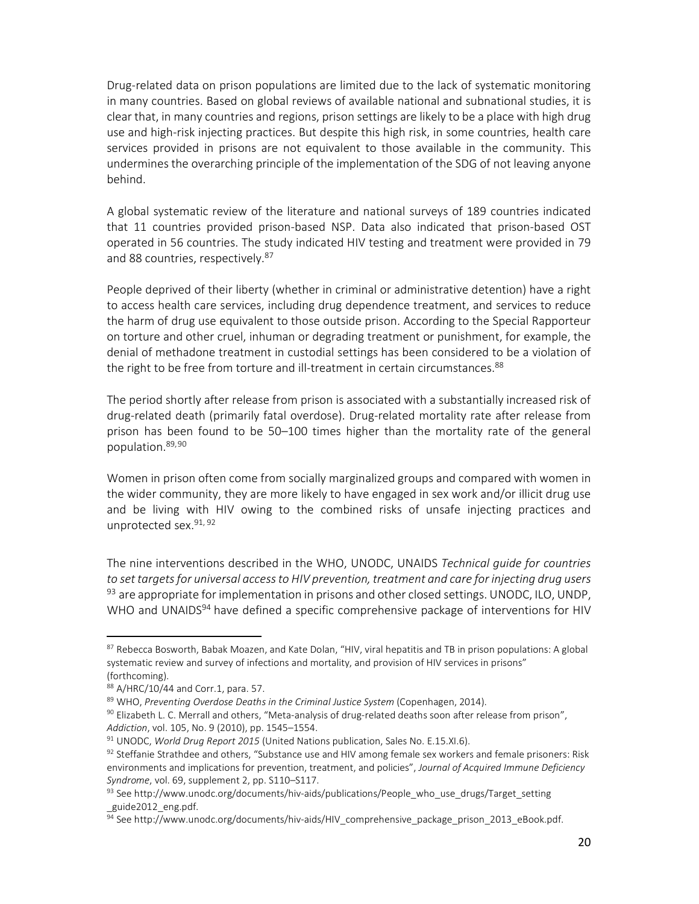Drug-related data on prison populations are limited due to the lack of systematic monitoring in many countries. Based on global reviews of available national and subnational studies, it is clear that, in many countries and regions, prison settings are likely to be a place with high drug use and high-risk injecting practices. But despite this high risk, in some countries, health care services provided in prisons are not equivalent to those available in the community. This undermines the overarching principle of the implementation of the SDG of not leaving anyone behind.

A global systematic review of the literature and national surveys of 189 countries indicated that 11 countries provided prison-based NSP. Data also indicated that prison-based OST operated in 56 countries. The study indicated HIV testing and treatment were provided in 79 and 88 countries, respectively.[87]

People deprived of their liberty (whether in criminal or administrative detention) have a right to access health care services, including drug dependence treatment, and services to reduce the harm of drug use equivalent to those outside prison. According to the Special Rapporteur on torture and other cruel, inhuman or degrading treatment or punishment, for example, the denial of methadone treatment in custodial settings has been considered to be a violation of the right to be free from torture and ill-treatment in certain circumstances.[88]

The period shortly after release from prison is associated with a substantially increased risk of drug-related death (primarily fatal overdose). Drug-related mortality rate after release from prison has been found to be 50–100 times higher than the mortality rate of the general population.[89,90]

Women in prison often come from socially marginalized groups and compared with women in the wider community, they are more likely to have engaged in sex work and/or illicit drug use and be living with HIV owing to the combined risks of unsafe injecting practices and unprotected sex.[91,92]

The nine interventions described in the WHO, UNODC, UNAIDS *Technical guide for countries to set targets for universal access to HIV prevention, treatment and care for injecting drug users* [93] are appropriate for implementation in prisons and other closed settings. UNODC, ILO, UNDP, WHO and UNAIDS[94] have defined a specific comprehensive package of interventions for HIV

---

[87] Rebecca Bosworth, Babak Moazen, and Kate Dolan, "HIV, viral hepatitis and TB in prison populations: A global systematic review and survey of infections and mortality, and provision of HIV services in prisons" (forthcoming).

[88] A/HRC/10/44 and Corr.1, para. 57.

[89] WHO, *Preventing Overdose Deaths in the Criminal Justice System* (Copenhagen, 2014).

[90] Elizabeth L. C. Merrall and others, "Meta-analysis of drug-related deaths soon after release from prison", *Addiction*, vol. 105, No. 9 (2010), pp. 1545–1554.

[91] UNODC, *World Drug Report 2015* (United Nations publication, Sales No. E.15.XI.6).

[92] Steffanie Strathdee and others, "Substance use and HIV among female sex workers and female prisoners: Risk environments and implications for prevention, treatment, and policies", *Journal of Acquired Immune Deficiency Syndrome*, vol. 69, supplement 2, pp. S110–S117.

[93] See http://www.unodc.org/documents/hiv-aids/publications/People_who_use_drugs/Target_setting_guide2012_eng.pdf.

[94] See http://www.unodc.org/documents/hiv-aids/HIV_comprehensive_package_prison_2013_eBook.pdf.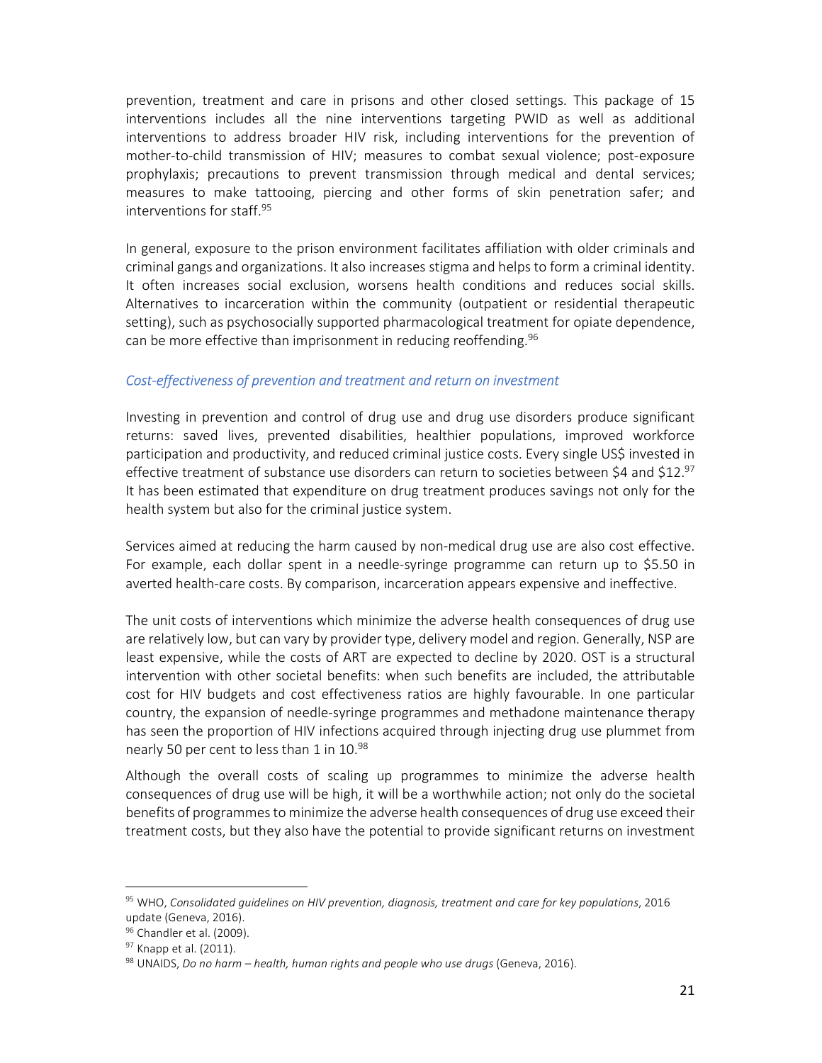prevention, treatment and care in prisons and other closed settings. This package of 15 interventions includes all the nine interventions targeting PWID as well as additional interventions to address broader HIV risk, including interventions for the prevention of mother-to-child transmission of HIV; measures to combat sexual violence; post-exposure prophylaxis; precautions to prevent transmission through medical and dental services; measures to make tattooing, piercing and other forms of skin penetration safer; and interventions for staff.[95]

In general, exposure to the prison environment facilitates affiliation with older criminals and criminal gangs and organizations. It also increases stigma and helps to form a criminal identity. It often increases social exclusion, worsens health conditions and reduces social skills. Alternatives to incarceration within the community (outpatient or residential therapeutic setting), such as psychosocially supported pharmacological treatment for opiate dependence, can be more effective than imprisonment in reducing reoffending.[96]

*Cost-effectiveness of prevention and treatment and return on investment*

Investing in prevention and control of drug use and drug use disorders produce significant returns: saved lives, prevented disabilities, healthier populations, improved workforce participation and productivity, and reduced criminal justice costs. Every single US$ invested in effective treatment of substance use disorders can return to societies between $4 and $12.[97] It has been estimated that expenditure on drug treatment produces savings not only for the health system but also for the criminal justice system.

Services aimed at reducing the harm caused by non-medical drug use are also cost effective. For example, each dollar spent in a needle-syringe programme can return up to $5.50 in averted health-care costs. By comparison, incarceration appears expensive and ineffective.

The unit costs of interventions which minimize the adverse health consequences of drug use are relatively low, but can vary by provider type, delivery model and region. Generally, NSP are least expensive, while the costs of ART are expected to decline by 2020. OST is a structural intervention with other societal benefits: when such benefits are included, the attributable cost for HIV budgets and cost effectiveness ratios are highly favourable. In one particular country, the expansion of needle-syringe programmes and methadone maintenance therapy has seen the proportion of HIV infections acquired through injecting drug use plummet from nearly 50 per cent to less than 1 in 10.[98]

Although the overall costs of scaling up programmes to minimize the adverse health consequences of drug use will be high, it will be a worthwhile action; not only do the societal benefits of programmes to minimize the adverse health consequences of drug use exceed their treatment costs, but they also have the potential to provide significant returns on investment

---

[95] WHO, *Consolidated guidelines on HIV prevention, diagnosis, treatment and care for key populations*, 2016 update (Geneva, 2016).

[96] Chandler et al. (2009).

[97] Knapp et al. (2011).

[98] UNAIDS, *Do no harm – health, human rights and people who use drugs* (Geneva, 2016).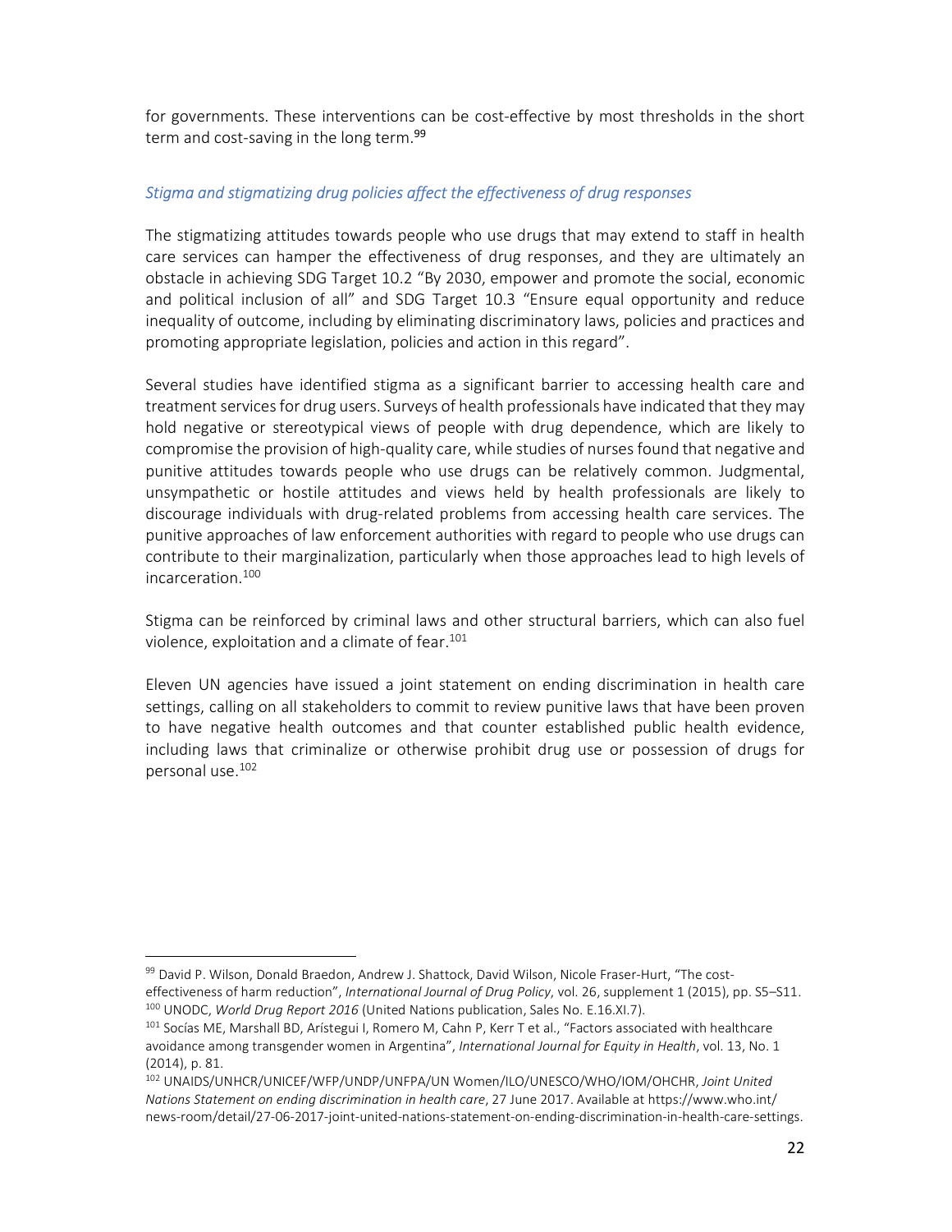for governments. These interventions can be cost-effective by most thresholds in the short term and cost-saving in the long term.[99]

*Stigma and stigmatizing drug policies affect the effectiveness of drug responses*

The stigmatizing attitudes towards people who use drugs that may extend to staff in health care services can hamper the effectiveness of drug responses, and they are ultimately an obstacle in achieving SDG Target 10.2 "By 2030, empower and promote the social, economic and political inclusion of all" and SDG Target 10.3 "Ensure equal opportunity and reduce inequality of outcome, including by eliminating discriminatory laws, policies and practices and promoting appropriate legislation, policies and action in this regard".

Several studies have identified stigma as a significant barrier to accessing health care and treatment services for drug users. Surveys of health professionals have indicated that they may hold negative or stereotypical views of people with drug dependence, which are likely to compromise the provision of high-quality care, while studies of nurses found that negative and punitive attitudes towards people who use drugs can be relatively common. Judgmental, unsympathetic or hostile attitudes and views held by health professionals are likely to discourage individuals with drug-related problems from accessing health care services. The punitive approaches of law enforcement authorities with regard to people who use drugs can contribute to their marginalization, particularly when those approaches lead to high levels of incarceration.[100]

Stigma can be reinforced by criminal laws and other structural barriers, which can also fuel violence, exploitation and a climate of fear.[101]

Eleven UN agencies have issued a joint statement on ending discrimination in health care settings, calling on all stakeholders to commit to review punitive laws that have been proven to have negative health outcomes and that counter established public health evidence, including laws that criminalize or otherwise prohibit drug use or possession of drugs for personal use.[102]

---

[99] David P. Wilson, Donald Braedon, Andrew J. Shattock, David Wilson, Nicole Fraser-Hurt, "The cost-effectiveness of harm reduction", *International Journal of Drug Policy*, vol. 26, supplement 1 (2015), pp. S5–S11.

[100] UNODC, *World Drug Report 2016* (United Nations publication, Sales No. E.16.XI.7).

[101] Socías ME, Marshall BD, Arístegui I, Romero M, Cahn P, Kerr T et al., "Factors associated with healthcare avoidance among transgender women in Argentina", *International Journal for Equity in Health*, vol. 13, No. 1 (2014), p. 81.

[102] UNAIDS/UNHCR/UNICEF/WFP/UNDP/UNFPA/UN Women/ILO/UNESCO/WHO/IOM/OHCHR, *Joint United Nations Statement on ending discrimination in health care*, 27 June 2017. Available at https://www.who.int/news-room/detail/27-06-2017-joint-united-nations-statement-on-ending-discrimination-in-health-care-settings.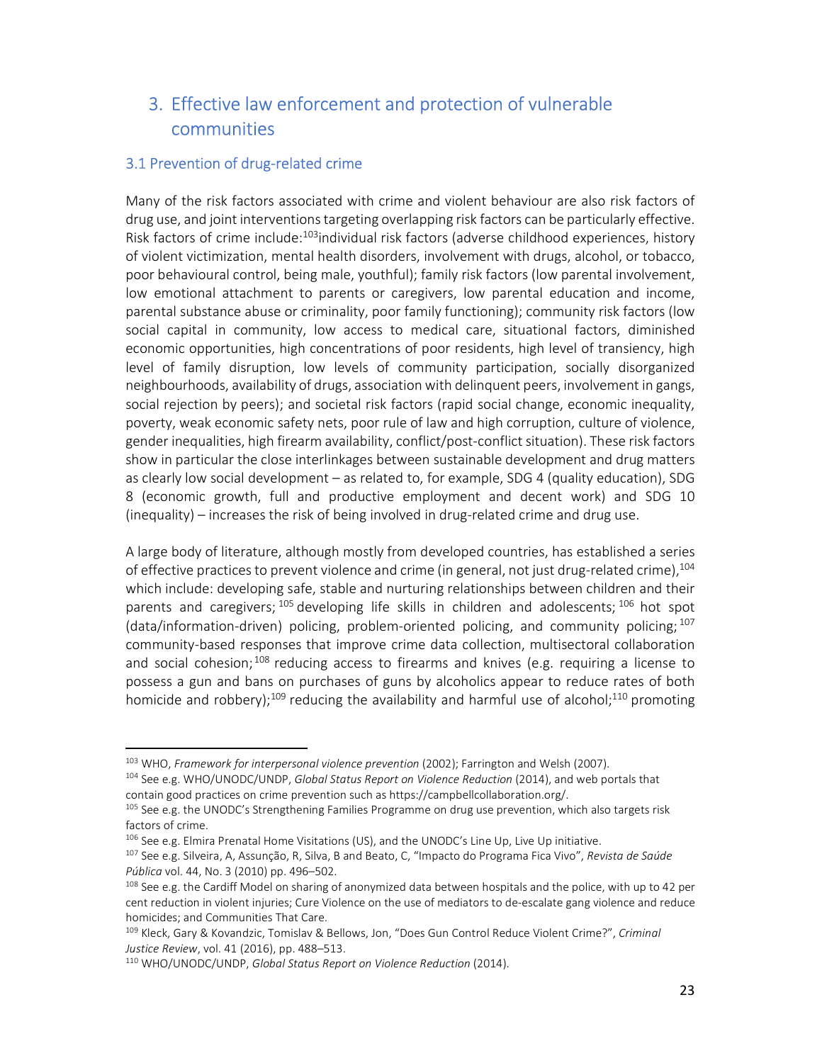# 3. Effective law enforcement and protection of vulnerable communities

## 3.1 Prevention of drug-related crime

Many of the risk factors associated with crime and violent behaviour are also risk factors of drug use, and joint interventions targeting overlapping risk factors can be particularly effective. Risk factors of crime include:[103]individual risk factors (adverse childhood experiences, history of violent victimization, mental health disorders, involvement with drugs, alcohol, or tobacco, poor behavioural control, being male, youthful); family risk factors (low parental involvement, low emotional attachment to parents or caregivers, low parental education and income, parental substance abuse or criminality, poor family functioning); community risk factors (low social capital in community, low access to medical care, situational factors, diminished economic opportunities, high concentrations of poor residents, high level of transiency, high level of family disruption, low levels of community participation, socially disorganized neighbourhoods, availability of drugs, association with delinquent peers, involvement in gangs, social rejection by peers); and societal risk factors (rapid social change, economic inequality, poverty, weak economic safety nets, poor rule of law and high corruption, culture of violence, gender inequalities, high firearm availability, conflict/post-conflict situation). These risk factors show in particular the close interlinkages between sustainable development and drug matters as clearly low social development – as related to, for example, SDG 4 (quality education), SDG 8 (economic growth, full and productive employment and decent work) and SDG 10 (inequality) – increases the risk of being involved in drug-related crime and drug use.

A large body of literature, although mostly from developed countries, has established a series of effective practices to prevent violence and crime (in general, not just drug-related crime),[104] which include: developing safe, stable and nurturing relationships between children and their parents and caregivers;[105] developing life skills in children and adolescents;[106] hot spot (data/information-driven) policing, problem-oriented policing, and community policing;[107] community-based responses that improve crime data collection, multisectoral collaboration and social cohesion;[108] reducing access to firearms and knives (e.g. requiring a license to possess a gun and bans on purchases of guns by alcoholics appear to reduce rates of both homicide and robbery);[109] reducing the availability and harmful use of alcohol;[110] promoting

---

[103] WHO, *Framework for interpersonal violence prevention* (2002); Farrington and Welsh (2007).

[104] See e.g. WHO/UNODC/UNDP, *Global Status Report on Violence Reduction* (2014), and web portals that contain good practices on crime prevention such as https://campbellcollaboration.org/.

[105] See e.g. the UNODC's Strengthening Families Programme on drug use prevention, which also targets risk factors of crime.

[106] See e.g. Elmira Prenatal Home Visitations (US), and the UNODC's Line Up, Live Up initiative.

[107] See e.g. Silveira, A, Assunção, R, Silva, B and Beato, C, "Impacto do Programa Fica Vivo", *Revista de Saúde Pública* vol. 44, No. 3 (2010) pp. 496–502.

[108] See e.g. the Cardiff Model on sharing of anonymized data between hospitals and the police, with up to 42 per cent reduction in violent injuries; Cure Violence on the use of mediators to de-escalate gang violence and reduce homicides; and Communities That Care.

[109] Kleck, Gary & Kovandzic, Tomislav & Bellows, Jon, "Does Gun Control Reduce Violent Crime?", *Criminal Justice Review*, vol. 41 (2016), pp. 488–513.

[110] WHO/UNODC/UNDP, *Global Status Report on Violence Reduction* (2014).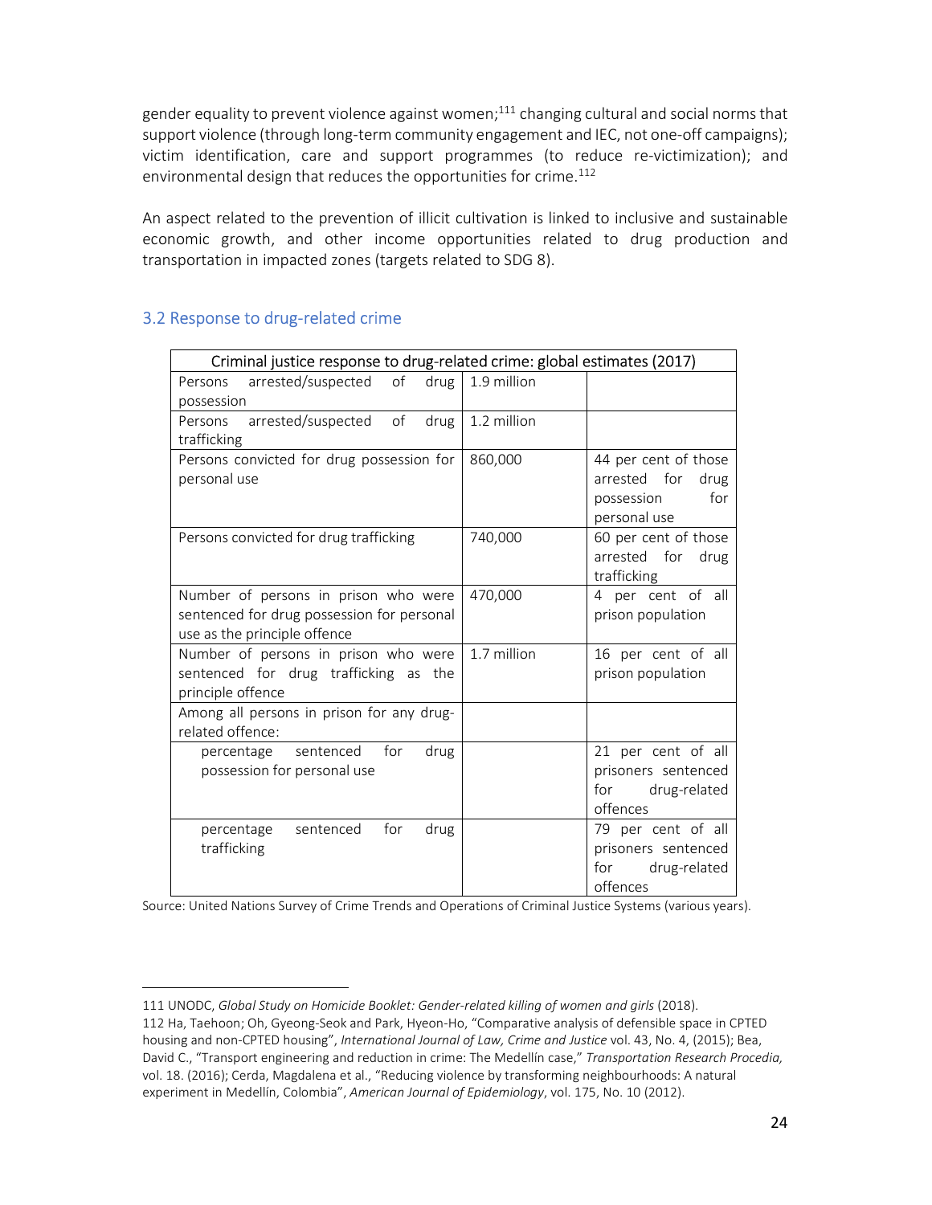gender equality to prevent violence against women;[111] changing cultural and social norms that support violence (through long-term community engagement and IEC, not one-off campaigns); victim identification, care and support programmes (to reduce re-victimization); and environmental design that reduces the opportunities for crime.[112]

An aspect related to the prevention of illicit cultivation is linked to inclusive and sustainable economic growth, and other income opportunities related to drug production and transportation in impacted zones (targets related to SDG 8).

## 3.2 Response to drug-related crime

| Criminal justice response to drug-related crime: global estimates (2017) | | |
|---|---|---|
| Persons arrested/suspected of drug possession | 1.9 million | |
| Persons arrested/suspected of drug trafficking | 1.2 million | |
| Persons convicted for drug possession for personal use | 860,000 | 44 per cent of those arrested for drug possession for personal use |
| Persons convicted for drug trafficking | 740,000 | 60 per cent of those arrested for drug trafficking |
| Number of persons in prison who were sentenced for drug possession for personal use as the principle offence | 470,000 | 4 per cent of all prison population |
| Number of persons in prison who were sentenced for drug trafficking as the principle offence | 1.7 million | 16 per cent of all prison population |
| Among all persons in prison for any drug-related offence: | | |
| percentage sentenced for drug possession for personal use | | 21 per cent of all prisoners sentenced for drug-related offences |
| percentage sentenced for drug trafficking | | 79 per cent of all prisoners sentenced for drug-related offences |

Source: United Nations Survey of Crime Trends and Operations of Criminal Justice Systems (various years).

111 UNODC, *Global Study on Homicide Booklet: Gender-related killing of women and girls* (2018).

112 Ha, Taehoon; Oh, Gyeong-Seok and Park, Hyeon-Ho, "Comparative analysis of defensible space in CPTED housing and non-CPTED housing", *International Journal of Law, Crime and Justice* vol. 43, No. 4, (2015); Bea, David C., "Transport engineering and reduction in crime: The Medellín case," *Transportation Research Procedia,* vol. 18. (2016); Cerda, Magdalena et al., "Reducing violence by transforming neighbourhoods: A natural experiment in Medellín, Colombia", *American Journal of Epidemiology*, vol. 175, No. 10 (2012).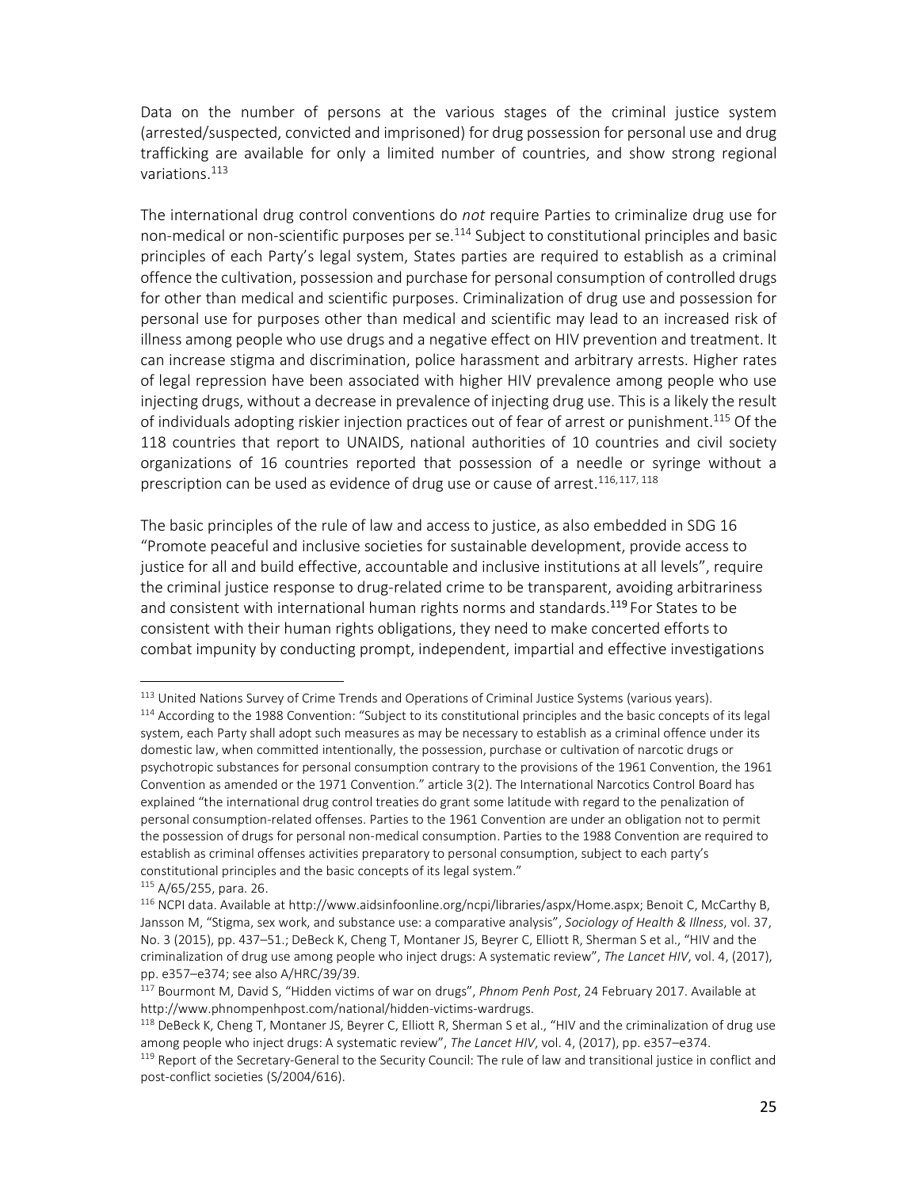Data on the number of persons at the various stages of the criminal justice system (arrested/suspected, convicted and imprisoned) for drug possession for personal use and drug trafficking are available for only a limited number of countries, and show strong regional variations.[113]

The international drug control conventions do *not* require Parties to criminalize drug use for non-medical or non-scientific purposes per se.[114] Subject to constitutional principles and basic principles of each Party's legal system, States parties are required to establish as a criminal offence the cultivation, possession and purchase for personal consumption of controlled drugs for other than medical and scientific purposes. Criminalization of drug use and possession for personal use for purposes other than medical and scientific may lead to an increased risk of illness among people who use drugs and a negative effect on HIV prevention and treatment. It can increase stigma and discrimination, police harassment and arbitrary arrests. Higher rates of legal repression have been associated with higher HIV prevalence among people who use injecting drugs, without a decrease in prevalence of injecting drug use. This is a likely the result of individuals adopting riskier injection practices out of fear of arrest or punishment.[115] Of the 118 countries that report to UNAIDS, national authorities of 10 countries and civil society organizations of 16 countries reported that possession of a needle or syringe without a prescription can be used as evidence of drug use or cause of arrest.[116,117,118]

The basic principles of the rule of law and access to justice, as also embedded in SDG 16 "Promote peaceful and inclusive societies for sustainable development, provide access to justice for all and build effective, accountable and inclusive institutions at all levels", require the criminal justice response to drug-related crime to be transparent, avoiding arbitrariness and consistent with international human rights norms and standards.[119] For States to be consistent with their human rights obligations, they need to make concerted efforts to combat impunity by conducting prompt, independent, impartial and effective investigations

---

[113] United Nations Survey of Crime Trends and Operations of Criminal Justice Systems (various years).

[114] According to the 1988 Convention: "Subject to its constitutional principles and the basic concepts of its legal system, each Party shall adopt such measures as may be necessary to establish as a criminal offence under its domestic law, when committed intentionally, the possession, purchase or cultivation of narcotic drugs or psychotropic substances for personal consumption contrary to the provisions of the 1961 Convention, the 1961 Convention as amended or the 1971 Convention." article 3(2). The International Narcotics Control Board has explained "the international drug control treaties do grant some latitude with regard to the penalization of personal consumption-related offenses. Parties to the 1961 Convention are under an obligation not to permit the possession of drugs for personal non-medical consumption. Parties to the 1988 Convention are required to establish as criminal offenses activities preparatory to personal consumption, subject to each party's constitutional principles and the basic concepts of its legal system."

[115] A/65/255, para. 26.

[116] NCPI data. Available at http://www.aidsinfoonline.org/ncpi/libraries/aspx/Home.aspx; Benoit C, McCarthy B, Jansson M, "Stigma, sex work, and substance use: a comparative analysis", *Sociology of Health & Illness*, vol. 37, No. 3 (2015), pp. 437–51.; DeBeck K, Cheng T, Montaner JS, Beyrer C, Elliott R, Sherman S et al., "HIV and the criminalization of drug use among people who inject drugs: A systematic review", *The Lancet HIV*, vol. 4, (2017), pp. e357–e374; see also A/HRC/39/39.

[117] Bourmont M, David S, "Hidden victims of war on drugs", *Phnom Penh Post*, 24 February 2017. Available at http://www.phnompenhpost.com/national/hidden-victims-wardrugs.

[118] DeBeck K, Cheng T, Montaner JS, Beyrer C, Elliott R, Sherman S et al., "HIV and the criminalization of drug use among people who inject drugs: A systematic review", *The Lancet HIV*, vol. 4, (2017), pp. e357–e374.

[119] Report of the Secretary-General to the Security Council: The rule of law and transitional justice in conflict and post-conflict societies (S/2004/616).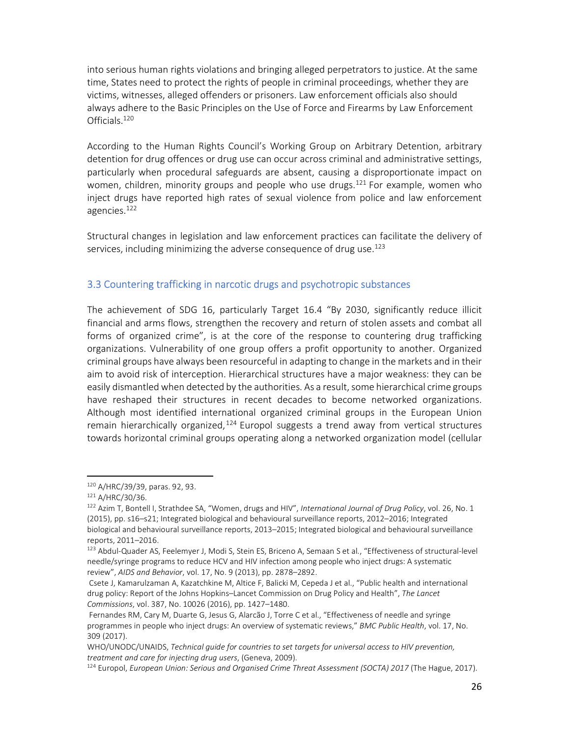into serious human rights violations and bringing alleged perpetrators to justice. At the same time, States need to protect the rights of people in criminal proceedings, whether they are victims, witnesses, alleged offenders or prisoners. Law enforcement officials also should always adhere to the Basic Principles on the Use of Force and Firearms by Law Enforcement Officials.[120]

According to the Human Rights Council's Working Group on Arbitrary Detention, arbitrary detention for drug offences or drug use can occur across criminal and administrative settings, particularly when procedural safeguards are absent, causing a disproportionate impact on women, children, minority groups and people who use drugs.[121] For example, women who inject drugs have reported high rates of sexual violence from police and law enforcement agencies.[122]

Structural changes in legislation and law enforcement practices can facilitate the delivery of services, including minimizing the adverse consequence of drug use.[123]

### 3.3 Countering trafficking in narcotic drugs and psychotropic substances

The achievement of SDG 16, particularly Target 16.4 "By 2030, significantly reduce illicit financial and arms flows, strengthen the recovery and return of stolen assets and combat all forms of organized crime", is at the core of the response to countering drug trafficking organizations. Vulnerability of one group offers a profit opportunity to another. Organized criminal groups have always been resourceful in adapting to change in the markets and in their aim to avoid risk of interception. Hierarchical structures have a major weakness: they can be easily dismantled when detected by the authorities. As a result, some hierarchical crime groups have reshaped their structures in recent decades to become networked organizations. Although most identified international organized criminal groups in the European Union remain hierarchically organized,[124] Europol suggests a trend away from vertical structures towards horizontal criminal groups operating along a networked organization model (cellular

---

[120] A/HRC/39/39, paras. 92, 93.

[121] A/HRC/30/36.

[122] Azim T, Bontell I, Strathdee SA, "Women, drugs and HIV", *International Journal of Drug Policy*, vol. 26, No. 1 (2015), pp. s16–s21; Integrated biological and behavioural surveillance reports, 2012–2016; Integrated biological and behavioural surveillance reports, 2013–2015; Integrated biological and behavioural surveillance reports, 2011–2016.

[123] Abdul-Quader AS, Feelemyer J, Modi S, Stein ES, Briceno A, Semaan S et al., "Effectiveness of structural-level needle/syringe programs to reduce HCV and HIV infection among people who inject drugs: A systematic review", *AIDS and Behavior*, vol. 17, No. 9 (2013), pp. 2878–2892.

Csete J, Kamarulzaman A, Kazatchkine M, Altice F, Balicki M, Cepeda J et al., "Public health and international drug policy: Report of the Johns Hopkins–Lancet Commission on Drug Policy and Health", *The Lancet Commissions*, vol. 387, No. 10026 (2016), pp. 1427–1480.

Fernandes RM, Cary M, Duarte G, Jesus G, Alarcão J, Torre C et al., "Effectiveness of needle and syringe programmes in people who inject drugs: An overview of systematic reviews," *BMC Public Health*, vol. 17, No. 309 (2017).

WHO/UNODC/UNAIDS, *Technical guide for countries to set targets for universal access to HIV prevention, treatment and care for injecting drug users*, (Geneva, 2009).

[124] Europol, *European Union: Serious and Organised Crime Threat Assessment (SOCTA) 2017* (The Hague, 2017).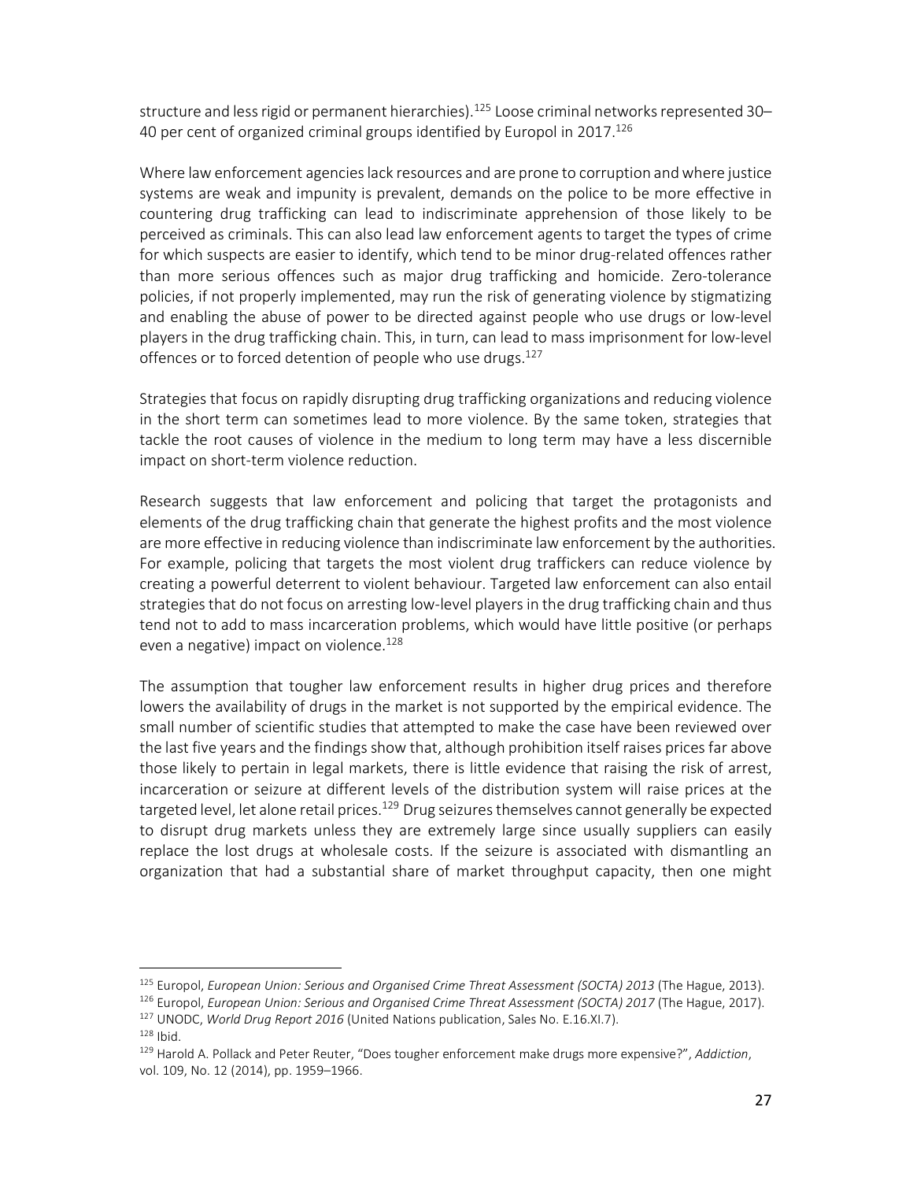structure and less rigid or permanent hierarchies).[125] Loose criminal networks represented 30–40 per cent of organized criminal groups identified by Europol in 2017.[126]

Where law enforcement agencies lack resources and are prone to corruption and where justice systems are weak and impunity is prevalent, demands on the police to be more effective in countering drug trafficking can lead to indiscriminate apprehension of those likely to be perceived as criminals. This can also lead law enforcement agents to target the types of crime for which suspects are easier to identify, which tend to be minor drug-related offences rather than more serious offences such as major drug trafficking and homicide. Zero-tolerance policies, if not properly implemented, may run the risk of generating violence by stigmatizing and enabling the abuse of power to be directed against people who use drugs or low-level players in the drug trafficking chain. This, in turn, can lead to mass imprisonment for low-level offences or to forced detention of people who use drugs.[127]

Strategies that focus on rapidly disrupting drug trafficking organizations and reducing violence in the short term can sometimes lead to more violence. By the same token, strategies that tackle the root causes of violence in the medium to long term may have a less discernible impact on short-term violence reduction.

Research suggests that law enforcement and policing that target the protagonists and elements of the drug trafficking chain that generate the highest profits and the most violence are more effective in reducing violence than indiscriminate law enforcement by the authorities. For example, policing that targets the most violent drug traffickers can reduce violence by creating a powerful deterrent to violent behaviour. Targeted law enforcement can also entail strategies that do not focus on arresting low-level players in the drug trafficking chain and thus tend not to add to mass incarceration problems, which would have little positive (or perhaps even a negative) impact on violence.[128]

The assumption that tougher law enforcement results in higher drug prices and therefore lowers the availability of drugs in the market is not supported by the empirical evidence. The small number of scientific studies that attempted to make the case have been reviewed over the last five years and the findings show that, although prohibition itself raises prices far above those likely to pertain in legal markets, there is little evidence that raising the risk of arrest, incarceration or seizure at different levels of the distribution system will raise prices at the targeted level, let alone retail prices.[129] Drug seizures themselves cannot generally be expected to disrupt drug markets unless they are extremely large since usually suppliers can easily replace the lost drugs at wholesale costs. If the seizure is associated with dismantling an organization that had a substantial share of market throughput capacity, then one might

---

[125] Europol, *European Union: Serious and Organised Crime Threat Assessment (SOCTA) 2013* (The Hague, 2013).

[126] Europol, *European Union: Serious and Organised Crime Threat Assessment (SOCTA) 2017* (The Hague, 2017).

[127] UNODC, *World Drug Report 2016* (United Nations publication, Sales No. E.16.XI.7).

[128] Ibid.

[129] Harold A. Pollack and Peter Reuter, "Does tougher enforcement make drugs more expensive?", *Addiction*, vol. 109, No. 12 (2014), pp. 1959–1966.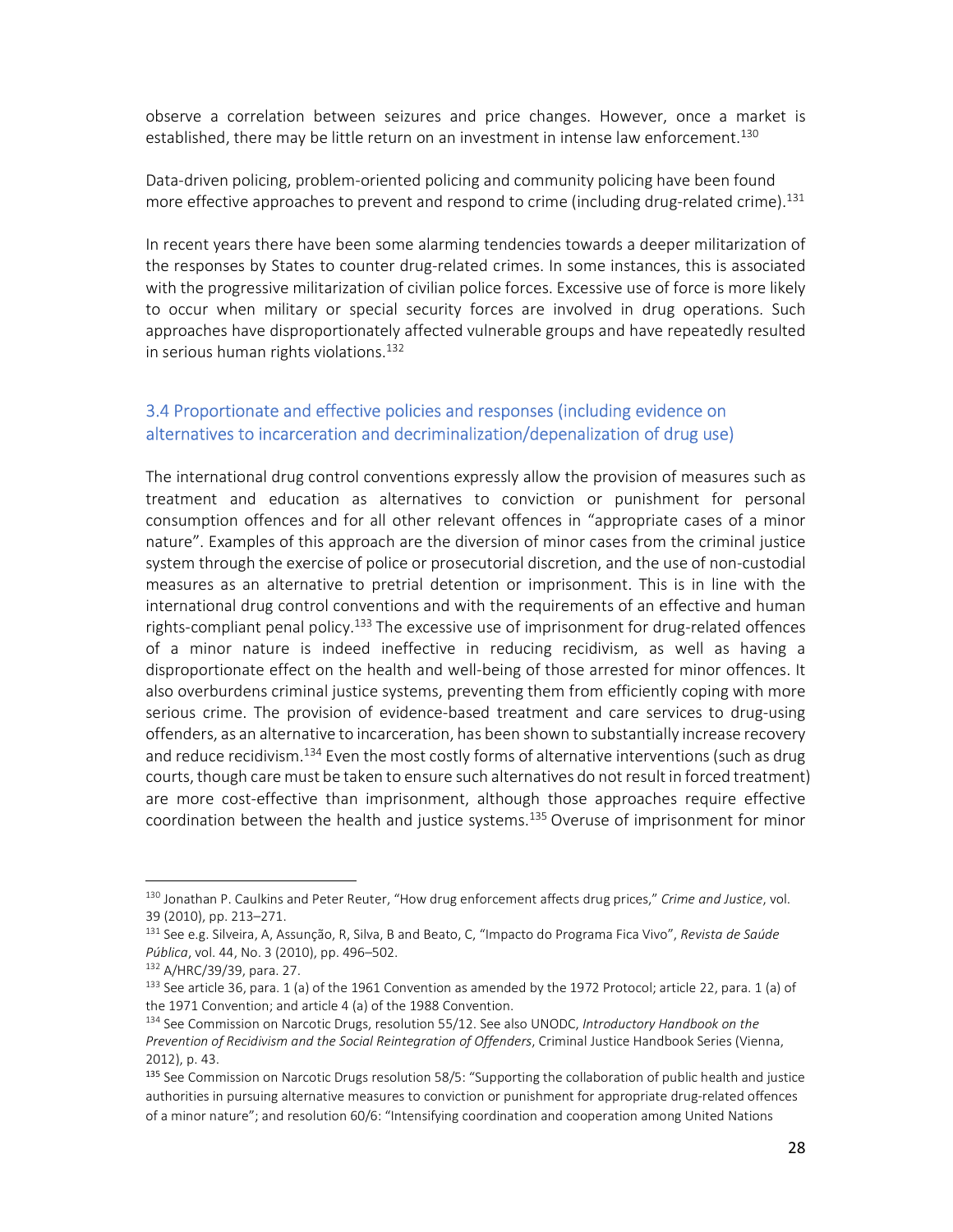observe a correlation between seizures and price changes. However, once a market is established, there may be little return on an investment in intense law enforcement.[130]

Data-driven policing, problem-oriented policing and community policing have been found more effective approaches to prevent and respond to crime (including drug-related crime).[131]

In recent years there have been some alarming tendencies towards a deeper militarization of the responses by States to counter drug-related crimes. In some instances, this is associated with the progressive militarization of civilian police forces. Excessive use of force is more likely to occur when military or special security forces are involved in drug operations. Such approaches have disproportionately affected vulnerable groups and have repeatedly resulted in serious human rights violations.[132]

### 3.4 Proportionate and effective policies and responses (including evidence on alternatives to incarceration and decriminalization/depenalization of drug use)

The international drug control conventions expressly allow the provision of measures such as treatment and education as alternatives to conviction or punishment for personal consumption offences and for all other relevant offences in "appropriate cases of a minor nature". Examples of this approach are the diversion of minor cases from the criminal justice system through the exercise of police or prosecutorial discretion, and the use of non-custodial measures as an alternative to pretrial detention or imprisonment. This is in line with the international drug control conventions and with the requirements of an effective and human rights-compliant penal policy.[133] The excessive use of imprisonment for drug-related offences of a minor nature is indeed ineffective in reducing recidivism, as well as having a disproportionate effect on the health and well-being of those arrested for minor offences. It also overburdens criminal justice systems, preventing them from efficiently coping with more serious crime. The provision of evidence-based treatment and care services to drug-using offenders, as an alternative to incarceration, has been shown to substantially increase recovery and reduce recidivism.[134] Even the most costly forms of alternative interventions (such as drug courts, though care must be taken to ensure such alternatives do not result in forced treatment) are more cost-effective than imprisonment, although those approaches require effective coordination between the health and justice systems.[135] Overuse of imprisonment for minor

---

[130] Jonathan P. Caulkins and Peter Reuter, "How drug enforcement affects drug prices," *Crime and Justice*, vol. 39 (2010), pp. 213–271.

[131] See e.g. Silveira, A, Assunção, R, Silva, B and Beato, C, "Impacto do Programa Fica Vivo", *Revista de Saúde Pública*, vol. 44, No. 3 (2010), pp. 496–502.

[132] A/HRC/39/39, para. 27.

[133] See article 36, para. 1 (a) of the 1961 Convention as amended by the 1972 Protocol; article 22, para. 1 (a) of the 1971 Convention; and article 4 (a) of the 1988 Convention.

[134] See Commission on Narcotic Drugs, resolution 55/12. See also UNODC, *Introductory Handbook on the Prevention of Recidivism and the Social Reintegration of Offenders*, Criminal Justice Handbook Series (Vienna, 2012), p. 43.

[135] See Commission on Narcotic Drugs resolution 58/5: "Supporting the collaboration of public health and justice authorities in pursuing alternative measures to conviction or punishment for appropriate drug-related offences of a minor nature"; and resolution 60/6: "Intensifying coordination and cooperation among United Nations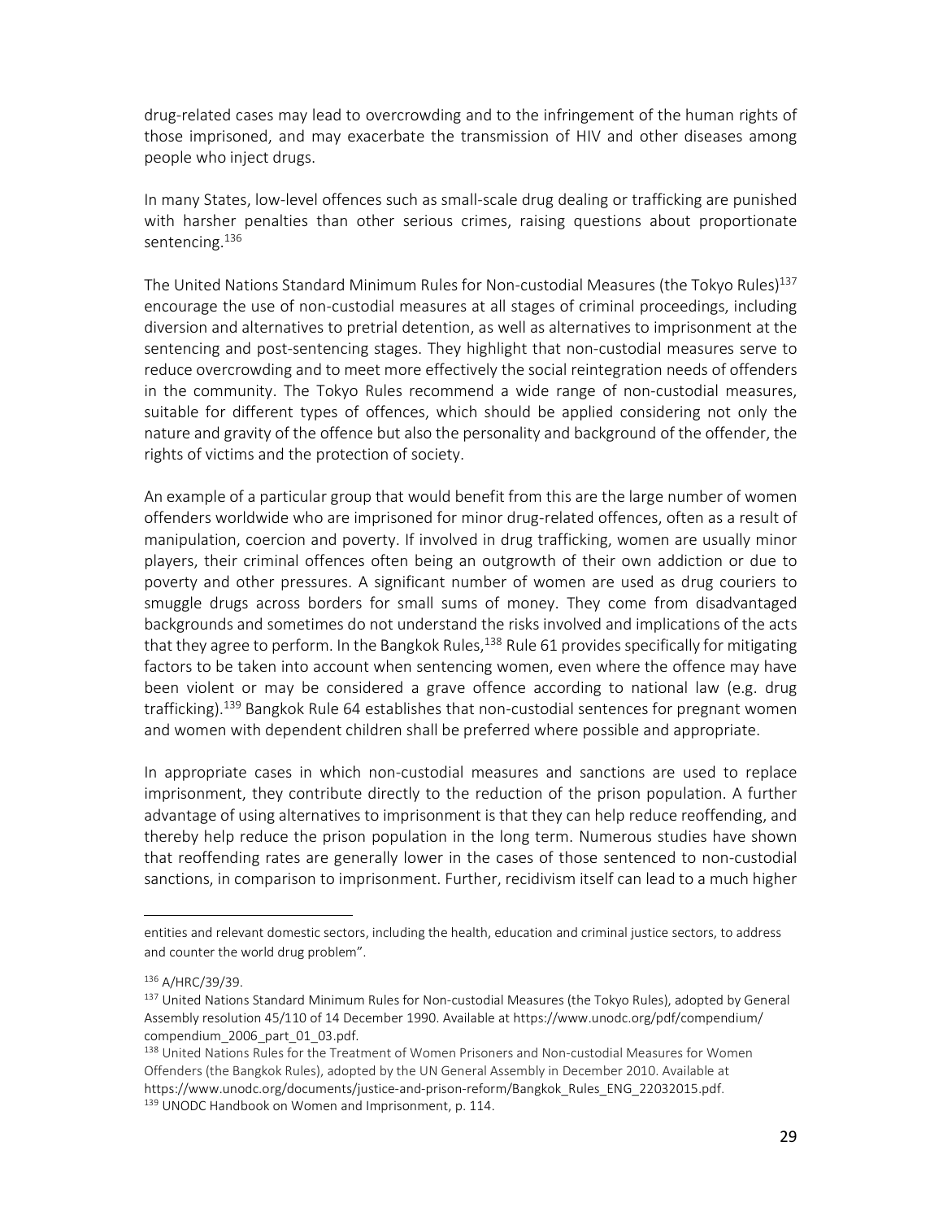drug-related cases may lead to overcrowding and to the infringement of the human rights of those imprisoned, and may exacerbate the transmission of HIV and other diseases among people who inject drugs.

In many States, low-level offences such as small-scale drug dealing or trafficking are punished with harsher penalties than other serious crimes, raising questions about proportionate sentencing.[136]

The United Nations Standard Minimum Rules for Non-custodial Measures (the Tokyo Rules)[137] encourage the use of non-custodial measures at all stages of criminal proceedings, including diversion and alternatives to pretrial detention, as well as alternatives to imprisonment at the sentencing and post-sentencing stages. They highlight that non-custodial measures serve to reduce overcrowding and to meet more effectively the social reintegration needs of offenders in the community. The Tokyo Rules recommend a wide range of non-custodial measures, suitable for different types of offences, which should be applied considering not only the nature and gravity of the offence but also the personality and background of the offender, the rights of victims and the protection of society.

An example of a particular group that would benefit from this are the large number of women offenders worldwide who are imprisoned for minor drug-related offences, often as a result of manipulation, coercion and poverty. If involved in drug trafficking, women are usually minor players, their criminal offences often being an outgrowth of their own addiction or due to poverty and other pressures. A significant number of women are used as drug couriers to smuggle drugs across borders for small sums of money. They come from disadvantaged backgrounds and sometimes do not understand the risks involved and implications of the acts that they agree to perform. In the Bangkok Rules,[138] Rule 61 provides specifically for mitigating factors to be taken into account when sentencing women, even where the offence may have been violent or may be considered a grave offence according to national law (e.g. drug trafficking).[139] Bangkok Rule 64 establishes that non-custodial sentences for pregnant women and women with dependent children shall be preferred where possible and appropriate.

In appropriate cases in which non-custodial measures and sanctions are used to replace imprisonment, they contribute directly to the reduction of the prison population. A further advantage of using alternatives to imprisonment is that they can help reduce reoffending, and thereby help reduce the prison population in the long term. Numerous studies have shown that reoffending rates are generally lower in the cases of those sentenced to non-custodial sanctions, in comparison to imprisonment. Further, recidivism itself can lead to a much higher

---

entities and relevant domestic sectors, including the health, education and criminal justice sectors, to address and counter the world drug problem".

[136] A/HRC/39/39.

[137] United Nations Standard Minimum Rules for Non-custodial Measures (the Tokyo Rules), adopted by General Assembly resolution 45/110 of 14 December 1990. Available at https://www.unodc.org/pdf/compendium/compendium_2006_part_01_03.pdf.

[138] United Nations Rules for the Treatment of Women Prisoners and Non-custodial Measures for Women Offenders (the Bangkok Rules), adopted by the UN General Assembly in December 2010. Available at https://www.unodc.org/documents/justice-and-prison-reform/Bangkok_Rules_ENG_22032015.pdf.

[139] UNODC Handbook on Women and Imprisonment, p. 114.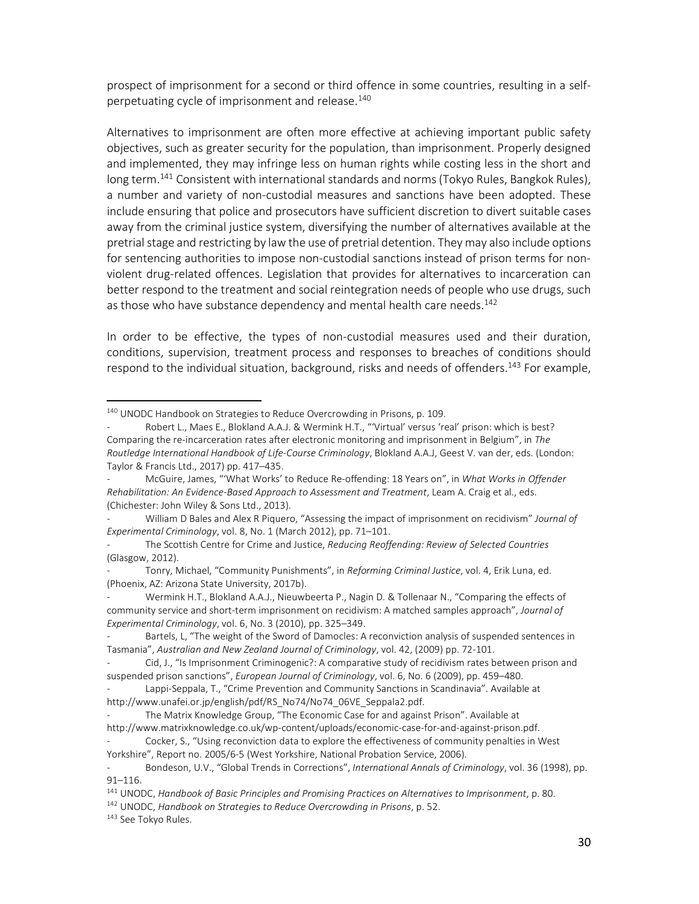prospect of imprisonment for a second or third offence in some countries, resulting in a self-perpetuating cycle of imprisonment and release.[140]

Alternatives to imprisonment are often more effective at achieving important public safety objectives, such as greater security for the population, than imprisonment. Properly designed and implemented, they may infringe less on human rights while costing less in the short and long term.[141] Consistent with international standards and norms (Tokyo Rules, Bangkok Rules), a number and variety of non-custodial measures and sanctions have been adopted. These include ensuring that police and prosecutors have sufficient discretion to divert suitable cases away from the criminal justice system, diversifying the number of alternatives available at the pretrial stage and restricting by law the use of pretrial detention. They may also include options for sentencing authorities to impose non-custodial sanctions instead of prison terms for non-violent drug-related offences. Legislation that provides for alternatives to incarceration can better respond to the treatment and social reintegration needs of people who use drugs, such as those who have substance dependency and mental health care needs.[142]

In order to be effective, the types of non-custodial measures used and their duration, conditions, supervision, treatment process and responses to breaches of conditions should respond to the individual situation, background, risks and needs of offenders.[143] For example,

---

[140] UNODC Handbook on Strategies to Reduce Overcrowding in Prisons, p. 109.

- Robert L., Maes E., Blokland A.A.J. & Wermink H.T., "'Virtual' versus 'real' prison: which is best? Comparing the re-incarceration rates after electronic monitoring and imprisonment in Belgium", in *The Routledge International Handbook of Life-Course Criminology*, Blokland A.A.J, Geest V. van der, eds. (London: Taylor & Francis Ltd., 2017) pp. 417–435.
- McGuire, James, "'What Works' to Reduce Re-offending: 18 Years on", in *What Works in Offender Rehabilitation: An Evidence-Based Approach to Assessment and Treatment*, Leam A. Craig et al., eds. (Chichester: John Wiley & Sons Ltd., 2013).
- William D Bales and Alex R Piquero, "Assessing the impact of imprisonment on recidivism" *Journal of Experimental Criminology*, vol. 8, No. 1 (March 2012), pp. 71–101.
- The Scottish Centre for Crime and Justice, *Reducing Reoffending: Review of Selected Countries* (Glasgow, 2012).
- Tonry, Michael, "Community Punishments", in *Reforming Criminal Justice*, vol. 4, Erik Luna, ed. (Phoenix, AZ: Arizona State University, 2017b).
- Wermink H.T., Blokland A.A.J., Nieuwbeerta P., Nagin D. & Tollenaar N., "Comparing the effects of community service and short-term imprisonment on recidivism: A matched samples approach", *Journal of Experimental Criminology*, vol. 6, No. 3 (2010), pp. 325–349.
- Bartels, L, "The weight of the Sword of Damocles: A reconviction analysis of suspended sentences in Tasmania", *Australian and New Zealand Journal of Criminology*, vol. 42, (2009) pp. 72-101.
- Cid, J., "Is Imprisonment Criminogenic?: A comparative study of recidivism rates between prison and suspended prison sanctions", *European Journal of Criminology*, vol. 6, No. 6 (2009), pp. 459–480.
- Lappi-Seppala, T., "Crime Prevention and Community Sanctions in Scandinavia". Available at http://www.unafei.or.jp/english/pdf/RS_No74/No74_06VE_Seppala2.pdf.
- The Matrix Knowledge Group, "The Economic Case for and against Prison". Available at http://www.matrixknowledge.co.uk/wp-content/uploads/economic-case-for-and-against-prison.pdf.
- Cocker, S., "Using reconviction data to explore the effectiveness of community penalties in West Yorkshire", Report no. 2005/6-5 (West Yorkshire, National Probation Service, 2006).
- Bondeson, U.V., "Global Trends in Corrections", *International Annals of Criminology*, vol. 36 (1998), pp. 91–116.

[141] UNODC, *Handbook of Basic Principles and Promising Practices on Alternatives to Imprisonment*, p. 80.

[142] UNODC, *Handbook on Strategies to Reduce Overcrowding in Prisons*, p. 52.

[143] See Tokyo Rules.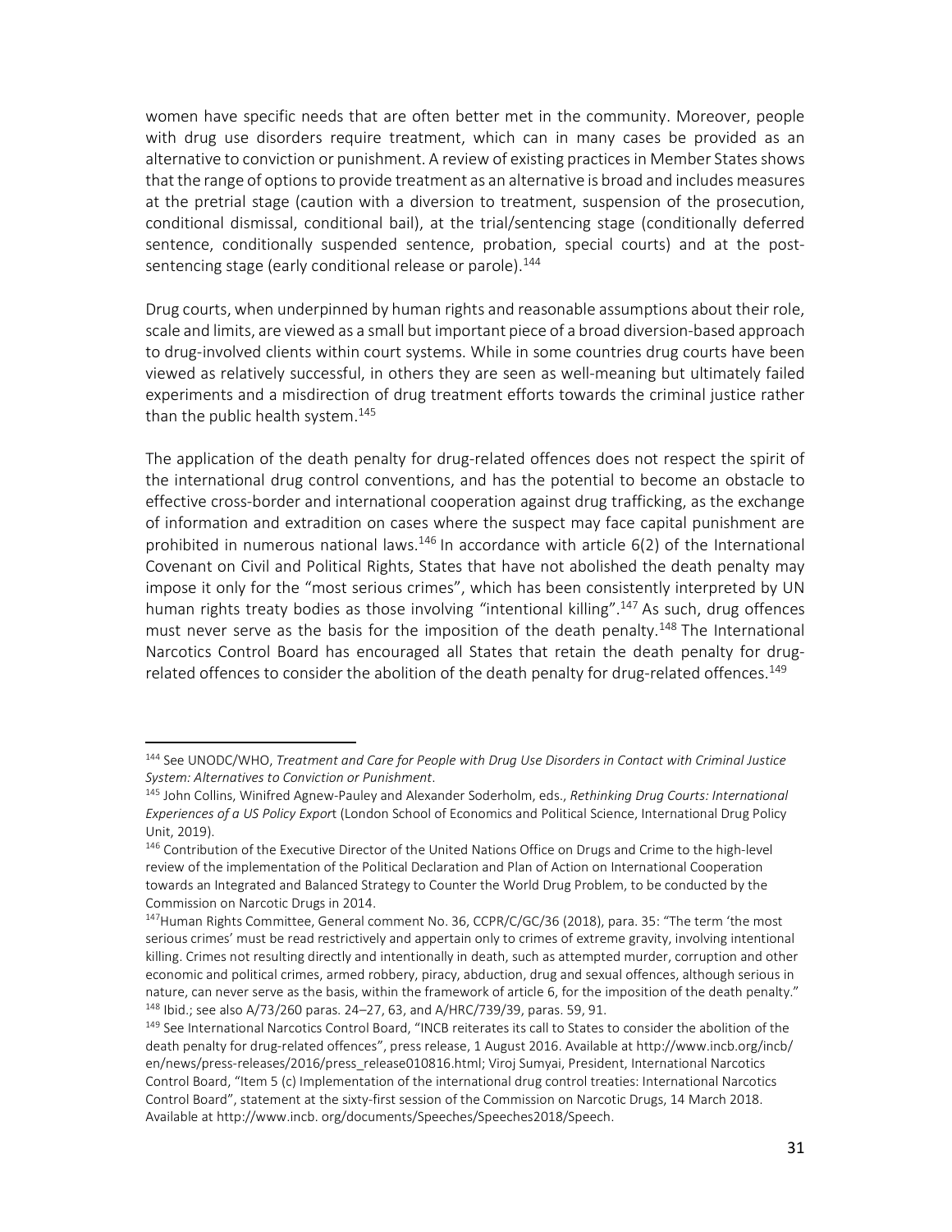women have specific needs that are often better met in the community. Moreover, people with drug use disorders require treatment, which can in many cases be provided as an alternative to conviction or punishment. A review of existing practices in Member States shows that the range of options to provide treatment as an alternative is broad and includes measures at the pretrial stage (caution with a diversion to treatment, suspension of the prosecution, conditional dismissal, conditional bail), at the trial/sentencing stage (conditionally deferred sentence, conditionally suspended sentence, probation, special courts) and at the post-sentencing stage (early conditional release or parole).[144]

Drug courts, when underpinned by human rights and reasonable assumptions about their role, scale and limits, are viewed as a small but important piece of a broad diversion-based approach to drug-involved clients within court systems. While in some countries drug courts have been viewed as relatively successful, in others they are seen as well-meaning but ultimately failed experiments and a misdirection of drug treatment efforts towards the criminal justice rather than the public health system.[145]

The application of the death penalty for drug-related offences does not respect the spirit of the international drug control conventions, and has the potential to become an obstacle to effective cross-border and international cooperation against drug trafficking, as the exchange of information and extradition on cases where the suspect may face capital punishment are prohibited in numerous national laws.[146] In accordance with article 6(2) of the International Covenant on Civil and Political Rights, States that have not abolished the death penalty may impose it only for the "most serious crimes", which has been consistently interpreted by UN human rights treaty bodies as those involving "intentional killing".[147] As such, drug offences must never serve as the basis for the imposition of the death penalty.[148] The International Narcotics Control Board has encouraged all States that retain the death penalty for drug-related offences to consider the abolition of the death penalty for drug-related offences.[149]

---

[144] See UNODC/WHO, *Treatment and Care for People with Drug Use Disorders in Contact with Criminal Justice System: Alternatives to Conviction or Punishment*.

[145] John Collins, Winifred Agnew-Pauley and Alexander Soderholm, eds., *Rethinking Drug Courts: International Experiences of a US Policy Export* (London School of Economics and Political Science, International Drug Policy Unit, 2019).

[146] Contribution of the Executive Director of the United Nations Office on Drugs and Crime to the high-level review of the implementation of the Political Declaration and Plan of Action on International Cooperation towards an Integrated and Balanced Strategy to Counter the World Drug Problem, to be conducted by the Commission on Narcotic Drugs in 2014.

[147] Human Rights Committee, General comment No. 36, CCPR/C/GC/36 (2018), para. 35: "The term 'the most serious crimes' must be read restrictively and appertain only to crimes of extreme gravity, involving intentional killing. Crimes not resulting directly and intentionally in death, such as attempted murder, corruption and other economic and political crimes, armed robbery, piracy, abduction, drug and sexual offences, although serious in nature, can never serve as the basis, within the framework of article 6, for the imposition of the death penalty."

[148] Ibid.; see also A/73/260 paras. 24–27, 63, and A/HRC/739/39, paras. 59, 91.

[149] See International Narcotics Control Board, "INCB reiterates its call to States to consider the abolition of the death penalty for drug-related offences", press release, 1 August 2016. Available at http://www.incb.org/incb/en/news/press-releases/2016/press_release010816.html; Viroj Sumyai, President, International Narcotics Control Board, "Item 5 (c) Implementation of the international drug control treaties: International Narcotics Control Board", statement at the sixty-first session of the Commission on Narcotic Drugs, 14 March 2018. Available at http://www.incb. org/documents/Speeches/Speeches2018/Speech.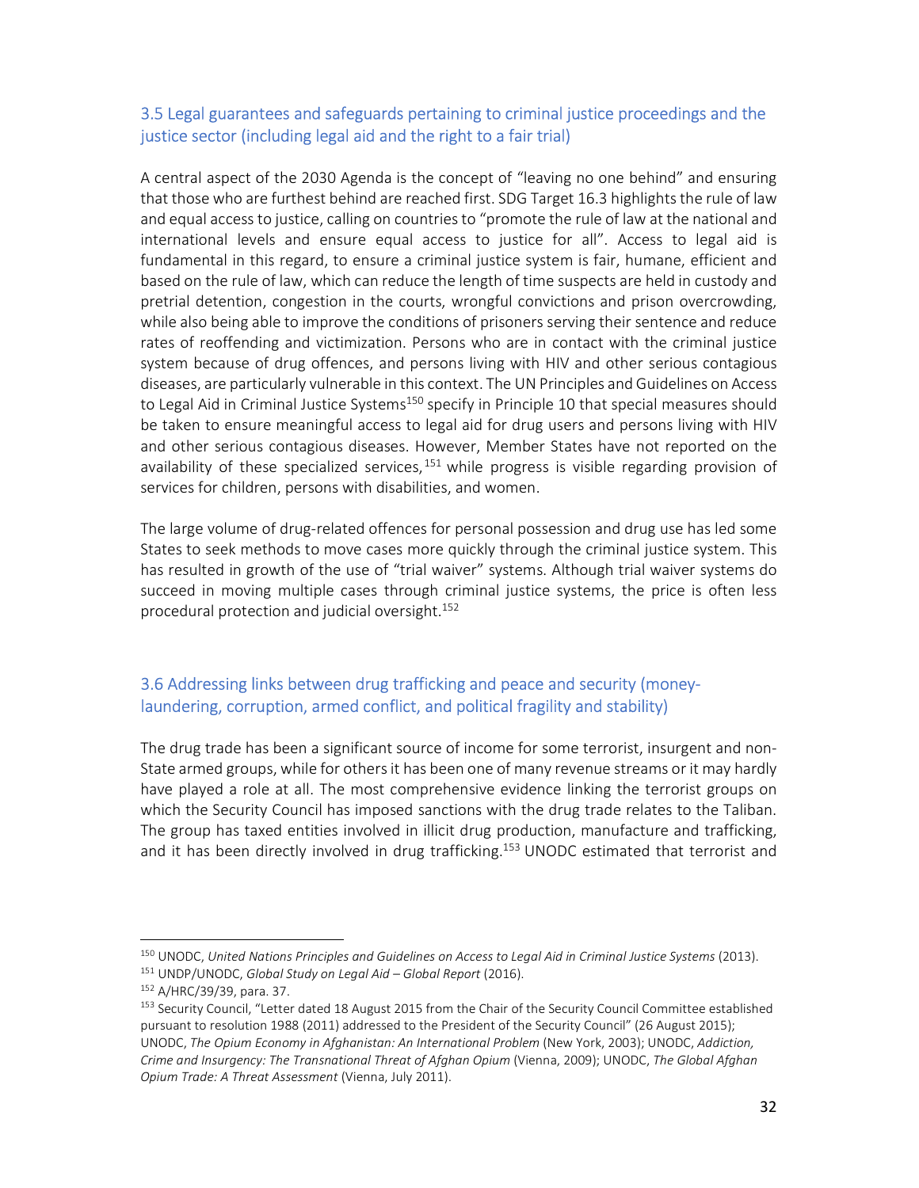## 3.5 Legal guarantees and safeguards pertaining to criminal justice proceedings and the justice sector (including legal aid and the right to a fair trial)

A central aspect of the 2030 Agenda is the concept of "leaving no one behind" and ensuring that those who are furthest behind are reached first. SDG Target 16.3 highlights the rule of law and equal access to justice, calling on countries to "promote the rule of law at the national and international levels and ensure equal access to justice for all". Access to legal aid is fundamental in this regard, to ensure a criminal justice system is fair, humane, efficient and based on the rule of law, which can reduce the length of time suspects are held in custody and pretrial detention, congestion in the courts, wrongful convictions and prison overcrowding, while also being able to improve the conditions of prisoners serving their sentence and reduce rates of reoffending and victimization. Persons who are in contact with the criminal justice system because of drug offences, and persons living with HIV and other serious contagious diseases, are particularly vulnerable in this context. The UN Principles and Guidelines on Access to Legal Aid in Criminal Justice Systems[150] specify in Principle 10 that special measures should be taken to ensure meaningful access to legal aid for drug users and persons living with HIV and other serious contagious diseases. However, Member States have not reported on the availability of these specialized services,[151] while progress is visible regarding provision of services for children, persons with disabilities, and women.

The large volume of drug-related offences for personal possession and drug use has led some States to seek methods to move cases more quickly through the criminal justice system. This has resulted in growth of the use of "trial waiver" systems. Although trial waiver systems do succeed in moving multiple cases through criminal justice systems, the price is often less procedural protection and judicial oversight.[152]

## 3.6 Addressing links between drug trafficking and peace and security (money-laundering, corruption, armed conflict, and political fragility and stability)

The drug trade has been a significant source of income for some terrorist, insurgent and non-State armed groups, while for others it has been one of many revenue streams or it may hardly have played a role at all. The most comprehensive evidence linking the terrorist groups on which the Security Council has imposed sanctions with the drug trade relates to the Taliban. The group has taxed entities involved in illicit drug production, manufacture and trafficking, and it has been directly involved in drug trafficking.[153] UNODC estimated that terrorist and

---

[150] UNODC, *United Nations Principles and Guidelines on Access to Legal Aid in Criminal Justice Systems* (2013).

[151] UNDP/UNODC, *Global Study on Legal Aid – Global Report* (2016).

[152] A/HRC/39/39, para. 37.

[153] Security Council, "Letter dated 18 August 2015 from the Chair of the Security Council Committee established pursuant to resolution 1988 (2011) addressed to the President of the Security Council" (26 August 2015); UNODC, *The Opium Economy in Afghanistan: An International Problem* (New York, 2003); UNODC, *Addiction, Crime and Insurgency: The Transnational Threat of Afghan Opium* (Vienna, 2009); UNODC, *The Global Afghan Opium Trade: A Threat Assessment* (Vienna, July 2011).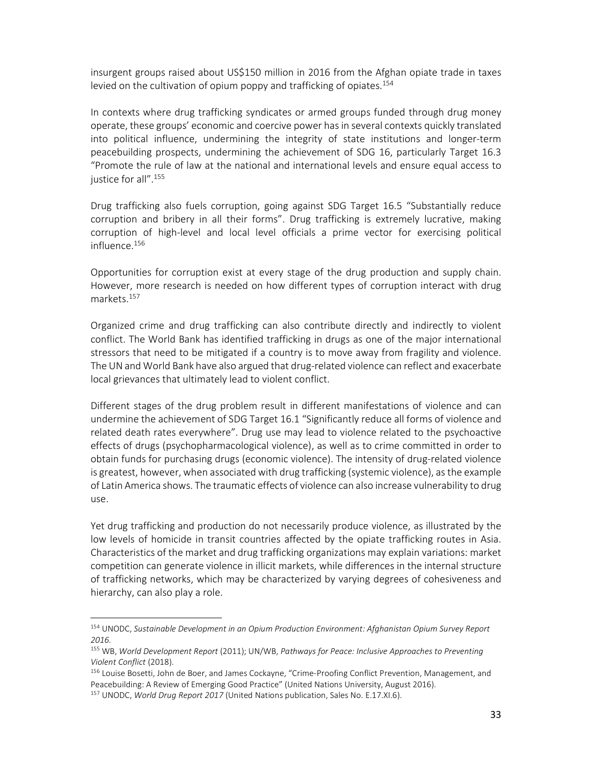insurgent groups raised about US$150 million in 2016 from the Afghan opiate trade in taxes levied on the cultivation of opium poppy and trafficking of opiates.[154]

In contexts where drug trafficking syndicates or armed groups funded through drug money operate, these groups' economic and coercive power has in several contexts quickly translated into political influence, undermining the integrity of state institutions and longer-term peacebuilding prospects, undermining the achievement of SDG 16, particularly Target 16.3 "Promote the rule of law at the national and international levels and ensure equal access to justice for all".[155]

Drug trafficking also fuels corruption, going against SDG Target 16.5 "Substantially reduce corruption and bribery in all their forms". Drug trafficking is extremely lucrative, making corruption of high-level and local level officials a prime vector for exercising political influence.[156]

Opportunities for corruption exist at every stage of the drug production and supply chain. However, more research is needed on how different types of corruption interact with drug markets.[157]

Organized crime and drug trafficking can also contribute directly and indirectly to violent conflict. The World Bank has identified trafficking in drugs as one of the major international stressors that need to be mitigated if a country is to move away from fragility and violence. The UN and World Bank have also argued that drug-related violence can reflect and exacerbate local grievances that ultimately lead to violent conflict.

Different stages of the drug problem result in different manifestations of violence and can undermine the achievement of SDG Target 16.1 "Significantly reduce all forms of violence and related death rates everywhere". Drug use may lead to violence related to the psychoactive effects of drugs (psychopharmacological violence), as well as to crime committed in order to obtain funds for purchasing drugs (economic violence). The intensity of drug-related violence is greatest, however, when associated with drug trafficking (systemic violence), as the example of Latin America shows. The traumatic effects of violence can also increase vulnerability to drug use.

Yet drug trafficking and production do not necessarily produce violence, as illustrated by the low levels of homicide in transit countries affected by the opiate trafficking routes in Asia. Characteristics of the market and drug trafficking organizations may explain variations: market competition can generate violence in illicit markets, while differences in the internal structure of trafficking networks, which may be characterized by varying degrees of cohesiveness and hierarchy, can also play a role.

---

[154] UNODC, *Sustainable Development in an Opium Production Environment: Afghanistan Opium Survey Report 2016.*

[155] WB, *World Development Report* (2011); UN/WB, *Pathways for Peace: Inclusive Approaches to Preventing Violent Conflict* (2018).

[156] Louise Bosetti, John de Boer, and James Cockayne, "Crime-Proofing Conflict Prevention, Management, and Peacebuilding: A Review of Emerging Good Practice" (United Nations University, August 2016).

[157] UNODC, *World Drug Report 2017* (United Nations publication, Sales No. E.17.XI.6).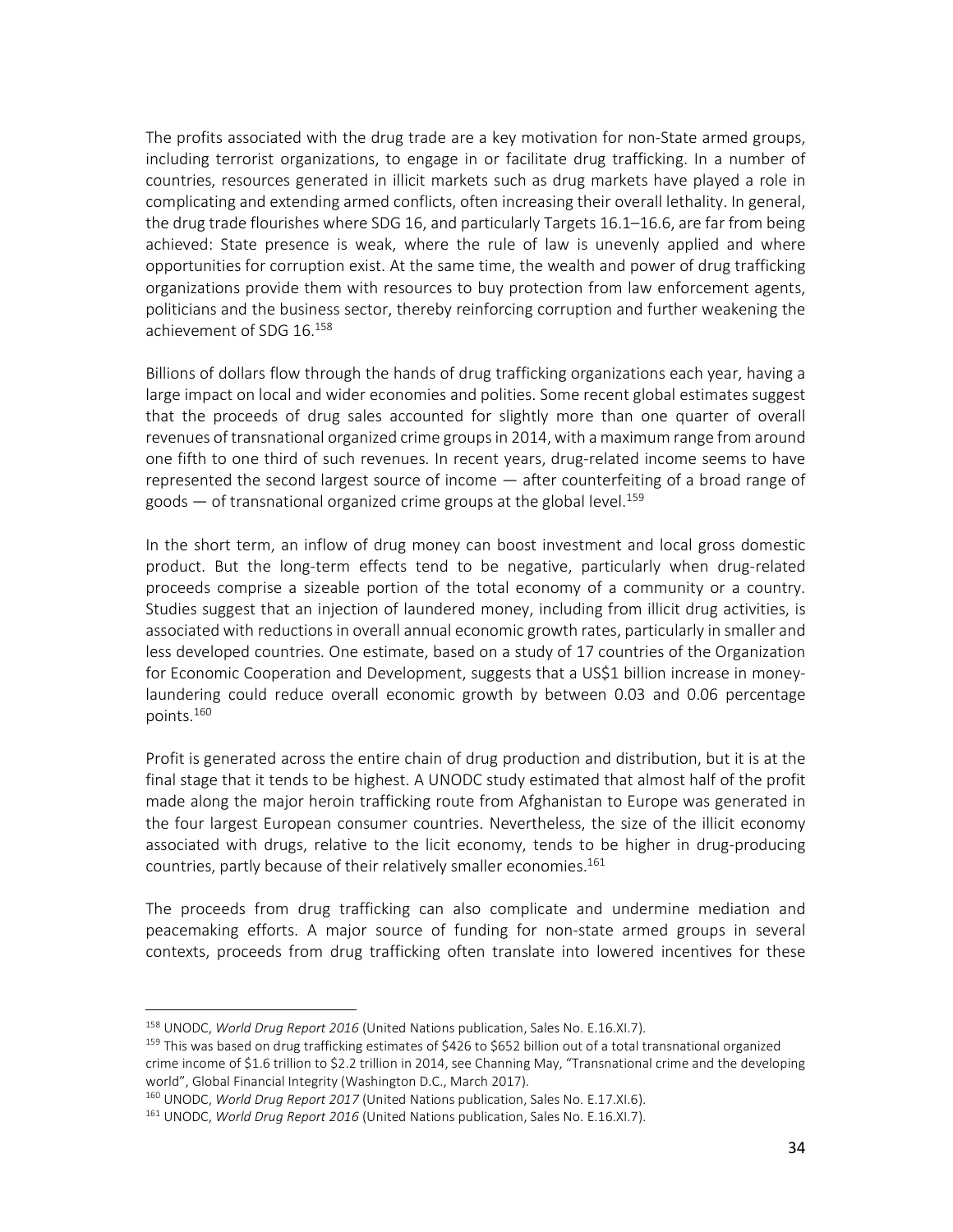The profits associated with the drug trade are a key motivation for non-State armed groups, including terrorist organizations, to engage in or facilitate drug trafficking. In a number of countries, resources generated in illicit markets such as drug markets have played a role in complicating and extending armed conflicts, often increasing their overall lethality. In general, the drug trade flourishes where SDG 16, and particularly Targets 16.1–16.6, are far from being achieved: State presence is weak, where the rule of law is unevenly applied and where opportunities for corruption exist. At the same time, the wealth and power of drug trafficking organizations provide them with resources to buy protection from law enforcement agents, politicians and the business sector, thereby reinforcing corruption and further weakening the achievement of SDG 16.[158]

Billions of dollars flow through the hands of drug trafficking organizations each year, having a large impact on local and wider economies and polities. Some recent global estimates suggest that the proceeds of drug sales accounted for slightly more than one quarter of overall revenues of transnational organized crime groups in 2014, with a maximum range from around one fifth to one third of such revenues. In recent years, drug-related income seems to have represented the second largest source of income — after counterfeiting of a broad range of goods — of transnational organized crime groups at the global level.[159]

In the short term, an inflow of drug money can boost investment and local gross domestic product. But the long-term effects tend to be negative, particularly when drug-related proceeds comprise a sizeable portion of the total economy of a community or a country. Studies suggest that an injection of laundered money, including from illicit drug activities, is associated with reductions in overall annual economic growth rates, particularly in smaller and less developed countries. One estimate, based on a study of 17 countries of the Organization for Economic Cooperation and Development, suggests that a US$1 billion increase in money-laundering could reduce overall economic growth by between 0.03 and 0.06 percentage points.[160]

Profit is generated across the entire chain of drug production and distribution, but it is at the final stage that it tends to be highest. A UNODC study estimated that almost half of the profit made along the major heroin trafficking route from Afghanistan to Europe was generated in the four largest European consumer countries. Nevertheless, the size of the illicit economy associated with drugs, relative to the licit economy, tends to be higher in drug-producing countries, partly because of their relatively smaller economies.[161]

The proceeds from drug trafficking can also complicate and undermine mediation and peacemaking efforts. A major source of funding for non-state armed groups in several contexts, proceeds from drug trafficking often translate into lowered incentives for these

---

[158] UNODC, *World Drug Report 2016* (United Nations publication, Sales No. E.16.XI.7).

[159] This was based on drug trafficking estimates of $426 to $652 billion out of a total transnational organized crime income of $1.6 trillion to $2.2 trillion in 2014, see Channing May, "Transnational crime and the developing world", Global Financial Integrity (Washington D.C., March 2017).

[160] UNODC, *World Drug Report 2017* (United Nations publication, Sales No. E.17.XI.6).

[161] UNODC, *World Drug Report 2016* (United Nations publication, Sales No. E.16.XI.7).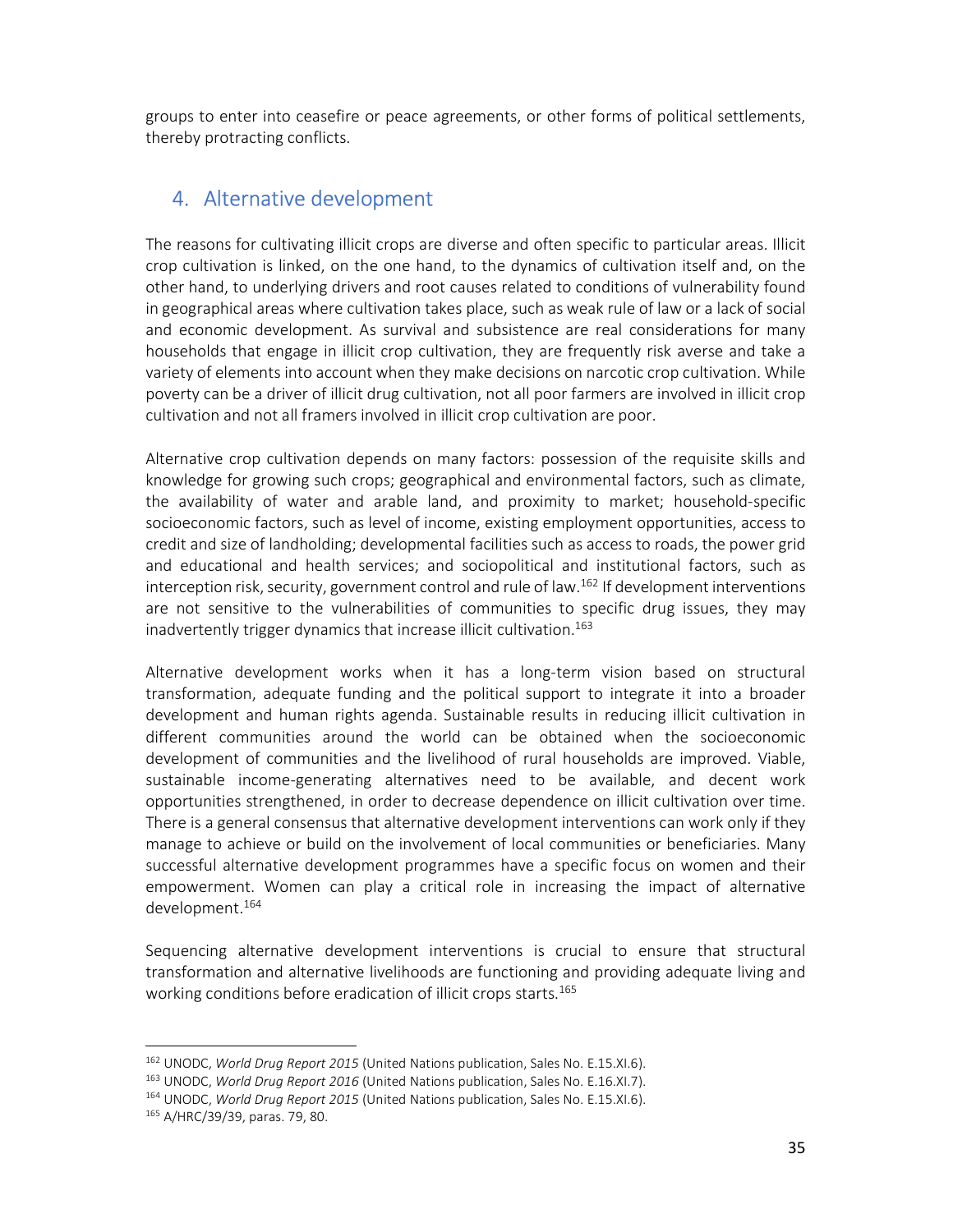groups to enter into ceasefire or peace agreements, or other forms of political settlements, thereby protracting conflicts.

## 4. Alternative development

The reasons for cultivating illicit crops are diverse and often specific to particular areas. Illicit crop cultivation is linked, on the one hand, to the dynamics of cultivation itself and, on the other hand, to underlying drivers and root causes related to conditions of vulnerability found in geographical areas where cultivation takes place, such as weak rule of law or a lack of social and economic development. As survival and subsistence are real considerations for many households that engage in illicit crop cultivation, they are frequently risk averse and take a variety of elements into account when they make decisions on narcotic crop cultivation. While poverty can be a driver of illicit drug cultivation, not all poor farmers are involved in illicit crop cultivation and not all framers involved in illicit crop cultivation are poor.

Alternative crop cultivation depends on many factors: possession of the requisite skills and knowledge for growing such crops; geographical and environmental factors, such as climate, the availability of water and arable land, and proximity to market; household-specific socioeconomic factors, such as level of income, existing employment opportunities, access to credit and size of landholding; developmental facilities such as access to roads, the power grid and educational and health services; and sociopolitical and institutional factors, such as interception risk, security, government control and rule of law.[162] If development interventions are not sensitive to the vulnerabilities of communities to specific drug issues, they may inadvertently trigger dynamics that increase illicit cultivation.[163]

Alternative development works when it has a long-term vision based on structural transformation, adequate funding and the political support to integrate it into a broader development and human rights agenda. Sustainable results in reducing illicit cultivation in different communities around the world can be obtained when the socioeconomic development of communities and the livelihood of rural households are improved. Viable, sustainable income-generating alternatives need to be available, and decent work opportunities strengthened, in order to decrease dependence on illicit cultivation over time. There is a general consensus that alternative development interventions can work only if they manage to achieve or build on the involvement of local communities or beneficiaries. Many successful alternative development programmes have a specific focus on women and their empowerment. Women can play a critical role in increasing the impact of alternative development.[164]

Sequencing alternative development interventions is crucial to ensure that structural transformation and alternative livelihoods are functioning and providing adequate living and working conditions before eradication of illicit crops starts.[165]

---

[162] UNODC, *World Drug Report 2015* (United Nations publication, Sales No. E.15.XI.6).

[163] UNODC, *World Drug Report 2016* (United Nations publication, Sales No. E.16.XI.7).

[164] UNODC, *World Drug Report 2015* (United Nations publication, Sales No. E.15.XI.6).

[165] A/HRC/39/39, paras. 79, 80.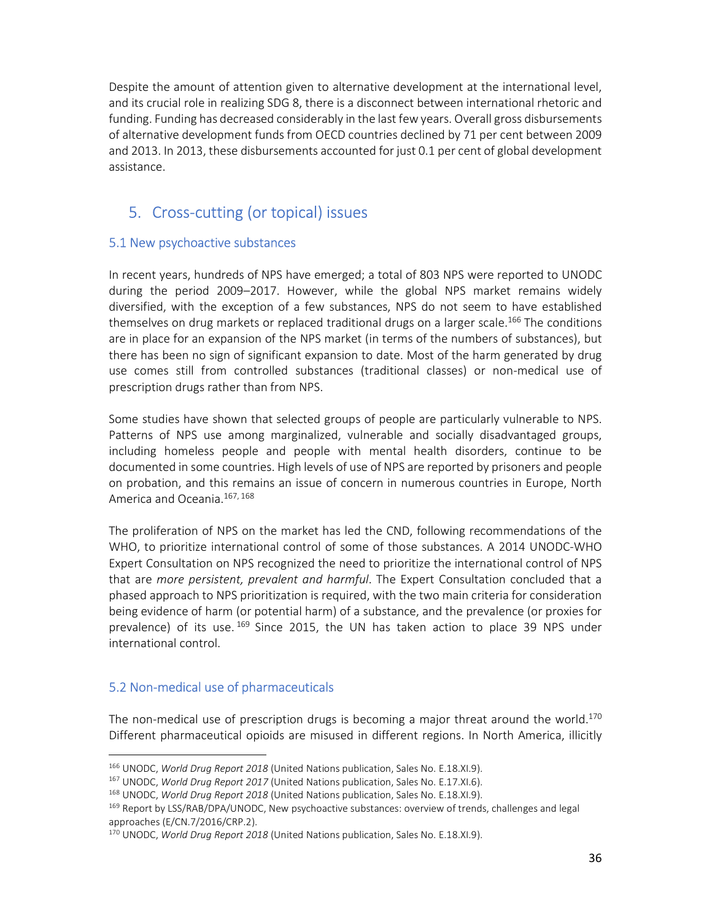Despite the amount of attention given to alternative development at the international level, and its crucial role in realizing SDG 8, there is a disconnect between international rhetoric and funding. Funding has decreased considerably in the last few years. Overall gross disbursements of alternative development funds from OECD countries declined by 71 per cent between 2009 and 2013. In 2013, these disbursements accounted for just 0.1 per cent of global development assistance.

## 5. Cross-cutting (or topical) issues

### 5.1 New psychoactive substances

In recent years, hundreds of NPS have emerged; a total of 803 NPS were reported to UNODC during the period 2009–2017. However, while the global NPS market remains widely diversified, with the exception of a few substances, NPS do not seem to have established themselves on drug markets or replaced traditional drugs on a larger scale.[166] The conditions are in place for an expansion of the NPS market (in terms of the numbers of substances), but there has been no sign of significant expansion to date. Most of the harm generated by drug use comes still from controlled substances (traditional classes) or non-medical use of prescription drugs rather than from NPS.

Some studies have shown that selected groups of people are particularly vulnerable to NPS. Patterns of NPS use among marginalized, vulnerable and socially disadvantaged groups, including homeless people and people with mental health disorders, continue to be documented in some countries. High levels of use of NPS are reported by prisoners and people on probation, and this remains an issue of concern in numerous countries in Europe, North America and Oceania.[167, 168]

The proliferation of NPS on the market has led the CND, following recommendations of the WHO, to prioritize international control of some of those substances. A 2014 UNODC-WHO Expert Consultation on NPS recognized the need to prioritize the international control of NPS that are *more persistent, prevalent and harmful*. The Expert Consultation concluded that a phased approach to NPS prioritization is required, with the two main criteria for consideration being evidence of harm (or potential harm) of a substance, and the prevalence (or proxies for prevalence) of its use.[169] Since 2015, the UN has taken action to place 39 NPS under international control.

### 5.2 Non-medical use of pharmaceuticals

The non-medical use of prescription drugs is becoming a major threat around the world.[170] Different pharmaceutical opioids are misused in different regions. In North America, illicitly

---

[166] UNODC, *World Drug Report 2018* (United Nations publication, Sales No. E.18.XI.9).

[167] UNODC, *World Drug Report 2017* (United Nations publication, Sales No. E.17.XI.6).

[168] UNODC, *World Drug Report 2018* (United Nations publication, Sales No. E.18.XI.9).

[169] Report by LSS/RAB/DPA/UNODC, New psychoactive substances: overview of trends, challenges and legal approaches (E/CN.7/2016/CRP.2).

[170] UNODC, *World Drug Report 2018* (United Nations publication, Sales No. E.18.XI.9).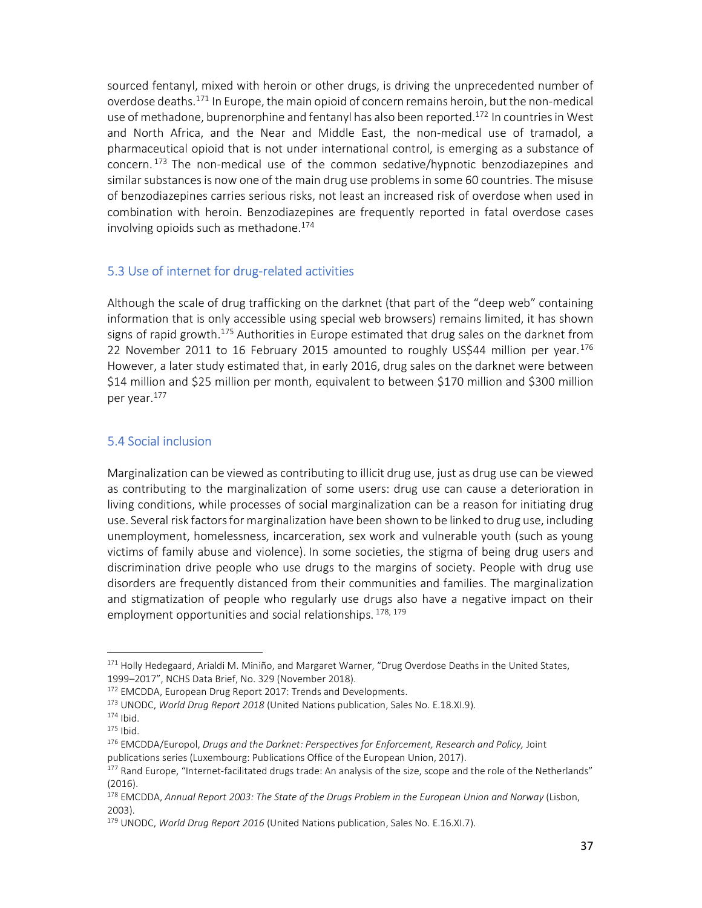sourced fentanyl, mixed with heroin or other drugs, is driving the unprecedented number of overdose deaths.[171] In Europe, the main opioid of concern remains heroin, but the non-medical use of methadone, buprenorphine and fentanyl has also been reported.[172] In countries in West and North Africa, and the Near and Middle East, the non-medical use of tramadol, a pharmaceutical opioid that is not under international control, is emerging as a substance of concern.[173] The non-medical use of the common sedative/hypnotic benzodiazepines and similar substances is now one of the main drug use problems in some 60 countries. The misuse of benzodiazepines carries serious risks, not least an increased risk of overdose when used in combination with heroin. Benzodiazepines are frequently reported in fatal overdose cases involving opioids such as methadone.[174]

### 5.3 Use of internet for drug-related activities

Although the scale of drug trafficking on the darknet (that part of the "deep web" containing information that is only accessible using special web browsers) remains limited, it has shown signs of rapid growth.[175] Authorities in Europe estimated that drug sales on the darknet from 22 November 2011 to 16 February 2015 amounted to roughly US$44 million per year.[176] However, a later study estimated that, in early 2016, drug sales on the darknet were between $14 million and $25 million per month, equivalent to between $170 million and $300 million per year.[177]

### 5.4 Social inclusion

Marginalization can be viewed as contributing to illicit drug use, just as drug use can be viewed as contributing to the marginalization of some users: drug use can cause a deterioration in living conditions, while processes of social marginalization can be a reason for initiating drug use. Several risk factors for marginalization have been shown to be linked to drug use, including unemployment, homelessness, incarceration, sex work and vulnerable youth (such as young victims of family abuse and violence). In some societies, the stigma of being drug users and discrimination drive people who use drugs to the margins of society. People with drug use disorders are frequently distanced from their communities and families. The marginalization and stigmatization of people who regularly use drugs also have a negative impact on their employment opportunities and social relationships.[178, 179]

---

[171] Holly Hedegaard, Arialdi M. Miniño, and Margaret Warner, "Drug Overdose Deaths in the United States, 1999–2017", NCHS Data Brief, No. 329 (November 2018).

[172] EMCDDA, European Drug Report 2017: Trends and Developments.

[173] UNODC, *World Drug Report 2018* (United Nations publication, Sales No. E.18.XI.9).

[174] Ibid.

[175] Ibid.

[176] EMCDDA/Europol, *Drugs and the Darknet: Perspectives for Enforcement, Research and Policy,* Joint publications series (Luxembourg: Publications Office of the European Union, 2017).

[177] Rand Europe, "Internet-facilitated drugs trade: An analysis of the size, scope and the role of the Netherlands" (2016).

[178] EMCDDA, *Annual Report 2003: The State of the Drugs Problem in the European Union and Norway* (Lisbon, 2003).

[179] UNODC, *World Drug Report 2016* (United Nations publication, Sales No. E.16.XI.7).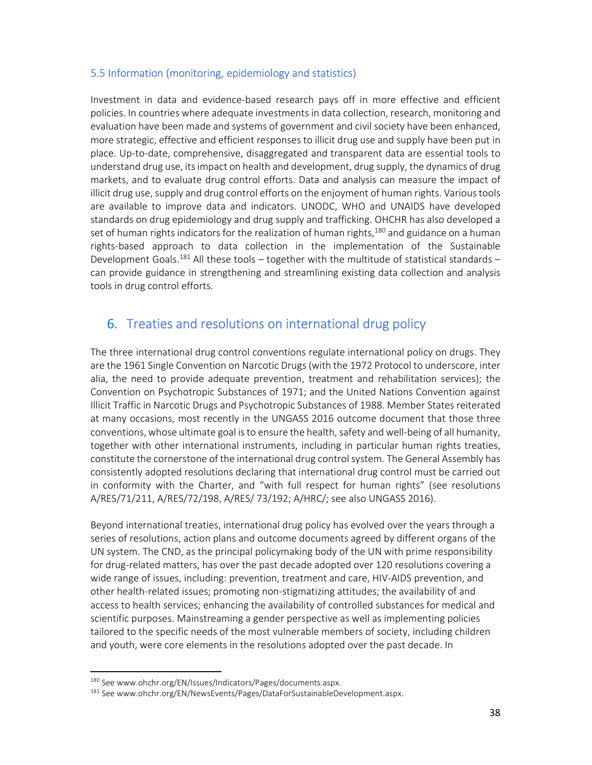### 5.5 Information (monitoring, epidemiology and statistics)

Investment in data and evidence-based research pays off in more effective and efficient policies. In countries where adequate investments in data collection, research, monitoring and evaluation have been made and systems of government and civil society have been enhanced, more strategic, effective and efficient responses to illicit drug use and supply have been put in place. Up-to-date, comprehensive, disaggregated and transparent data are essential tools to understand drug use, its impact on health and development, drug supply, the dynamics of drug markets, and to evaluate drug control efforts. Data and analysis can measure the impact of illicit drug use, supply and drug control efforts on the enjoyment of human rights. Various tools are available to improve data and indicators. UNODC, WHO and UNAIDS have developed standards on drug epidemiology and drug supply and trafficking. OHCHR has also developed a set of human rights indicators for the realization of human rights,[180] and guidance on a human rights-based approach to data collection in the implementation of the Sustainable Development Goals.[181] All these tools – together with the multitude of statistical standards – can provide guidance in strengthening and streamlining existing data collection and analysis tools in drug control efforts.

## 6. Treaties and resolutions on international drug policy

The three international drug control conventions regulate international policy on drugs. They are the 1961 Single Convention on Narcotic Drugs (with the 1972 Protocol to underscore, inter alia, the need to provide adequate prevention, treatment and rehabilitation services); the Convention on Psychotropic Substances of 1971; and the United Nations Convention against Illicit Traffic in Narcotic Drugs and Psychotropic Substances of 1988. Member States reiterated at many occasions, most recently in the UNGASS 2016 outcome document that those three conventions, whose ultimate goal is to ensure the health, safety and well-being of all humanity, together with other international instruments, including in particular human rights treaties, constitute the cornerstone of the international drug control system. The General Assembly has consistently adopted resolutions declaring that international drug control must be carried out in conformity with the Charter, and "with full respect for human rights" (see resolutions A/RES/71/211, A/RES/72/198, A/RES/ 73/192; A/HRC/; see also UNGASS 2016).

Beyond international treaties, international drug policy has evolved over the years through a series of resolutions, action plans and outcome documents agreed by different organs of the UN system. The CND, as the principal policymaking body of the UN with prime responsibility for drug-related matters, has over the past decade adopted over 120 resolutions covering a wide range of issues, including: prevention, treatment and care, HIV-AIDS prevention, and other health-related issues; promoting non-stigmatizing attitudes; the availability of and access to health services; enhancing the availability of controlled substances for medical and scientific purposes. Mainstreaming a gender perspective as well as implementing policies tailored to the specific needs of the most vulnerable members of society, including children and youth, were core elements in the resolutions adopted over the past decade. In

---

[180] See www.ohchr.org/EN/Issues/Indicators/Pages/documents.aspx.

[181] See www.ohchr.org/EN/NewsEvents/Pages/DataForSustainableDevelopment.aspx.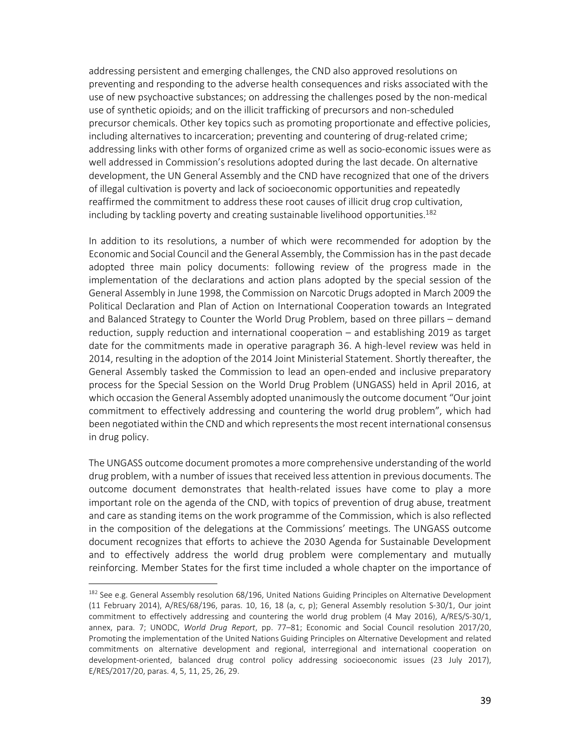addressing persistent and emerging challenges, the CND also approved resolutions on preventing and responding to the adverse health consequences and risks associated with the use of new psychoactive substances; on addressing the challenges posed by the non-medical use of synthetic opioids; and on the illicit trafficking of precursors and non-scheduled precursor chemicals. Other key topics such as promoting proportionate and effective policies, including alternatives to incarceration; preventing and countering of drug-related crime; addressing links with other forms of organized crime as well as socio-economic issues were as well addressed in Commission's resolutions adopted during the last decade. On alternative development, the UN General Assembly and the CND have recognized that one of the drivers of illegal cultivation is poverty and lack of socioeconomic opportunities and repeatedly reaffirmed the commitment to address these root causes of illicit drug crop cultivation, including by tackling poverty and creating sustainable livelihood opportunities.[182]

In addition to its resolutions, a number of which were recommended for adoption by the Economic and Social Council and the General Assembly, the Commission has in the past decade adopted three main policy documents: following review of the progress made in the implementation of the declarations and action plans adopted by the special session of the General Assembly in June 1998, the Commission on Narcotic Drugs adopted in March 2009 the Political Declaration and Plan of Action on International Cooperation towards an Integrated and Balanced Strategy to Counter the World Drug Problem, based on three pillars – demand reduction, supply reduction and international cooperation – and establishing 2019 as target date for the commitments made in operative paragraph 36. A high-level review was held in 2014, resulting in the adoption of the 2014 Joint Ministerial Statement. Shortly thereafter, the General Assembly tasked the Commission to lead an open-ended and inclusive preparatory process for the Special Session on the World Drug Problem (UNGASS) held in April 2016, at which occasion the General Assembly adopted unanimously the outcome document "Our joint commitment to effectively addressing and countering the world drug problem", which had been negotiated within the CND and which represents the most recent international consensus in drug policy.

The UNGASS outcome document promotes a more comprehensive understanding of the world drug problem, with a number of issues that received less attention in previous documents. The outcome document demonstrates that health-related issues have come to play a more important role on the agenda of the CND, with topics of prevention of drug abuse, treatment and care as standing items on the work programme of the Commission, which is also reflected in the composition of the delegations at the Commissions' meetings. The UNGASS outcome document recognizes that efforts to achieve the 2030 Agenda for Sustainable Development and to effectively address the world drug problem were complementary and mutually reinforcing. Member States for the first time included a whole chapter on the importance of

---

[182] See e.g. General Assembly resolution 68/196, United Nations Guiding Principles on Alternative Development (11 February 2014), A/RES/68/196, paras. 10, 16, 18 (a, c, p); General Assembly resolution S-30/1, Our joint commitment to effectively addressing and countering the world drug problem (4 May 2016), A/RES/S-30/1, annex, para. 7; UNODC, *World Drug Report*, pp. 77–81; Economic and Social Council resolution 2017/20, Promoting the implementation of the United Nations Guiding Principles on Alternative Development and related commitments on alternative development and regional, interregional and international cooperation on development-oriented, balanced drug control policy addressing socioeconomic issues (23 July 2017), E/RES/2017/20, paras. 4, 5, 11, 25, 26, 29.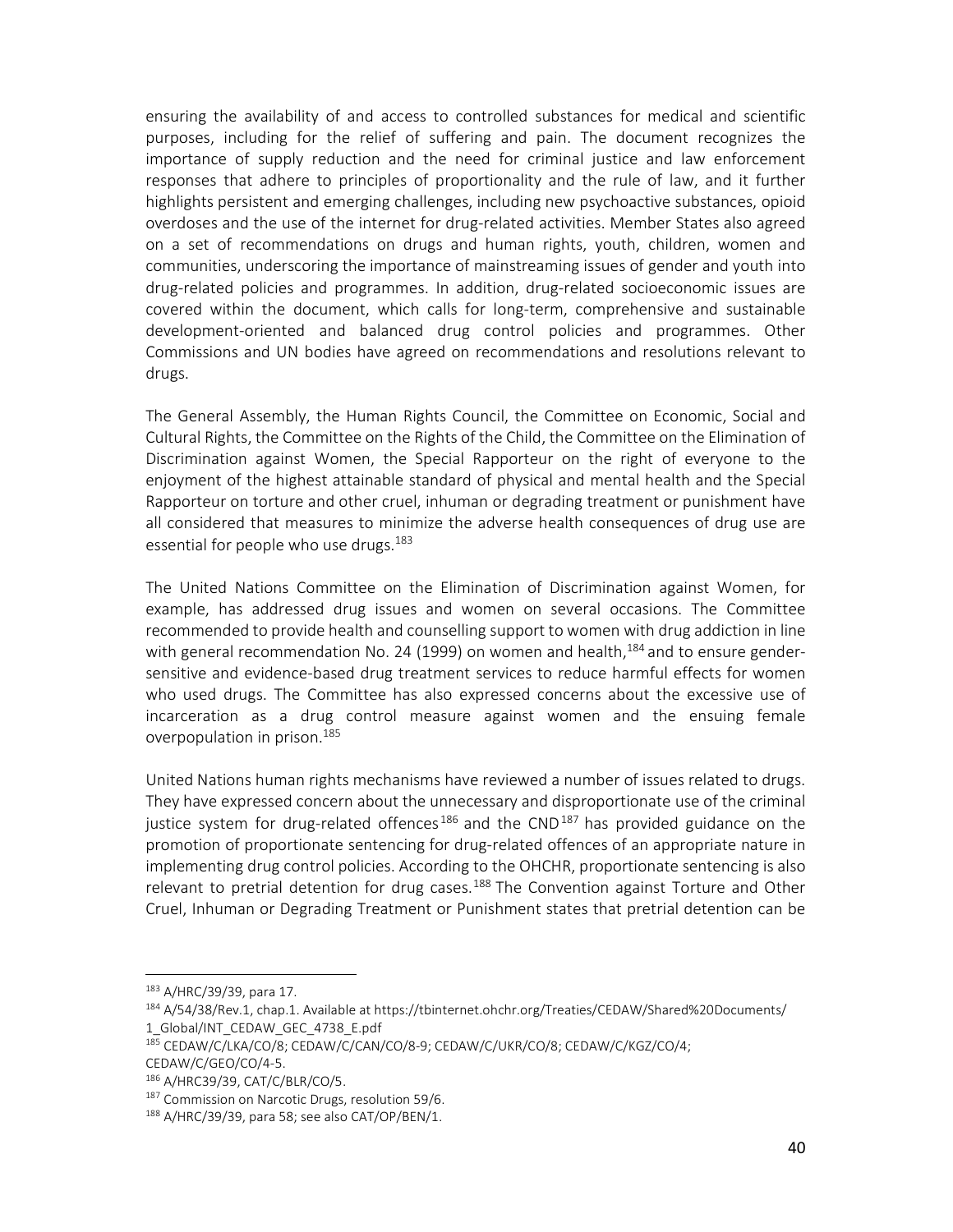ensuring the availability of and access to controlled substances for medical and scientific purposes, including for the relief of suffering and pain. The document recognizes the importance of supply reduction and the need for criminal justice and law enforcement responses that adhere to principles of proportionality and the rule of law, and it further highlights persistent and emerging challenges, including new psychoactive substances, opioid overdoses and the use of the internet for drug-related activities. Member States also agreed on a set of recommendations on drugs and human rights, youth, children, women and communities, underscoring the importance of mainstreaming issues of gender and youth into drug-related policies and programmes. In addition, drug-related socioeconomic issues are covered within the document, which calls for long-term, comprehensive and sustainable development-oriented and balanced drug control policies and programmes. Other Commissions and UN bodies have agreed on recommendations and resolutions relevant to drugs.

The General Assembly, the Human Rights Council, the Committee on Economic, Social and Cultural Rights, the Committee on the Rights of the Child, the Committee on the Elimination of Discrimination against Women, the Special Rapporteur on the right of everyone to the enjoyment of the highest attainable standard of physical and mental health and the Special Rapporteur on torture and other cruel, inhuman or degrading treatment or punishment have all considered that measures to minimize the adverse health consequences of drug use are essential for people who use drugs.[183]

The United Nations Committee on the Elimination of Discrimination against Women, for example, has addressed drug issues and women on several occasions. The Committee recommended to provide health and counselling support to women with drug addiction in line with general recommendation No. 24 (1999) on women and health,[184] and to ensure gender-sensitive and evidence-based drug treatment services to reduce harmful effects for women who used drugs. The Committee has also expressed concerns about the excessive use of incarceration as a drug control measure against women and the ensuing female overpopulation in prison.[185]

United Nations human rights mechanisms have reviewed a number of issues related to drugs. They have expressed concern about the unnecessary and disproportionate use of the criminal justice system for drug-related offences[186] and the CND[187] has provided guidance on the promotion of proportionate sentencing for drug-related offences of an appropriate nature in implementing drug control policies. According to the OHCHR, proportionate sentencing is also relevant to pretrial detention for drug cases.[188] The Convention against Torture and Other Cruel, Inhuman or Degrading Treatment or Punishment states that pretrial detention can be

---

[183] A/HRC/39/39, para 17.

[184] A/54/38/Rev.1, chap.1. Available at https://tbinternet.ohchr.org/Treaties/CEDAW/Shared%20Documents/1_Global/INT_CEDAW_GEC_4738_E.pdf

[185] CEDAW/C/LKA/CO/8; CEDAW/C/CAN/CO/8-9; CEDAW/C/UKR/CO/8; CEDAW/C/KGZ/CO/4; CEDAW/C/GEO/CO/4-5.

[186] A/HRC39/39, CAT/C/BLR/CO/5.

[187] Commission on Narcotic Drugs, resolution 59/6.

[188] A/HRC/39/39, para 58; see also CAT/OP/BEN/1.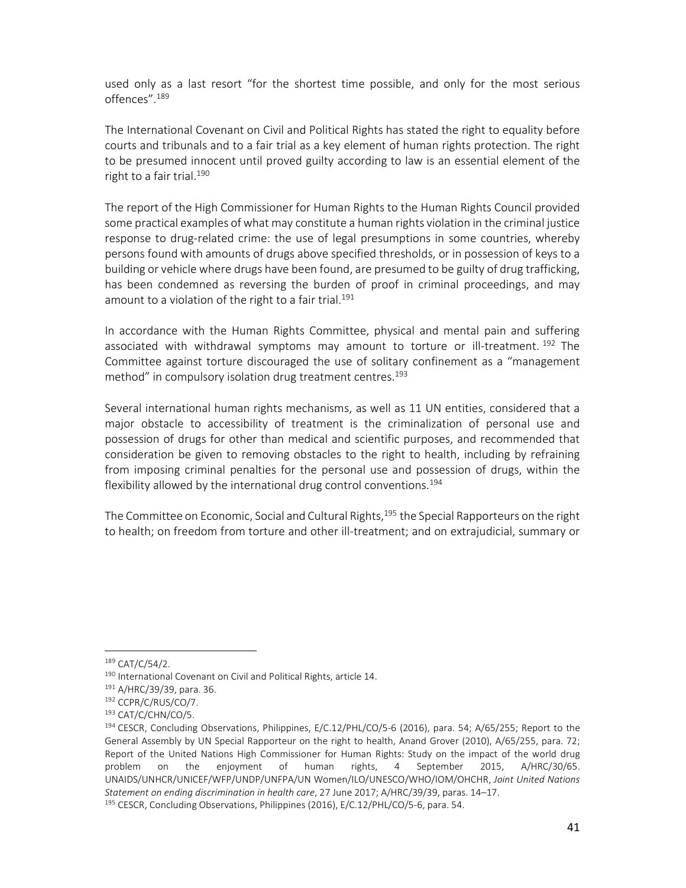used only as a last resort "for the shortest time possible, and only for the most serious offences".[189]

The International Covenant on Civil and Political Rights has stated the right to equality before courts and tribunals and to a fair trial as a key element of human rights protection. The right to be presumed innocent until proved guilty according to law is an essential element of the right to a fair trial.[190]

The report of the High Commissioner for Human Rights to the Human Rights Council provided some practical examples of what may constitute a human rights violation in the criminal justice response to drug-related crime: the use of legal presumptions in some countries, whereby persons found with amounts of drugs above specified thresholds, or in possession of keys to a building or vehicle where drugs have been found, are presumed to be guilty of drug trafficking, has been condemned as reversing the burden of proof in criminal proceedings, and may amount to a violation of the right to a fair trial.[191]

In accordance with the Human Rights Committee, physical and mental pain and suffering associated with withdrawal symptoms may amount to torture or ill-treatment.[192] The Committee against torture discouraged the use of solitary confinement as a "management method" in compulsory isolation drug treatment centres.[193]

Several international human rights mechanisms, as well as 11 UN entities, considered that a major obstacle to accessibility of treatment is the criminalization of personal use and possession of drugs for other than medical and scientific purposes, and recommended that consideration be given to removing obstacles to the right to health, including by refraining from imposing criminal penalties for the personal use and possession of drugs, within the flexibility allowed by the international drug control conventions.[194]

The Committee on Economic, Social and Cultural Rights,[195] the Special Rapporteurs on the right to health; on freedom from torture and other ill-treatment; and on extrajudicial, summary or

---

[189] CAT/C/54/2.

[190] International Covenant on Civil and Political Rights, article 14.

[191] A/HRC/39/39, para. 36.

[192] CCPR/C/RUS/CO/7.

[193] CAT/C/CHN/CO/5.

[194] CESCR, Concluding Observations, Philippines, E/C.12/PHL/CO/5-6 (2016), para. 54; A/65/255; Report to the General Assembly by UN Special Rapporteur on the right to health, Anand Grover (2010), A/65/255, para. 72; Report of the United Nations High Commissioner for Human Rights: Study on the impact of the world drug problem on the enjoyment of human rights, 4 September 2015, A/HRC/30/65. UNAIDS/UNHCR/UNICEF/WFP/UNDP/UNFPA/UN Women/ILO/UNESCO/WHO/IOM/OHCHR, *Joint United Nations Statement on ending discrimination in health care*, 27 June 2017; A/HRC/39/39, paras. 14–17.

[195] CESCR, Concluding Observations, Philippines (2016), E/C.12/PHL/CO/5-6, para. 54.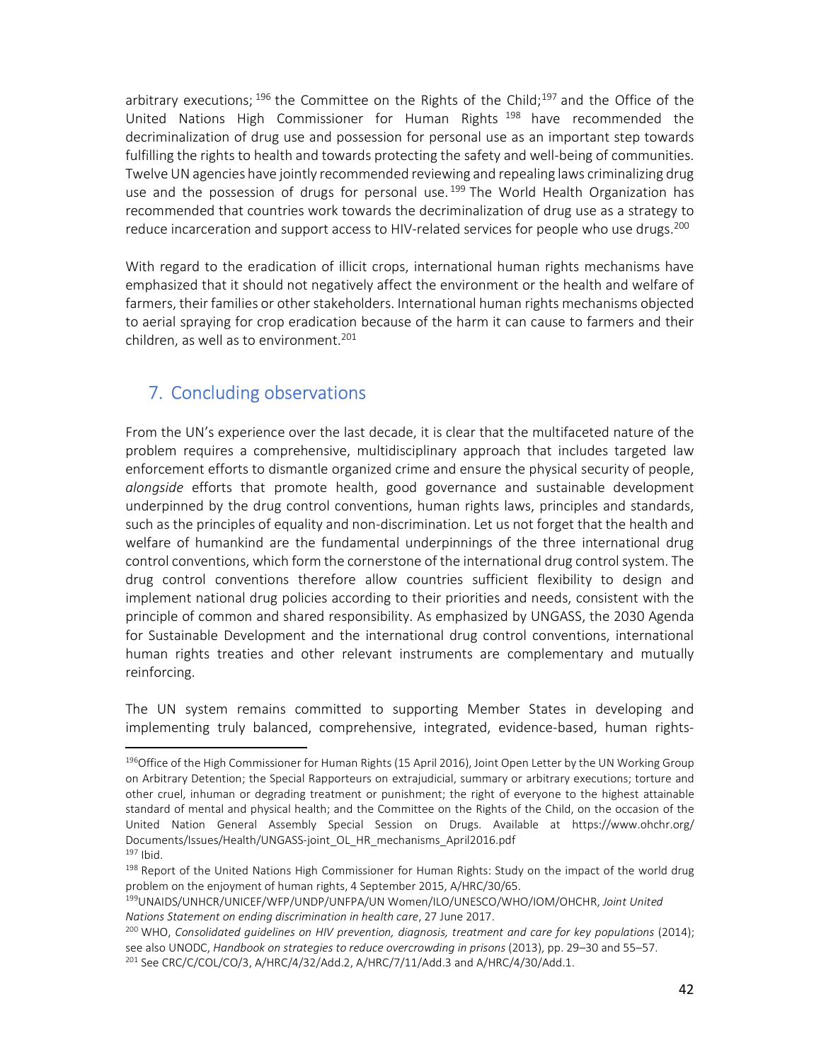arbitrary executions;[196] the Committee on the Rights of the Child;[197] and the Office of the United Nations High Commissioner for Human Rights[198] have recommended the decriminalization of drug use and possession for personal use as an important step towards fulfilling the rights to health and towards protecting the safety and well-being of communities. Twelve UN agencies have jointly recommended reviewing and repealing laws criminalizing drug use and the possession of drugs for personal use.[199] The World Health Organization has recommended that countries work towards the decriminalization of drug use as a strategy to reduce incarceration and support access to HIV-related services for people who use drugs.[200]

With regard to the eradication of illicit crops, international human rights mechanisms have emphasized that it should not negatively affect the environment or the health and welfare of farmers, their families or other stakeholders. International human rights mechanisms objected to aerial spraying for crop eradication because of the harm it can cause to farmers and their children, as well as to environment.[201]

## 7. Concluding observations

From the UN's experience over the last decade, it is clear that the multifaceted nature of the problem requires a comprehensive, multidisciplinary approach that includes targeted law enforcement efforts to dismantle organized crime and ensure the physical security of people, *alongside* efforts that promote health, good governance and sustainable development underpinned by the drug control conventions, human rights laws, principles and standards, such as the principles of equality and non-discrimination. Let us not forget that the health and welfare of humankind are the fundamental underpinnings of the three international drug control conventions, which form the cornerstone of the international drug control system. The drug control conventions therefore allow countries sufficient flexibility to design and implement national drug policies according to their priorities and needs, consistent with the principle of common and shared responsibility. As emphasized by UNGASS, the 2030 Agenda for Sustainable Development and the international drug control conventions, international human rights treaties and other relevant instruments are complementary and mutually reinforcing.

The UN system remains committed to supporting Member States in developing and implementing truly balanced, comprehensive, integrated, evidence-based, human rights-

---

[196] Office of the High Commissioner for Human Rights (15 April 2016), Joint Open Letter by the UN Working Group on Arbitrary Detention; the Special Rapporteurs on extrajudicial, summary or arbitrary executions; torture and other cruel, inhuman or degrading treatment or punishment; the right of everyone to the highest attainable standard of mental and physical health; and the Committee on the Rights of the Child, on the occasion of the United Nation General Assembly Special Session on Drugs. Available at https://www.ohchr.org/Documents/Issues/Health/UNGASS-joint_OL_HR_mechanisms_April2016.pdf

[197] Ibid.

[198] Report of the United Nations High Commissioner for Human Rights: Study on the impact of the world drug problem on the enjoyment of human rights, 4 September 2015, A/HRC/30/65.

[199] UNAIDS/UNHCR/UNICEF/WFP/UNDP/UNFPA/UN Women/ILO/UNESCO/WHO/IOM/OHCHR, *Joint United Nations Statement on ending discrimination in health care*, 27 June 2017.

[200] WHO, *Consolidated guidelines on HIV prevention, diagnosis, treatment and care for key populations* (2014); see also UNODC, *Handbook on strategies to reduce overcrowding in prisons* (2013), pp. 29–30 and 55–57.

[201] See CRC/C/COL/CO/3, A/HRC/4/32/Add.2, A/HRC/7/11/Add.3 and A/HRC/4/30/Add.1.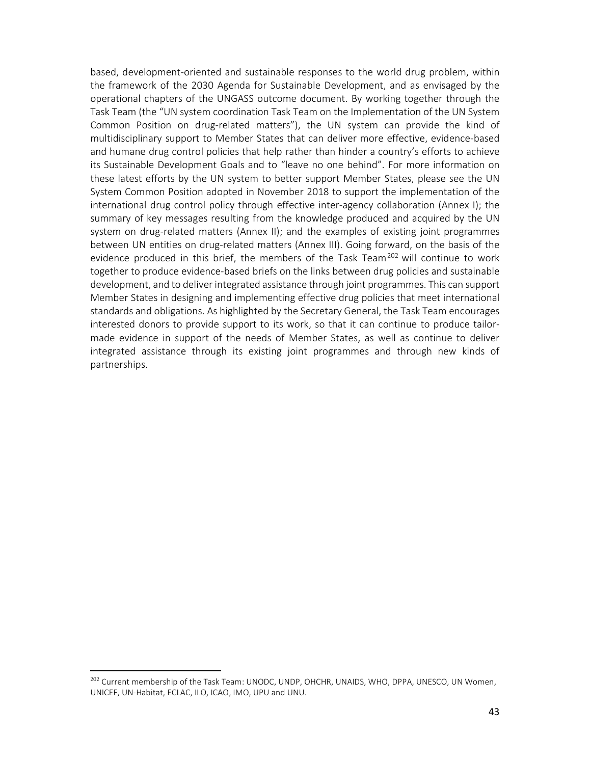based, development-oriented and sustainable responses to the world drug problem, within the framework of the 2030 Agenda for Sustainable Development, and as envisaged by the operational chapters of the UNGASS outcome document. By working together through the Task Team (the "UN system coordination Task Team on the Implementation of the UN System Common Position on drug-related matters"), the UN system can provide the kind of multidisciplinary support to Member States that can deliver more effective, evidence-based and humane drug control policies that help rather than hinder a country's efforts to achieve its Sustainable Development Goals and to "leave no one behind". For more information on these latest efforts by the UN system to better support Member States, please see the UN System Common Position adopted in November 2018 to support the implementation of the international drug control policy through effective inter-agency collaboration (Annex I); the summary of key messages resulting from the knowledge produced and acquired by the UN system on drug-related matters (Annex II); and the examples of existing joint programmes between UN entities on drug-related matters (Annex III). Going forward, on the basis of the evidence produced in this brief, the members of the Task Team[202] will continue to work together to produce evidence-based briefs on the links between drug policies and sustainable development, and to deliver integrated assistance through joint programmes. This can support Member States in designing and implementing effective drug policies that meet international standards and obligations. As highlighted by the Secretary General, the Task Team encourages interested donors to provide support to its work, so that it can continue to produce tailor-made evidence in support of the needs of Member States, as well as continue to deliver integrated assistance through its existing joint programmes and through new kinds of partnerships.

[202] Current membership of the Task Team: UNODC, UNDP, OHCHR, UNAIDS, WHO, DPPA, UNESCO, UN Women, UNICEF, UN-Habitat, ECLAC, ILO, ICAO, IMO, UPU and UNU.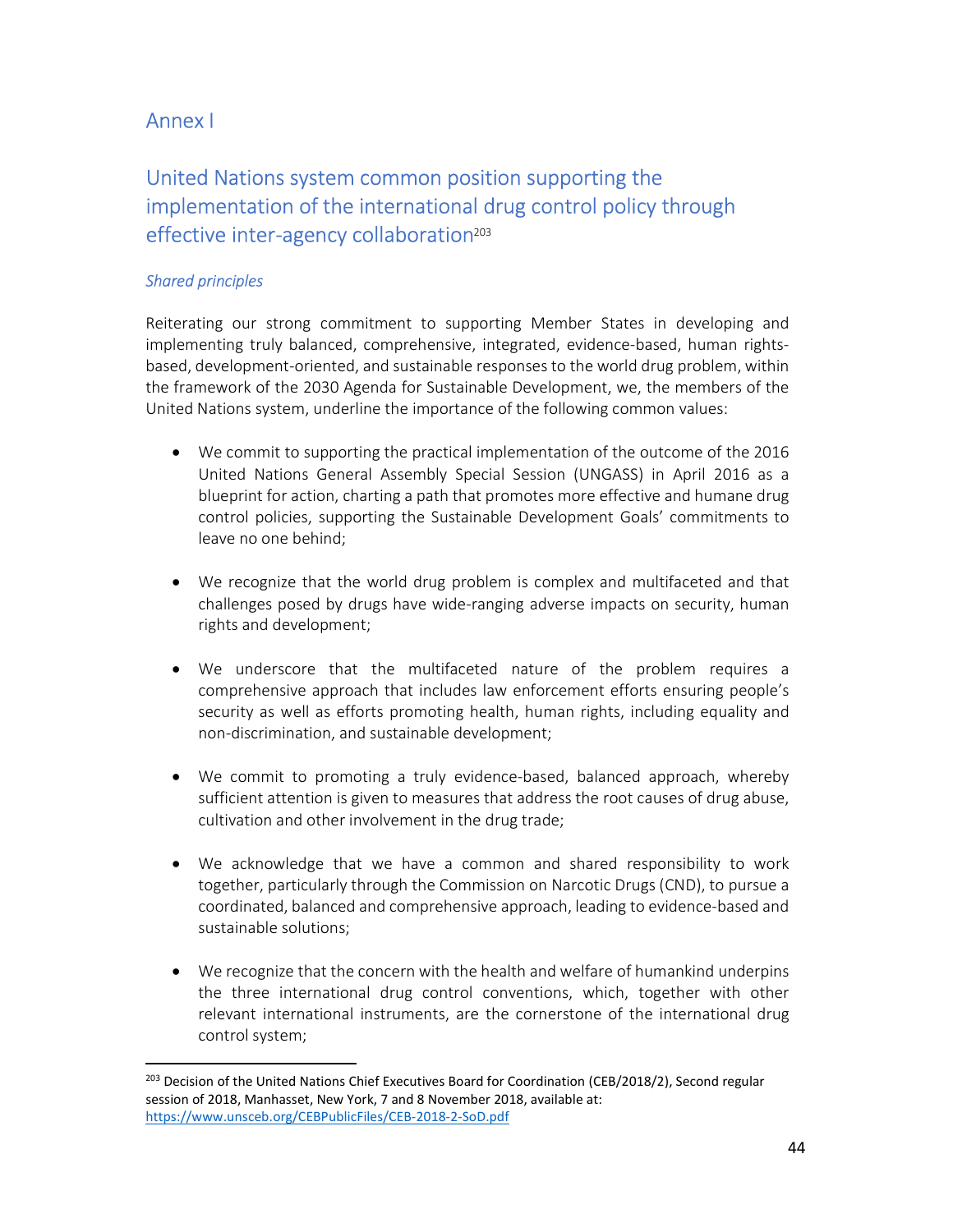# Annex I

## United Nations system common position supporting the implementation of the international drug control policy through effective inter-agency collaboration[203]

*Shared principles*

Reiterating our strong commitment to supporting Member States in developing and implementing truly balanced, comprehensive, integrated, evidence-based, human rights-based, development-oriented, and sustainable responses to the world drug problem, within the framework of the 2030 Agenda for Sustainable Development, we, the members of the United Nations system, underline the importance of the following common values:

- We commit to supporting the practical implementation of the outcome of the 2016 United Nations General Assembly Special Session (UNGASS) in April 2016 as a blueprint for action, charting a path that promotes more effective and humane drug control policies, supporting the Sustainable Development Goals' commitments to leave no one behind;

- We recognize that the world drug problem is complex and multifaceted and that challenges posed by drugs have wide-ranging adverse impacts on security, human rights and development;

- We underscore that the multifaceted nature of the problem requires a comprehensive approach that includes law enforcement efforts ensuring people's security as well as efforts promoting health, human rights, including equality and non-discrimination, and sustainable development;

- We commit to promoting a truly evidence-based, balanced approach, whereby sufficient attention is given to measures that address the root causes of drug abuse, cultivation and other involvement in the drug trade;

- We acknowledge that we have a common and shared responsibility to work together, particularly through the Commission on Narcotic Drugs (CND), to pursue a coordinated, balanced and comprehensive approach, leading to evidence-based and sustainable solutions;

- We recognize that the concern with the health and welfare of humankind underpins the three international drug control conventions, which, together with other relevant international instruments, are the cornerstone of the international drug control system;

---

[203] Decision of the United Nations Chief Executives Board for Coordination (CEB/2018/2), Second regular session of 2018, Manhasset, New York, 7 and 8 November 2018, available at: https://www.unsceb.org/CEBPublicFiles/CEB-2018-2-SoD.pdf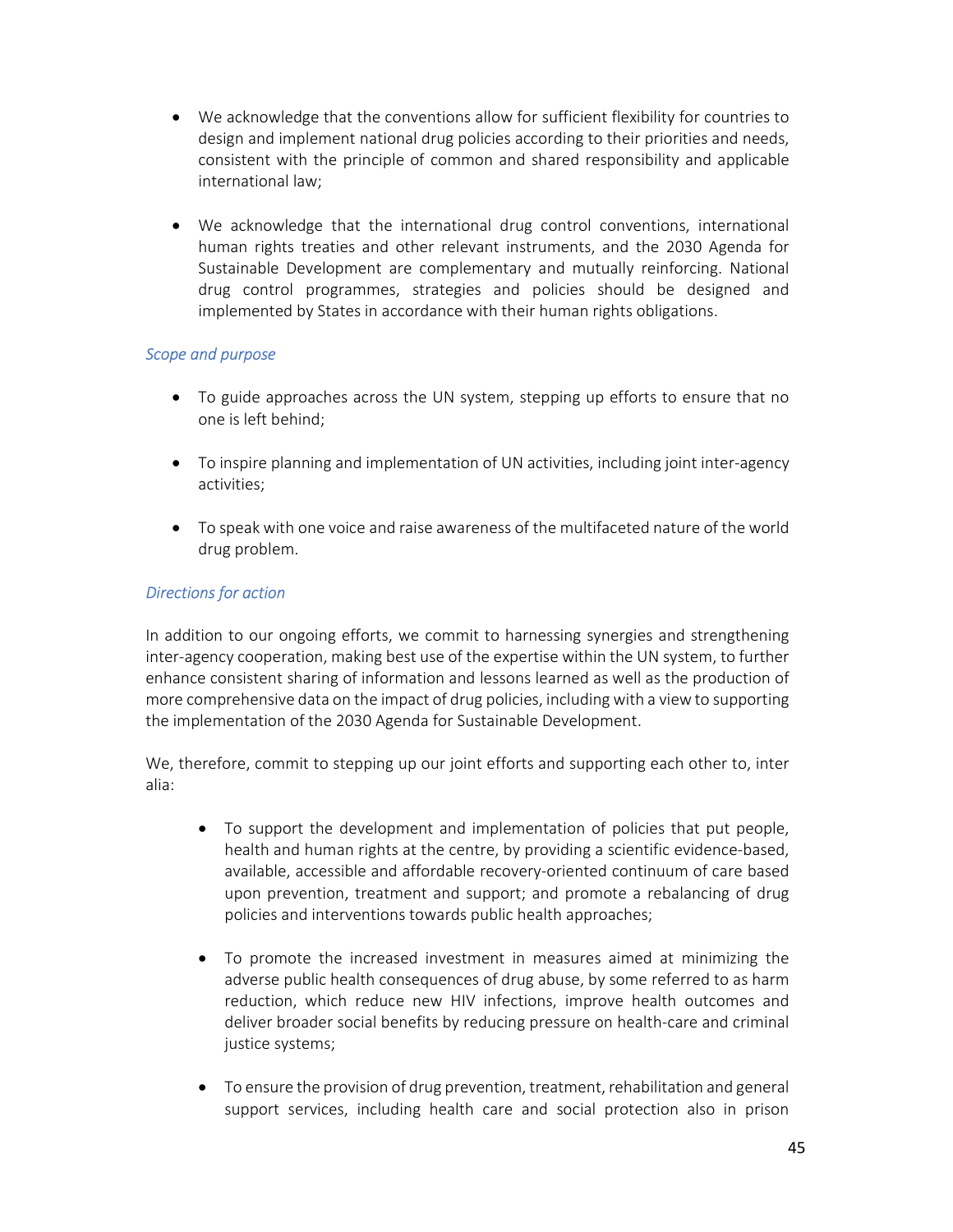- We acknowledge that the conventions allow for sufficient flexibility for countries to design and implement national drug policies according to their priorities and needs, consistent with the principle of common and shared responsibility and applicable international law;

- We acknowledge that the international drug control conventions, international human rights treaties and other relevant instruments, and the 2030 Agenda for Sustainable Development are complementary and mutually reinforcing. National drug control programmes, strategies and policies should be designed and implemented by States in accordance with their human rights obligations.

*Scope and purpose*

- To guide approaches across the UN system, stepping up efforts to ensure that no one is left behind;

- To inspire planning and implementation of UN activities, including joint inter-agency activities;

- To speak with one voice and raise awareness of the multifaceted nature of the world drug problem.

*Directions for action*

In addition to our ongoing efforts, we commit to harnessing synergies and strengthening inter-agency cooperation, making best use of the expertise within the UN system, to further enhance consistent sharing of information and lessons learned as well as the production of more comprehensive data on the impact of drug policies, including with a view to supporting the implementation of the 2030 Agenda for Sustainable Development.

We, therefore, commit to stepping up our joint efforts and supporting each other to, inter alia:

- To support the development and implementation of policies that put people, health and human rights at the centre, by providing a scientific evidence-based, available, accessible and affordable recovery-oriented continuum of care based upon prevention, treatment and support; and promote a rebalancing of drug policies and interventions towards public health approaches;

- To promote the increased investment in measures aimed at minimizing the adverse public health consequences of drug abuse, by some referred to as harm reduction, which reduce new HIV infections, improve health outcomes and deliver broader social benefits by reducing pressure on health-care and criminal justice systems;

- To ensure the provision of drug prevention, treatment, rehabilitation and general support services, including health care and social protection also in prison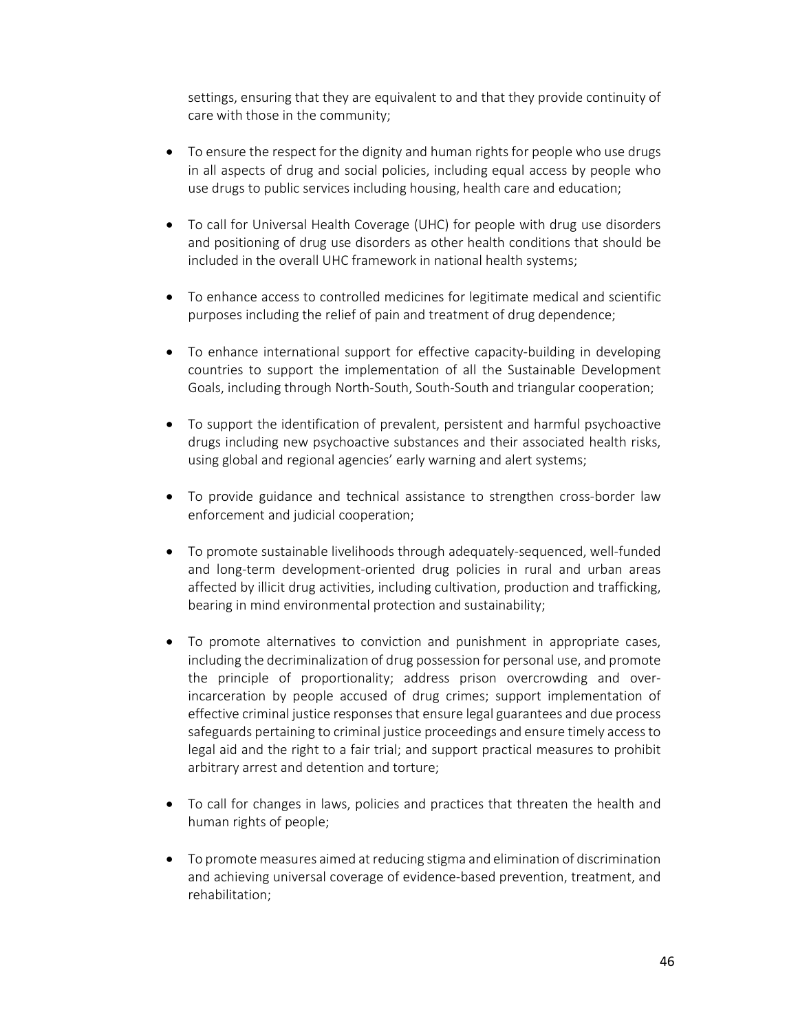settings, ensuring that they are equivalent to and that they provide continuity of care with those in the community;

- To ensure the respect for the dignity and human rights for people who use drugs in all aspects of drug and social policies, including equal access by people who use drugs to public services including housing, health care and education;

- To call for Universal Health Coverage (UHC) for people with drug use disorders and positioning of drug use disorders as other health conditions that should be included in the overall UHC framework in national health systems;

- To enhance access to controlled medicines for legitimate medical and scientific purposes including the relief of pain and treatment of drug dependence;

- To enhance international support for effective capacity-building in developing countries to support the implementation of all the Sustainable Development Goals, including through North-South, South-South and triangular cooperation;

- To support the identification of prevalent, persistent and harmful psychoactive drugs including new psychoactive substances and their associated health risks, using global and regional agencies' early warning and alert systems;

- To provide guidance and technical assistance to strengthen cross-border law enforcement and judicial cooperation;

- To promote sustainable livelihoods through adequately-sequenced, well-funded and long-term development-oriented drug policies in rural and urban areas affected by illicit drug activities, including cultivation, production and trafficking, bearing in mind environmental protection and sustainability;

- To promote alternatives to conviction and punishment in appropriate cases, including the decriminalization of drug possession for personal use, and promote the principle of proportionality; address prison overcrowding and over-incarceration by people accused of drug crimes; support implementation of effective criminal justice responses that ensure legal guarantees and due process safeguards pertaining to criminal justice proceedings and ensure timely access to legal aid and the right to a fair trial; and support practical measures to prohibit arbitrary arrest and detention and torture;

- To call for changes in laws, policies and practices that threaten the health and human rights of people;

- To promote measures aimed at reducing stigma and elimination of discrimination and achieving universal coverage of evidence-based prevention, treatment, and rehabilitation;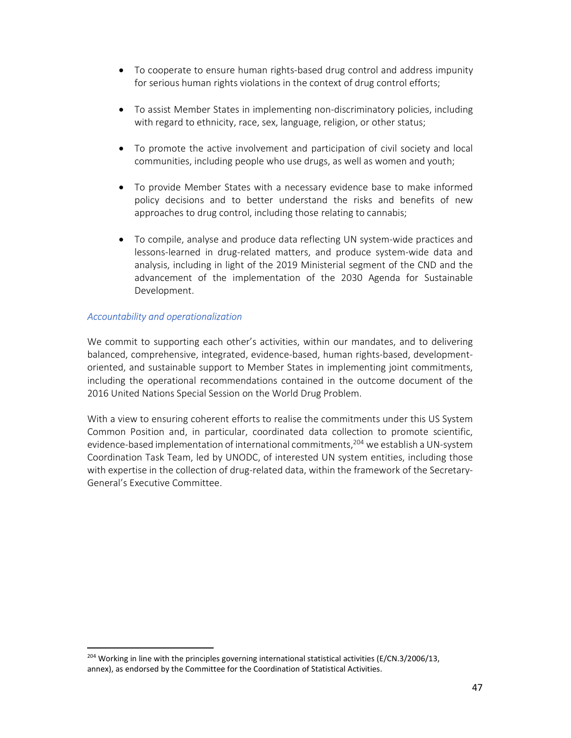- To cooperate to ensure human rights-based drug control and address impunity for serious human rights violations in the context of drug control efforts;

- To assist Member States in implementing non-discriminatory policies, including with regard to ethnicity, race, sex, language, religion, or other status;

- To promote the active involvement and participation of civil society and local communities, including people who use drugs, as well as women and youth;

- To provide Member States with a necessary evidence base to make informed policy decisions and to better understand the risks and benefits of new approaches to drug control, including those relating to cannabis;

- To compile, analyse and produce data reflecting UN system-wide practices and lessons-learned in drug-related matters, and produce system-wide data and analysis, including in light of the 2019 Ministerial segment of the CND and the advancement of the implementation of the 2030 Agenda for Sustainable Development.

*Accountability and operationalization*

We commit to supporting each other's activities, within our mandates, and to delivering balanced, comprehensive, integrated, evidence-based, human rights-based, development-oriented, and sustainable support to Member States in implementing joint commitments, including the operational recommendations contained in the outcome document of the 2016 United Nations Special Session on the World Drug Problem.

With a view to ensuring coherent efforts to realise the commitments under this US System Common Position and, in particular, coordinated data collection to promote scientific, evidence-based implementation of international commitments,[204] we establish a UN-system Coordination Task Team, led by UNODC, of interested UN system entities, including those with expertise in the collection of drug-related data, within the framework of the Secretary-General's Executive Committee.

---

[204] Working in line with the principles governing international statistical activities (E/CN.3/2006/13, annex), as endorsed by the Committee for the Coordination of Statistical Activities.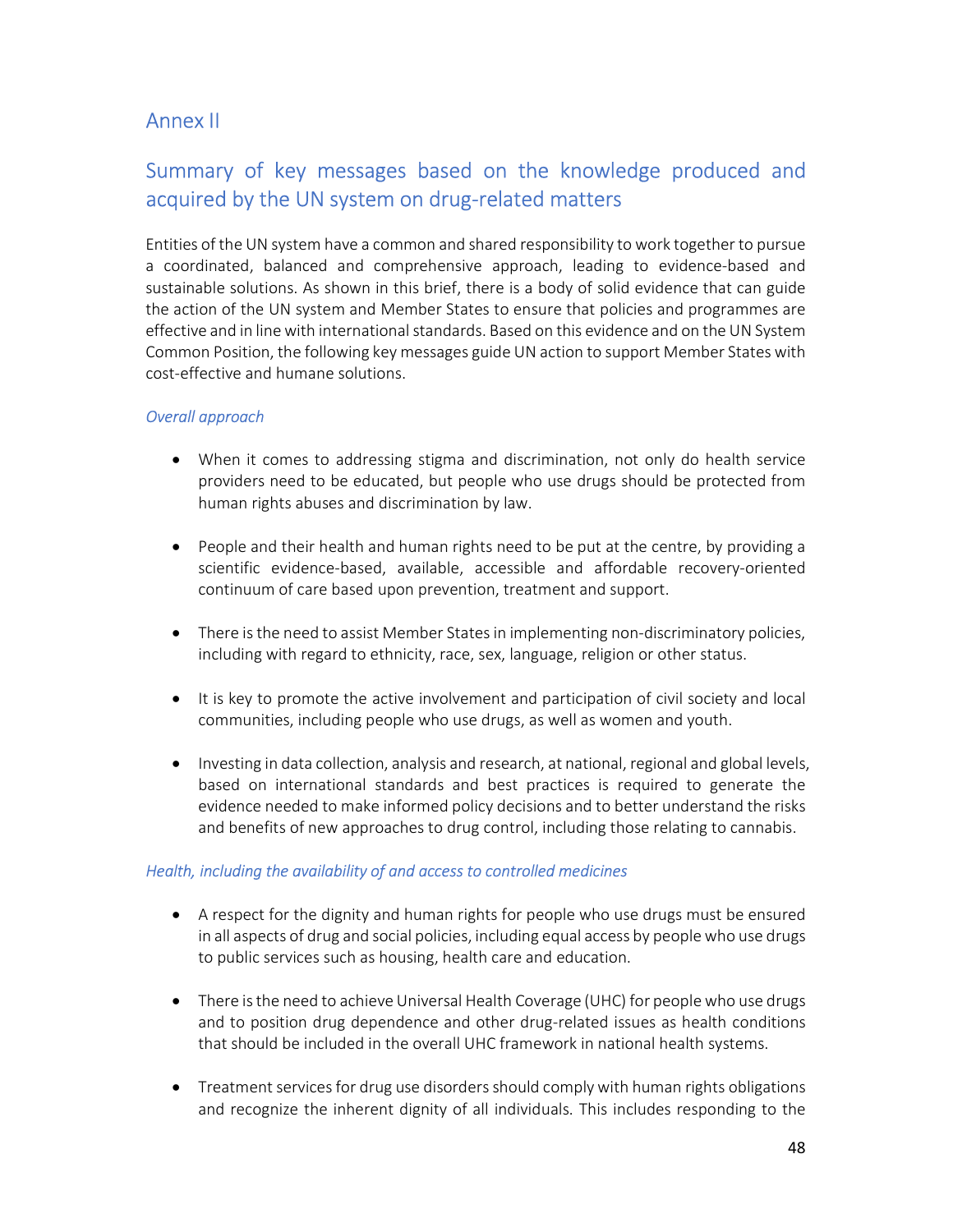## Annex II

## Summary of key messages based on the knowledge produced and acquired by the UN system on drug-related matters

Entities of the UN system have a common and shared responsibility to work together to pursue a coordinated, balanced and comprehensive approach, leading to evidence-based and sustainable solutions. As shown in this brief, there is a body of solid evidence that can guide the action of the UN system and Member States to ensure that policies and programmes are effective and in line with international standards. Based on this evidence and on the UN System Common Position, the following key messages guide UN action to support Member States with cost-effective and humane solutions.

### *Overall approach*

- When it comes to addressing stigma and discrimination, not only do health service providers need to be educated, but people who use drugs should be protected from human rights abuses and discrimination by law.

- People and their health and human rights need to be put at the centre, by providing a scientific evidence-based, available, accessible and affordable recovery-oriented continuum of care based upon prevention, treatment and support.

- There is the need to assist Member States in implementing non-discriminatory policies, including with regard to ethnicity, race, sex, language, religion or other status.

- It is key to promote the active involvement and participation of civil society and local communities, including people who use drugs, as well as women and youth.

- Investing in data collection, analysis and research, at national, regional and global levels, based on international standards and best practices is required to generate the evidence needed to make informed policy decisions and to better understand the risks and benefits of new approaches to drug control, including those relating to cannabis.

### *Health, including the availability of and access to controlled medicines*

- A respect for the dignity and human rights for people who use drugs must be ensured in all aspects of drug and social policies, including equal access by people who use drugs to public services such as housing, health care and education.

- There is the need to achieve Universal Health Coverage (UHC) for people who use drugs and to position drug dependence and other drug-related issues as health conditions that should be included in the overall UHC framework in national health systems.

- Treatment services for drug use disorders should comply with human rights obligations and recognize the inherent dignity of all individuals. This includes responding to the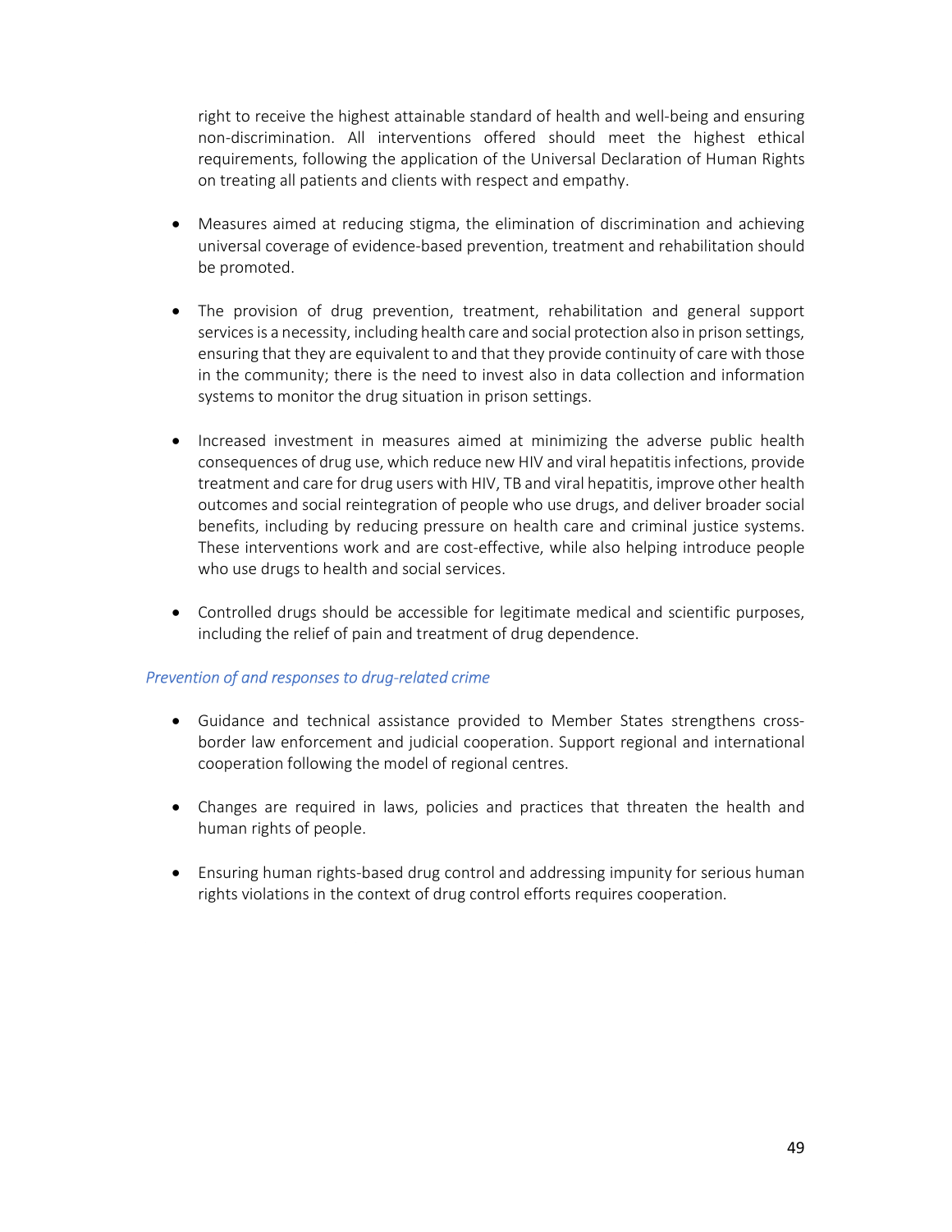right to receive the highest attainable standard of health and well-being and ensuring non-discrimination. All interventions offered should meet the highest ethical requirements, following the application of the Universal Declaration of Human Rights on treating all patients and clients with respect and empathy.

- Measures aimed at reducing stigma, the elimination of discrimination and achieving universal coverage of evidence-based prevention, treatment and rehabilitation should be promoted.

- The provision of drug prevention, treatment, rehabilitation and general support services is a necessity, including health care and social protection also in prison settings, ensuring that they are equivalent to and that they provide continuity of care with those in the community; there is the need to invest also in data collection and information systems to monitor the drug situation in prison settings.

- Increased investment in measures aimed at minimizing the adverse public health consequences of drug use, which reduce new HIV and viral hepatitis infections, provide treatment and care for drug users with HIV, TB and viral hepatitis, improve other health outcomes and social reintegration of people who use drugs, and deliver broader social benefits, including by reducing pressure on health care and criminal justice systems. These interventions work and are cost-effective, while also helping introduce people who use drugs to health and social services.

- Controlled drugs should be accessible for legitimate medical and scientific purposes, including the relief of pain and treatment of drug dependence.

*Prevention of and responses to drug-related crime*

- Guidance and technical assistance provided to Member States strengthens cross-border law enforcement and judicial cooperation. Support regional and international cooperation following the model of regional centres.

- Changes are required in laws, policies and practices that threaten the health and human rights of people.

- Ensuring human rights-based drug control and addressing impunity for serious human rights violations in the context of drug control efforts requires cooperation.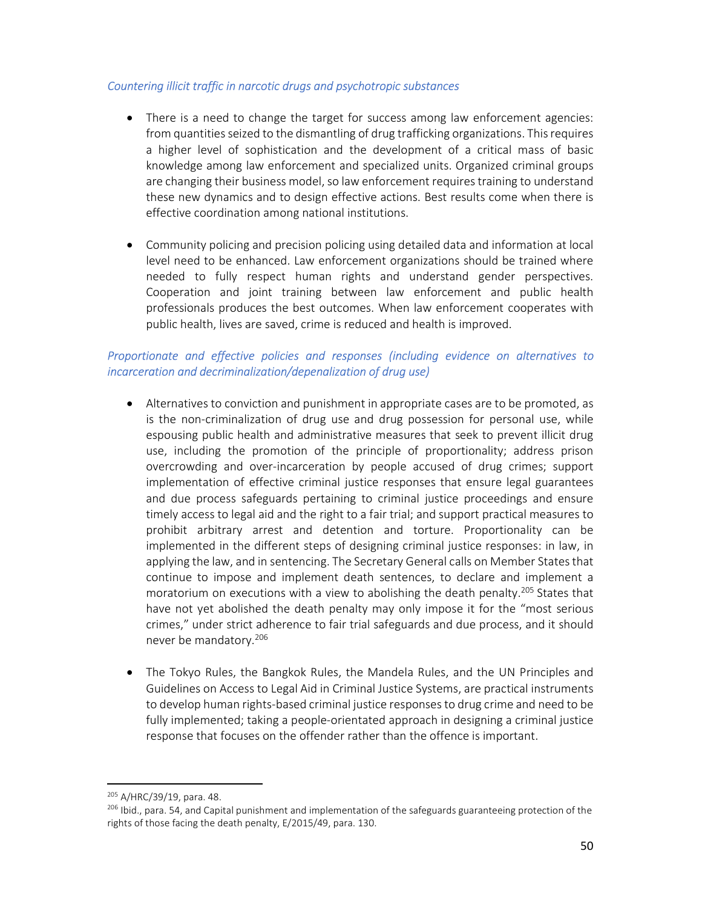*Countering illicit traffic in narcotic drugs and psychotropic substances*

- There is a need to change the target for success among law enforcement agencies: from quantities seized to the dismantling of drug trafficking organizations. This requires a higher level of sophistication and the development of a critical mass of basic knowledge among law enforcement and specialized units. Organized criminal groups are changing their business model, so law enforcement requires training to understand these new dynamics and to design effective actions. Best results come when there is effective coordination among national institutions.

- Community policing and precision policing using detailed data and information at local level need to be enhanced. Law enforcement organizations should be trained where needed to fully respect human rights and understand gender perspectives. Cooperation and joint training between law enforcement and public health professionals produces the best outcomes. When law enforcement cooperates with public health, lives are saved, crime is reduced and health is improved.

*Proportionate and effective policies and responses (including evidence on alternatives to incarceration and decriminalization/depenalization of drug use)*

- Alternatives to conviction and punishment in appropriate cases are to be promoted, as is the non-criminalization of drug use and drug possession for personal use, while espousing public health and administrative measures that seek to prevent illicit drug use, including the promotion of the principle of proportionality; address prison overcrowding and over-incarceration by people accused of drug crimes; support implementation of effective criminal justice responses that ensure legal guarantees and due process safeguards pertaining to criminal justice proceedings and ensure timely access to legal aid and the right to a fair trial; and support practical measures to prohibit arbitrary arrest and detention and torture. Proportionality can be implemented in the different steps of designing criminal justice responses: in law, in applying the law, and in sentencing. The Secretary General calls on Member States that continue to impose and implement death sentences, to declare and implement a moratorium on executions with a view to abolishing the death penalty.[205] States that have not yet abolished the death penalty may only impose it for the "most serious crimes," under strict adherence to fair trial safeguards and due process, and it should never be mandatory.[206]

- The Tokyo Rules, the Bangkok Rules, the Mandela Rules, and the UN Principles and Guidelines on Access to Legal Aid in Criminal Justice Systems, are practical instruments to develop human rights-based criminal justice responses to drug crime and need to be fully implemented; taking a people-orientated approach in designing a criminal justice response that focuses on the offender rather than the offence is important.

---

[205] A/HRC/39/19, para. 48.

[206] Ibid., para. 54, and Capital punishment and implementation of the safeguards guaranteeing protection of the rights of those facing the death penalty, E/2015/49, para. 130.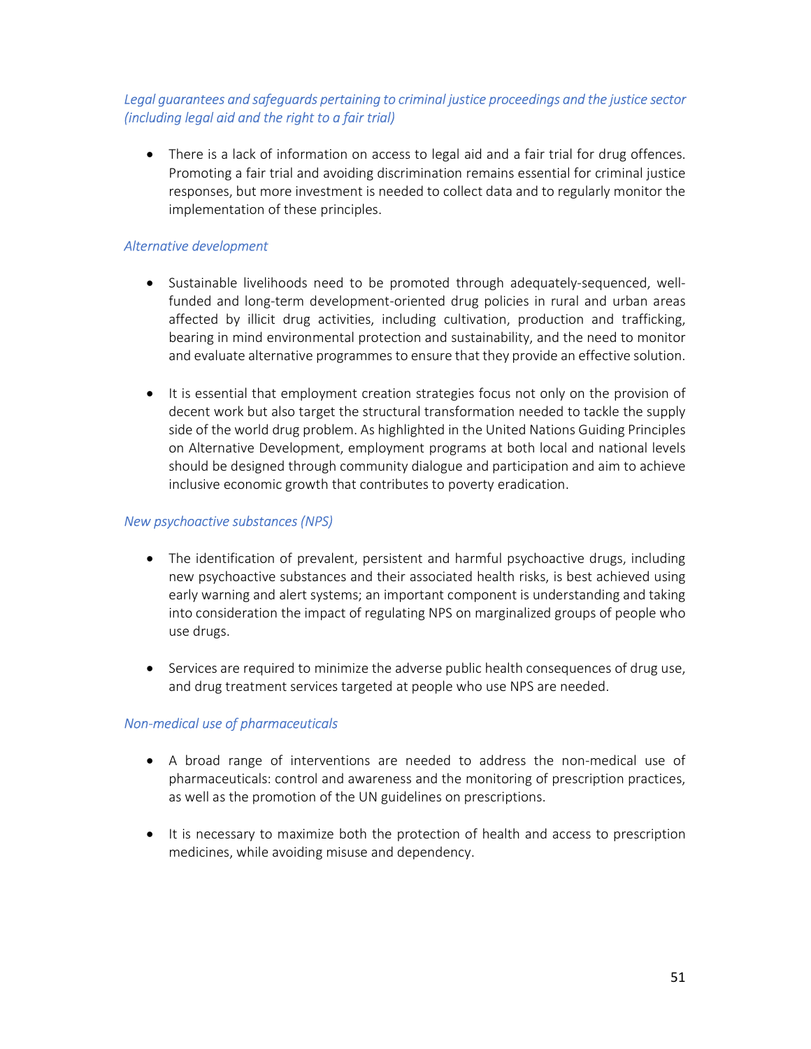*Legal guarantees and safeguards pertaining to criminal justice proceedings and the justice sector (including legal aid and the right to a fair trial)*

- There is a lack of information on access to legal aid and a fair trial for drug offences. Promoting a fair trial and avoiding discrimination remains essential for criminal justice responses, but more investment is needed to collect data and to regularly monitor the implementation of these principles.

*Alternative development*

- Sustainable livelihoods need to be promoted through adequately-sequenced, well-funded and long-term development-oriented drug policies in rural and urban areas affected by illicit drug activities, including cultivation, production and trafficking, bearing in mind environmental protection and sustainability, and the need to monitor and evaluate alternative programmes to ensure that they provide an effective solution.

- It is essential that employment creation strategies focus not only on the provision of decent work but also target the structural transformation needed to tackle the supply side of the world drug problem. As highlighted in the United Nations Guiding Principles on Alternative Development, employment programs at both local and national levels should be designed through community dialogue and participation and aim to achieve inclusive economic growth that contributes to poverty eradication.

*New psychoactive substances (NPS)*

- The identification of prevalent, persistent and harmful psychoactive drugs, including new psychoactive substances and their associated health risks, is best achieved using early warning and alert systems; an important component is understanding and taking into consideration the impact of regulating NPS on marginalized groups of people who use drugs.

- Services are required to minimize the adverse public health consequences of drug use, and drug treatment services targeted at people who use NPS are needed.

*Non-medical use of pharmaceuticals*

- A broad range of interventions are needed to address the non-medical use of pharmaceuticals: control and awareness and the monitoring of prescription practices, as well as the promotion of the UN guidelines on prescriptions.

- It is necessary to maximize both the protection of health and access to prescription medicines, while avoiding misuse and dependency.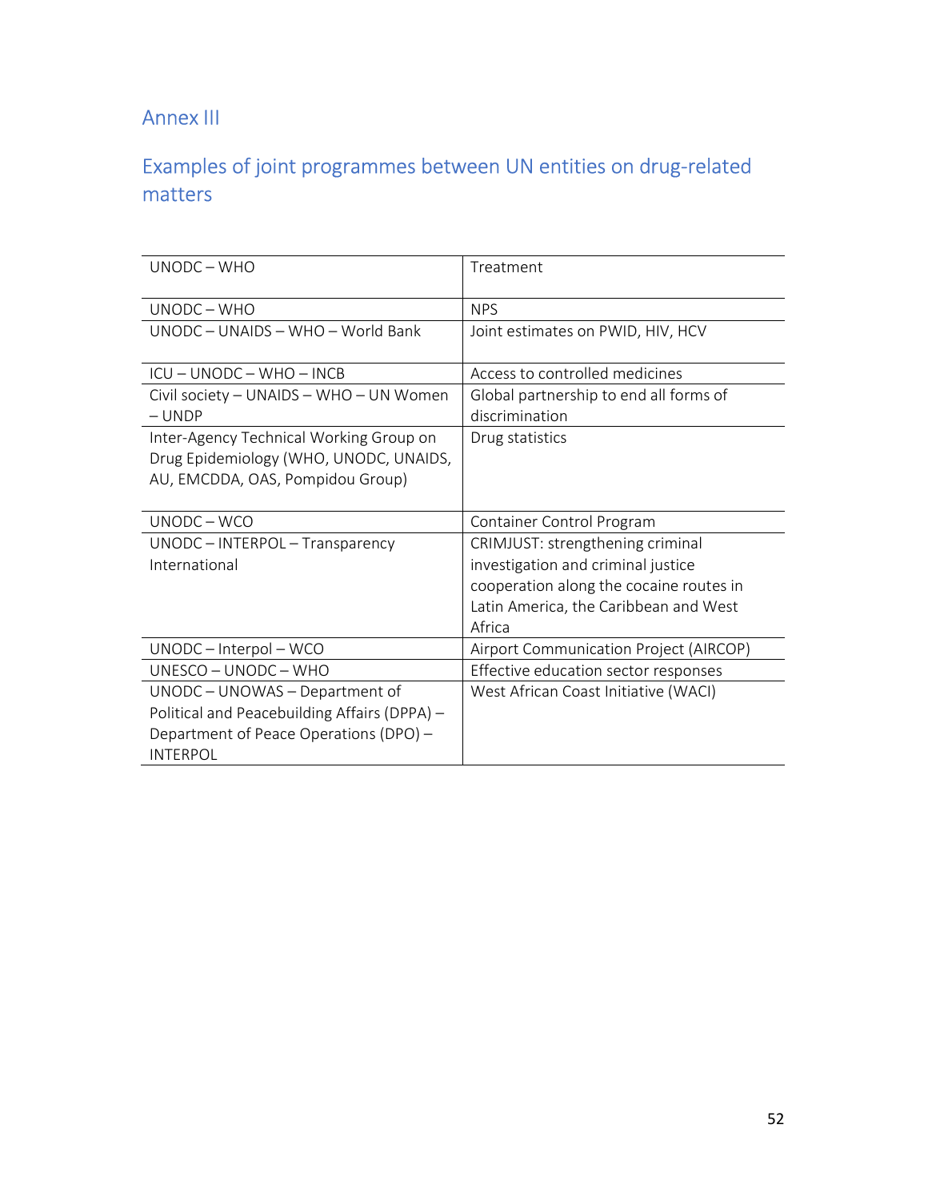# Annex III

## Examples of joint programmes between UN entities on drug-related matters

| | |
|---|---|
| UNODC – WHO | Treatment |
| UNODC – WHO | NPS |
| UNODC – UNAIDS – WHO – World Bank | Joint estimates on PWID, HIV, HCV |
| ICU – UNODC – WHO – INCB | Access to controlled medicines |
| Civil society – UNAIDS – WHO – UN Women – UNDP | Global partnership to end all forms of discrimination |
| Inter-Agency Technical Working Group on Drug Epidemiology (WHO, UNODC, UNAIDS, AU, EMCDDA, OAS, Pompidou Group) | Drug statistics |
| UNODC – WCO | Container Control Program |
| UNODC – INTERPOL – Transparency International | CRIMJUST: strengthening criminal investigation and criminal justice cooperation along the cocaine routes in Latin America, the Caribbean and West Africa |
| UNODC – Interpol – WCO | Airport Communication Project (AIRCOP) |
| UNESCO – UNODC – WHO | Effective education sector responses |
| UNODC – UNOWAS – Department of Political and Peacebuilding Affairs (DPPA) – Department of Peace Operations (DPO) – INTERPOL | West African Coast Initiative (WACI) |